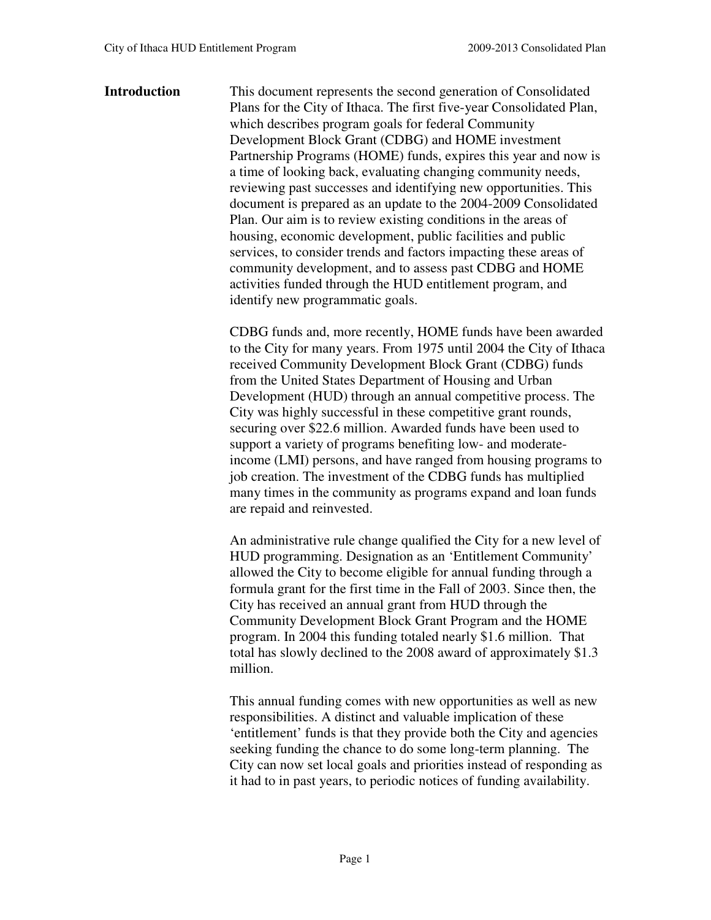## Introduction

This document represents the second generation of Consolidated Plans for the City of Ithaca. The first five-year Consolidated Plan, which describes program goals for federal Community Development Block Grant (CDBG) and HOME investment Partnership Programs (HOME) funds, expires this year and now is a time of looking back, evaluating changing community needs, reviewing past successes and identifying new opportunities. This document is prepared as an update to the 2004-2009 Consolidated Plan. Our aim is to review existing conditions in the areas of housing, economic development, public facilities and public services, to consider trends and factors impacting these areas of community development, and to assess past CDBG and HOME activities funded through the HUD entitlement program, and identify new programmatic goals.

CDBG funds and, more recently, HOME funds have been awarded to the City for many years. From 1975 until 2004 the City of Ithaca received Community Development Block Grant (CDBG) funds from the United States Department of Housing and Urban Development (HUD) through an annual competitive process. The City was highly successful in these competitive grant rounds, securing over $22.6 million. Awarded funds have been used to support a variety of programs benefiting low- and moderate-income (LMI) persons, and have ranged from housing programs to job creation. The investment of the CDBG funds has multiplied many times in the community as programs expand and loan funds are repaid and reinvested.

An administrative rule change qualified the City for a new level of HUD programming. Designation as an 'Entitlement Community' allowed the City to become eligible for annual funding through a formula grant for the first time in the Fall of 2003. Since then, the City has received an annual grant from HUD through the Community Development Block Grant Program and the HOME program. In 2004 this funding totaled nearly $1.6 million. That total has slowly declined to the 2008 award of approximately $1.3 million.

This annual funding comes with new opportunities as well as new responsibilities. A distinct and valuable implication of these 'entitlement' funds is that they provide both the City and agencies seeking funding the chance to do some long-term planning. The City can now set local goals and priorities instead of responding as it had to in past years, to periodic notices of funding availability.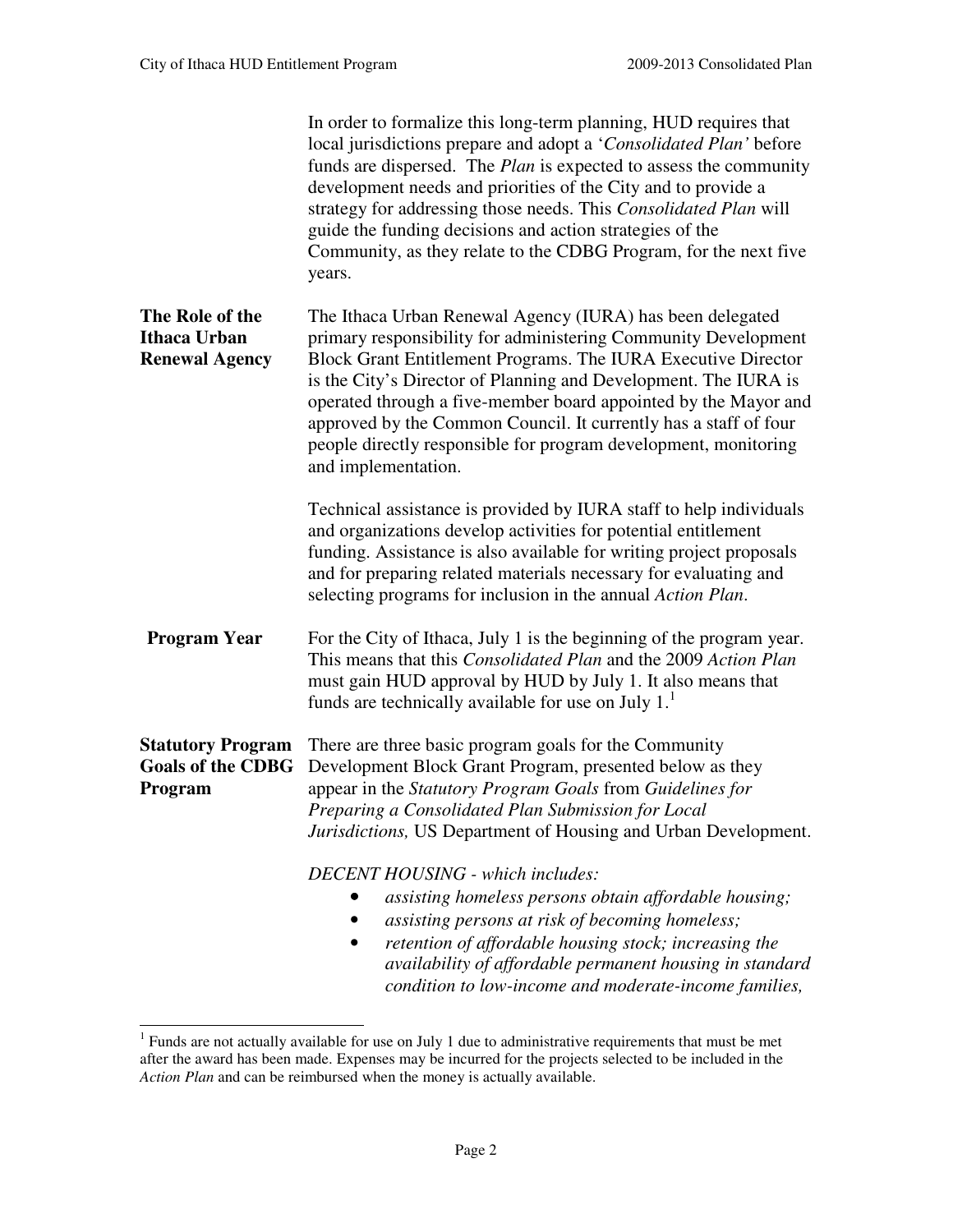In order to formalize this long-term planning, HUD requires that local jurisdictions prepare and adopt a '*Consolidated Plan'* before funds are dispersed. The *Plan* is expected to assess the community development needs and priorities of the City and to provide a strategy for addressing those needs. This *Consolidated Plan* will guide the funding decisions and action strategies of the Community, as they relate to the CDBG Program, for the next five years.

**The Role of the Ithaca Urban Renewal Agency**

The Ithaca Urban Renewal Agency (IURA) has been delegated primary responsibility for administering Community Development Block Grant Entitlement Programs. The IURA Executive Director is the City's Director of Planning and Development. The IURA is operated through a five-member board appointed by the Mayor and approved by the Common Council. It currently has a staff of four people directly responsible for program development, monitoring and implementation.

Technical assistance is provided by IURA staff to help individuals and organizations develop activities for potential entitlement funding. Assistance is also available for writing project proposals and for preparing related materials necessary for evaluating and selecting programs for inclusion in the annual *Action Plan*.

**Program Year**

For the City of Ithaca, July 1 is the beginning of the program year. This means that this *Consolidated Plan* and the 2009 *Action Plan* must gain HUD approval by HUD by July 1. It also means that funds are technically available for use on July 1.[1]

**Statutory Program Goals of the CDBG Program**

There are three basic program goals for the Community Development Block Grant Program, presented below as they appear in the *Statutory Program Goals* from *Guidelines for Preparing a Consolidated Plan Submission for Local Jurisdictions,* US Department of Housing and Urban Development.

*DECENT HOUSING - which includes:*

- *assisting homeless persons obtain affordable housing;*
- *assisting persons at risk of becoming homeless;*
- *retention of affordable housing stock; increasing the availability of affordable permanent housing in standard condition to low-income and moderate-income families,*

---

[1] Funds are not actually available for use on July 1 due to administrative requirements that must be met after the award has been made. Expenses may be incurred for the projects selected to be included in the *Action Plan* and can be reimbursed when the money is actually available.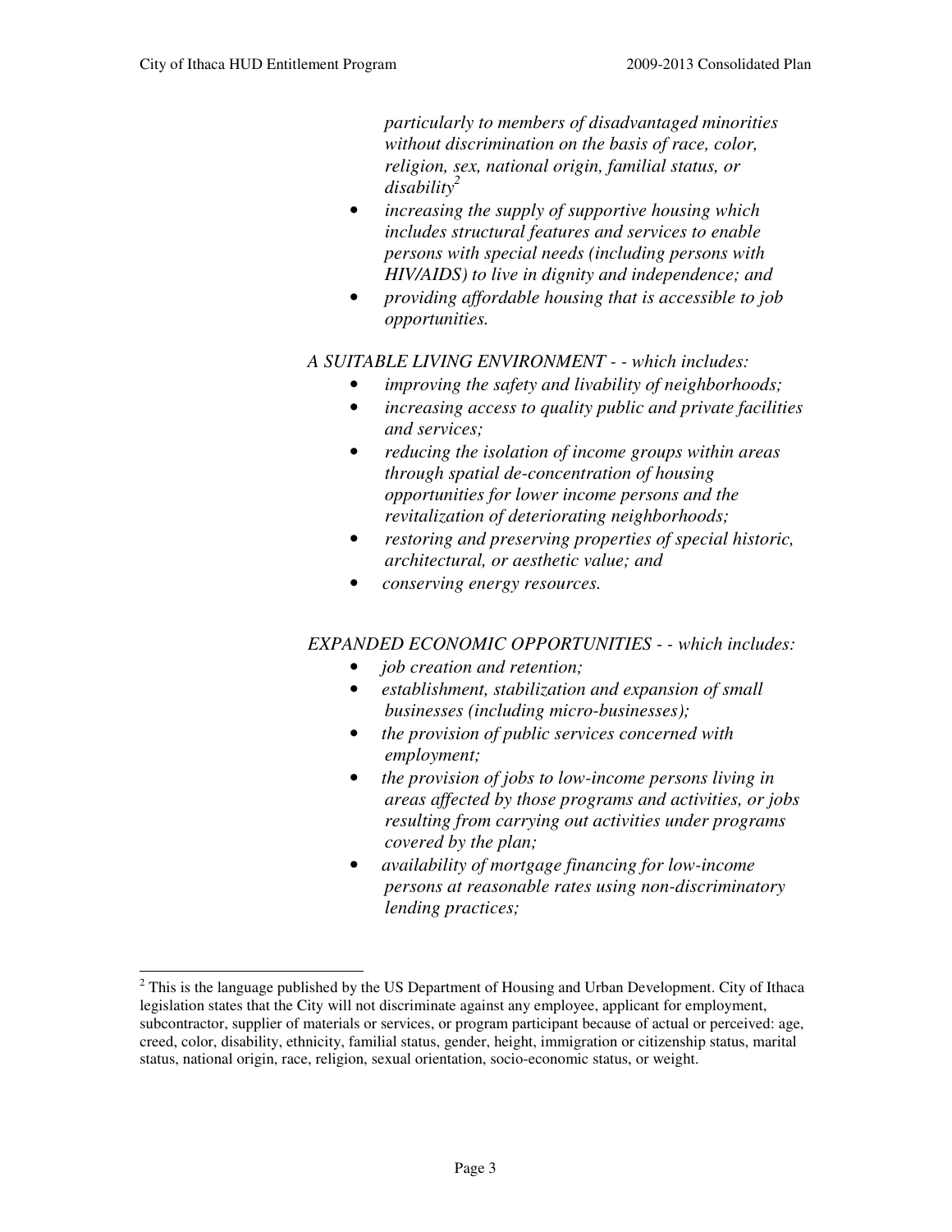*particularly to members of disadvantaged minorities without discrimination on the basis of race, color, religion, sex, national origin, familial status, or disability*[2]

- *increasing the supply of supportive housing which includes structural features and services to enable persons with special needs (including persons with HIV/AIDS) to live in dignity and independence; and*
- *providing affordable housing that is accessible to job opportunities.*

*A SUITABLE LIVING ENVIRONMENT - - which includes:*

- *improving the safety and livability of neighborhoods;*
- *increasing access to quality public and private facilities and services;*
- *reducing the isolation of income groups within areas through spatial de-concentration of housing opportunities for lower income persons and the revitalization of deteriorating neighborhoods;*
- *restoring and preserving properties of special historic, architectural, or aesthetic value; and*
- *conserving energy resources.*

*EXPANDED ECONOMIC OPPORTUNITIES - - which includes:*

- *job creation and retention;*
- *establishment, stabilization and expansion of small businesses (including micro-businesses);*
- *the provision of public services concerned with employment;*
- *the provision of jobs to low-income persons living in areas affected by those programs and activities, or jobs resulting from carrying out activities under programs covered by the plan;*
- *availability of mortgage financing for low-income persons at reasonable rates using non-discriminatory lending practices;*

---

[2] This is the language published by the US Department of Housing and Urban Development. City of Ithaca legislation states that the City will not discriminate against any employee, applicant for employment, subcontractor, supplier of materials or services, or program participant because of actual or perceived: age, creed, color, disability, ethnicity, familial status, gender, height, immigration or citizenship status, marital status, national origin, race, religion, sexual orientation, socio-economic status, or weight.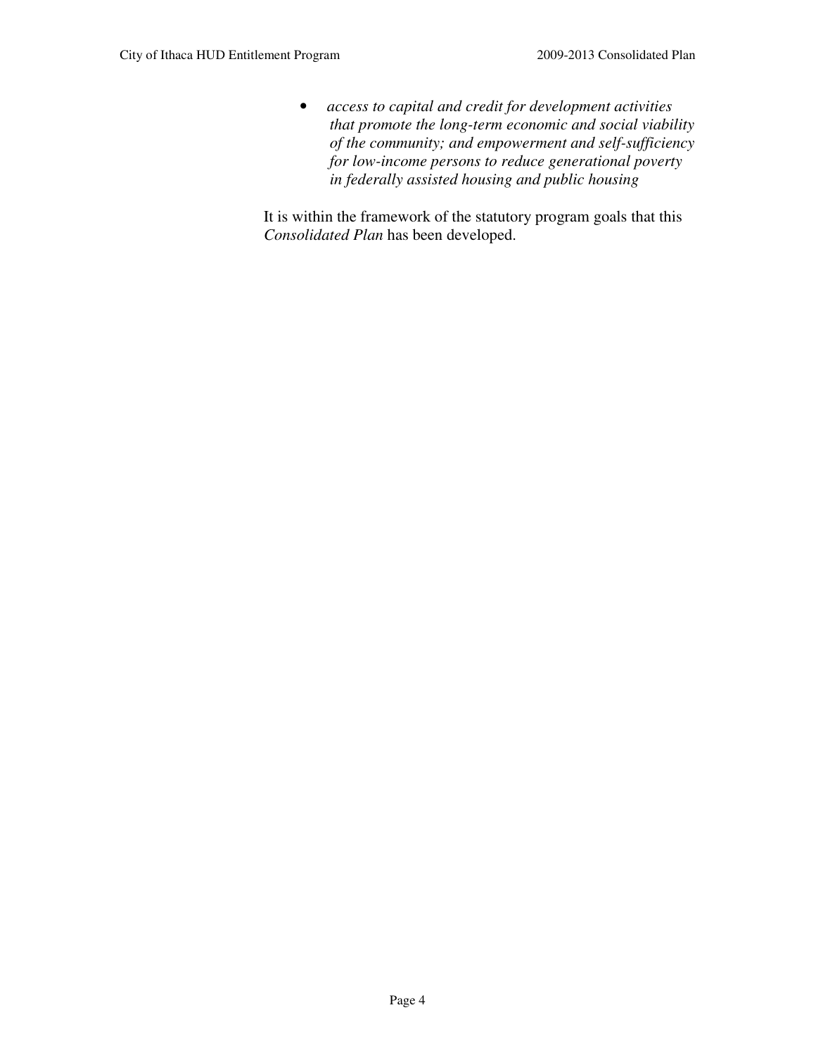- *access to capital and credit for development activities that promote the long-term economic and social viability of the community; and empowerment and self-sufficiency for low-income persons to reduce generational poverty in federally assisted housing and public housing*

It is within the framework of the statutory program goals that this *Consolidated Plan* has been developed.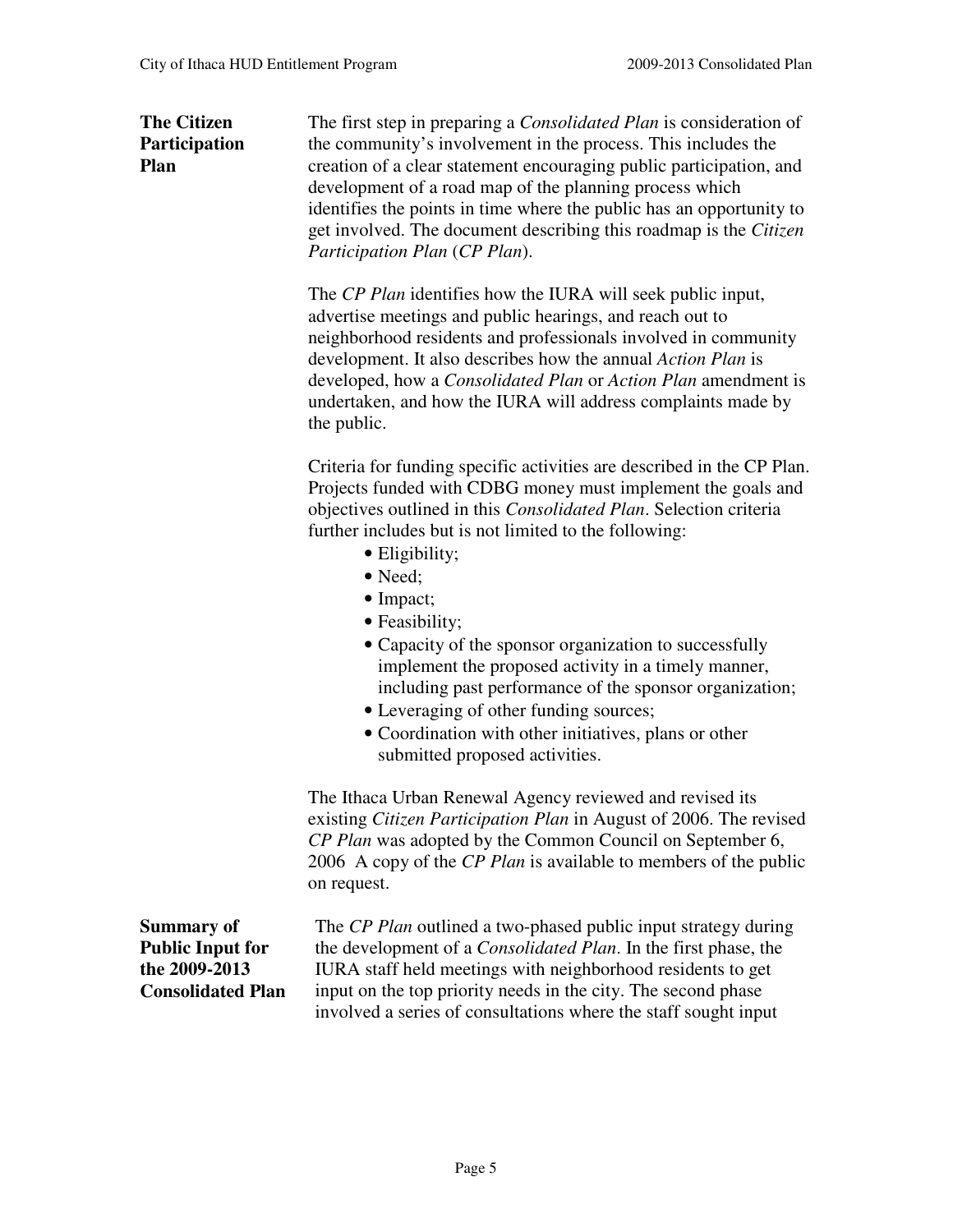## The Citizen Participation Plan

The first step in preparing a *Consolidated Plan* is consideration of the community's involvement in the process. This includes the creation of a clear statement encouraging public participation, and development of a road map of the planning process which identifies the points in time where the public has an opportunity to get involved. The document describing this roadmap is the *Citizen Participation Plan* (*CP Plan*).

The *CP Plan* identifies how the IURA will seek public input, advertise meetings and public hearings, and reach out to neighborhood residents and professionals involved in community development. It also describes how the annual *Action Plan* is developed, how a *Consolidated Plan* or *Action Plan* amendment is undertaken, and how the IURA will address complaints made by the public.

Criteria for funding specific activities are described in the CP Plan. Projects funded with CDBG money must implement the goals and objectives outlined in this *Consolidated Plan*. Selection criteria further includes but is not limited to the following:

- Eligibility;
- Need;
- Impact;
- Feasibility;
- Capacity of the sponsor organization to successfully implement the proposed activity in a timely manner, including past performance of the sponsor organization;
- Leveraging of other funding sources;
- Coordination with other initiatives, plans or other submitted proposed activities.

The Ithaca Urban Renewal Agency reviewed and revised its existing *Citizen Participation Plan* in August of 2006. The revised *CP Plan* was adopted by the Common Council on September 6, 2006 A copy of the *CP Plan* is available to members of the public on request.

## Summary of Public Input for the 2009-2013 Consolidated Plan

The *CP Plan* outlined a two-phased public input strategy during the development of a *Consolidated Plan*. In the first phase, the IURA staff held meetings with neighborhood residents to get input on the top priority needs in the city. The second phase involved a series of consultations where the staff sought input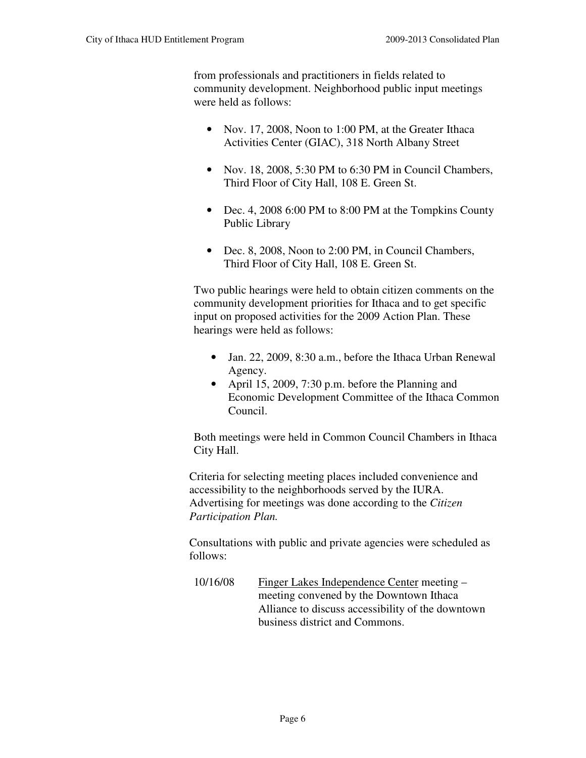from professionals and practitioners in fields related to community development. Neighborhood public input meetings were held as follows:

- Nov. 17, 2008, Noon to 1:00 PM, at the Greater Ithaca Activities Center (GIAC), 318 North Albany Street
- Nov. 18, 2008, 5:30 PM to 6:30 PM in Council Chambers, Third Floor of City Hall, 108 E. Green St.
- Dec. 4, 2008 6:00 PM to 8:00 PM at the Tompkins County Public Library
- Dec. 8, 2008, Noon to 2:00 PM, in Council Chambers, Third Floor of City Hall, 108 E. Green St.

Two public hearings were held to obtain citizen comments on the community development priorities for Ithaca and to get specific input on proposed activities for the 2009 Action Plan. These hearings were held as follows:

- Jan. 22, 2009, 8:30 a.m., before the Ithaca Urban Renewal Agency.
- April 15, 2009, 7:30 p.m. before the Planning and Economic Development Committee of the Ithaca Common Council.

Both meetings were held in Common Council Chambers in Ithaca City Hall.

Criteria for selecting meeting places included convenience and accessibility to the neighborhoods served by the IURA. Advertising for meetings was done according to the *Citizen Participation Plan.*

Consultations with public and private agencies were scheduled as follows:

10/16/08 Finger Lakes Independence Center meeting – meeting convened by the Downtown Ithaca Alliance to discuss accessibility of the downtown business district and Commons.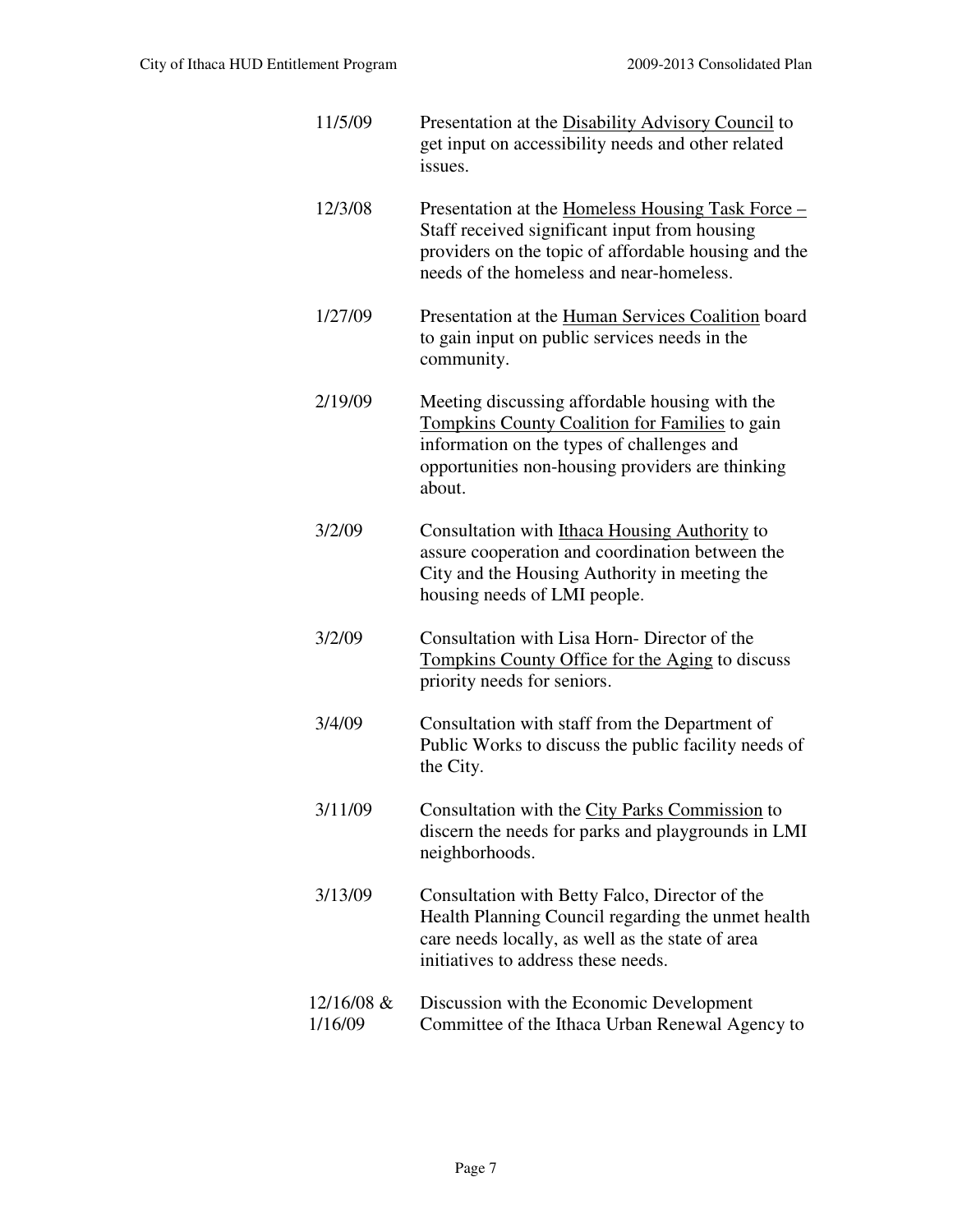| | |
|---|---|
| 11/5/09 | Presentation at the <u>Disability Advisory Council</u> to get input on accessibility needs and other related issues. |
| 12/3/08 | Presentation at the <u>Homeless Housing Task Force –</u> Staff received significant input from housing providers on the topic of affordable housing and the needs of the homeless and near-homeless. |
| 1/27/09 | Presentation at the <u>Human Services Coalition</u> board to gain input on public services needs in the community. |
| 2/19/09 | Meeting discussing affordable housing with the <u>Tompkins County Coalition for Families</u> to gain information on the types of challenges and opportunities non-housing providers are thinking about. |
| 3/2/09 | Consultation with <u>Ithaca Housing Authority</u> to assure cooperation and coordination between the City and the Housing Authority in meeting the housing needs of LMI people. |
| 3/2/09 | Consultation with Lisa Horn- Director of the <u>Tompkins County Office for the Aging</u> to discuss priority needs for seniors. |
| 3/4/09 | Consultation with staff from the Department of Public Works to discuss the public facility needs of the City. |
| 3/11/09 | Consultation with the <u>City Parks Commission</u> to discern the needs for parks and playgrounds in LMI neighborhoods. |
| 3/13/09 | Consultation with Betty Falco, Director of the Health Planning Council regarding the unmet health care needs locally, as well as the state of area initiatives to address these needs. |
| 12/16/08 & 1/16/09 | Discussion with the Economic Development Committee of the Ithaca Urban Renewal Agency to |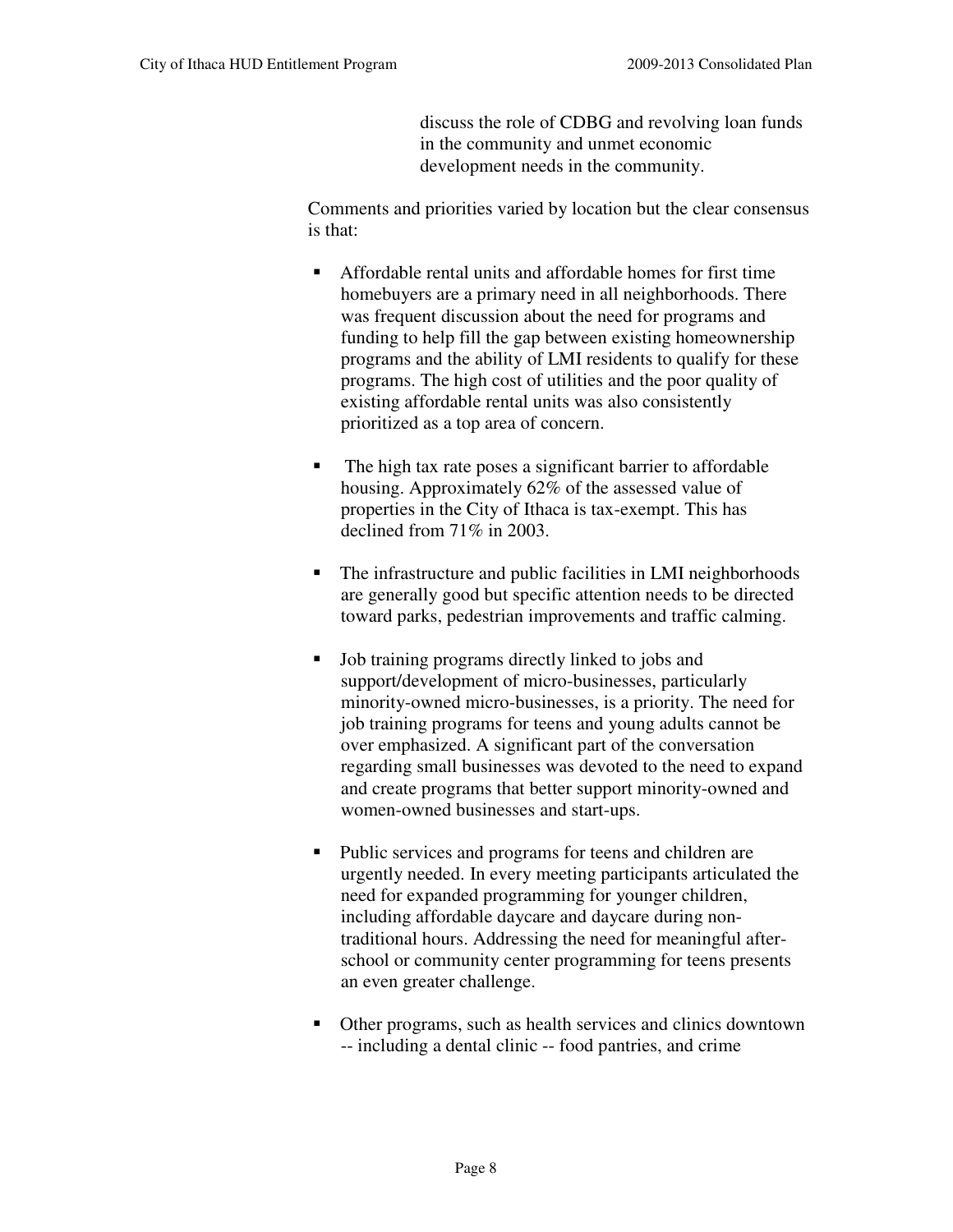discuss the role of CDBG and revolving loan funds in the community and unmet economic development needs in the community.

Comments and priorities varied by location but the clear consensus is that:

- Affordable rental units and affordable homes for first time homebuyers are a primary need in all neighborhoods. There was frequent discussion about the need for programs and funding to help fill the gap between existing homeownership programs and the ability of LMI residents to qualify for these programs. The high cost of utilities and the poor quality of existing affordable rental units was also consistently prioritized as a top area of concern.

- The high tax rate poses a significant barrier to affordable housing. Approximately 62% of the assessed value of properties in the City of Ithaca is tax-exempt. This has declined from 71% in 2003.

- The infrastructure and public facilities in LMI neighborhoods are generally good but specific attention needs to be directed toward parks, pedestrian improvements and traffic calming.

- Job training programs directly linked to jobs and support/development of micro-businesses, particularly minority-owned micro-businesses, is a priority. The need for job training programs for teens and young adults cannot be over emphasized. A significant part of the conversation regarding small businesses was devoted to the need to expand and create programs that better support minority-owned and women-owned businesses and start-ups.

- Public services and programs for teens and children are urgently needed. In every meeting participants articulated the need for expanded programming for younger children, including affordable daycare and daycare during non-traditional hours. Addressing the need for meaningful after-school or community center programming for teens presents an even greater challenge.

- Other programs, such as health services and clinics downtown -- including a dental clinic -- food pantries, and crime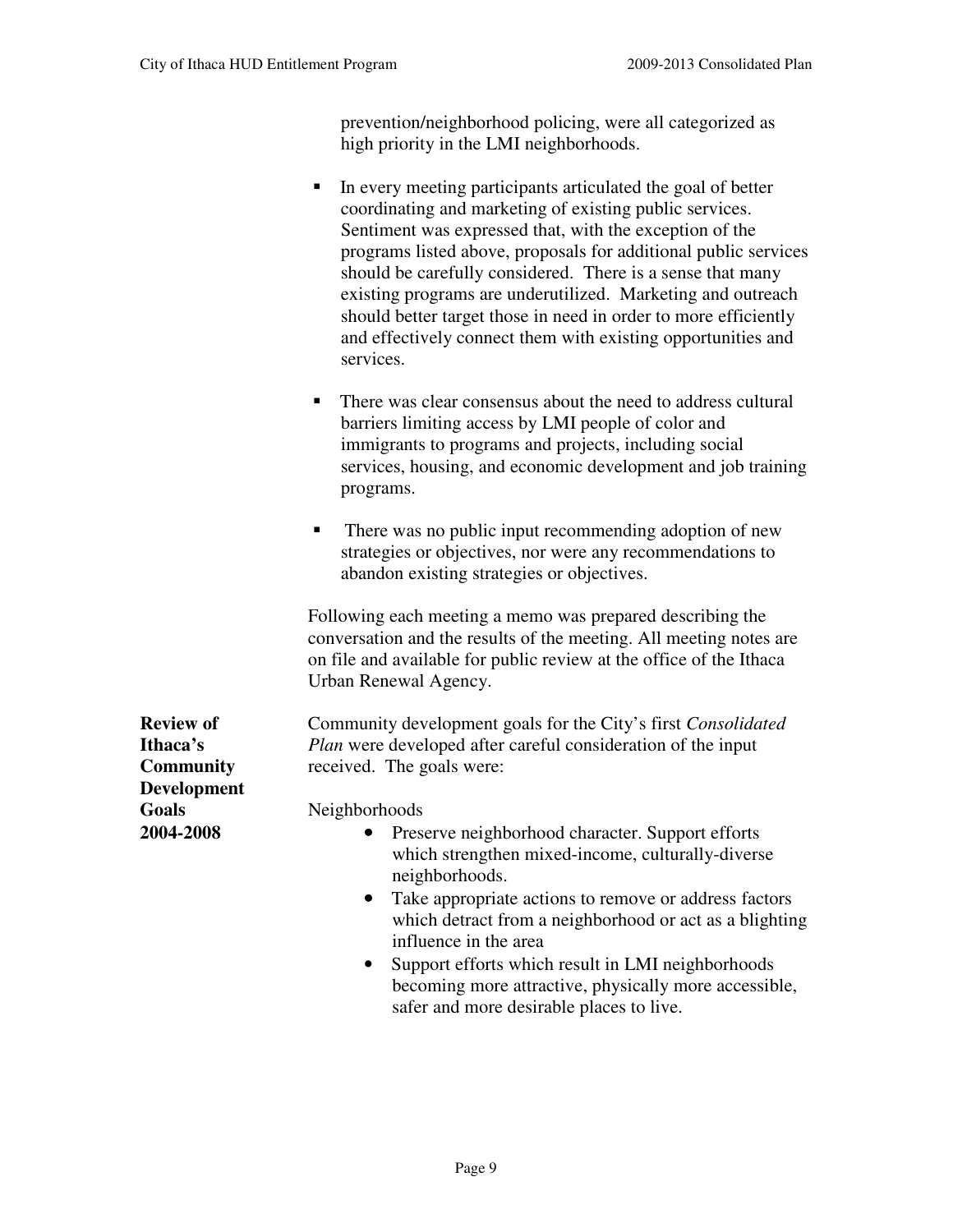prevention/neighborhood policing, were all categorized as high priority in the LMI neighborhoods.

- In every meeting participants articulated the goal of better coordinating and marketing of existing public services. Sentiment was expressed that, with the exception of the programs listed above, proposals for additional public services should be carefully considered. There is a sense that many existing programs are underutilized. Marketing and outreach should better target those in need in order to more efficiently and effectively connect them with existing opportunities and services.

- There was clear consensus about the need to address cultural barriers limiting access by LMI people of color and immigrants to programs and projects, including social services, housing, and economic development and job training programs.

- There was no public input recommending adoption of new strategies or objectives, nor were any recommendations to abandon existing strategies or objectives.

Following each meeting a memo was prepared describing the conversation and the results of the meeting. All meeting notes are on file and available for public review at the office of the Ithaca Urban Renewal Agency.

**Review of Ithaca's Community Development Goals 2004-2008**

Community development goals for the City's first *Consolidated Plan* were developed after careful consideration of the input received. The goals were:

Neighborhoods

- Preserve neighborhood character. Support efforts which strengthen mixed-income, culturally-diverse neighborhoods.
- Take appropriate actions to remove or address factors which detract from a neighborhood or act as a blighting influence in the area
- Support efforts which result in LMI neighborhoods becoming more attractive, physically more accessible, safer and more desirable places to live.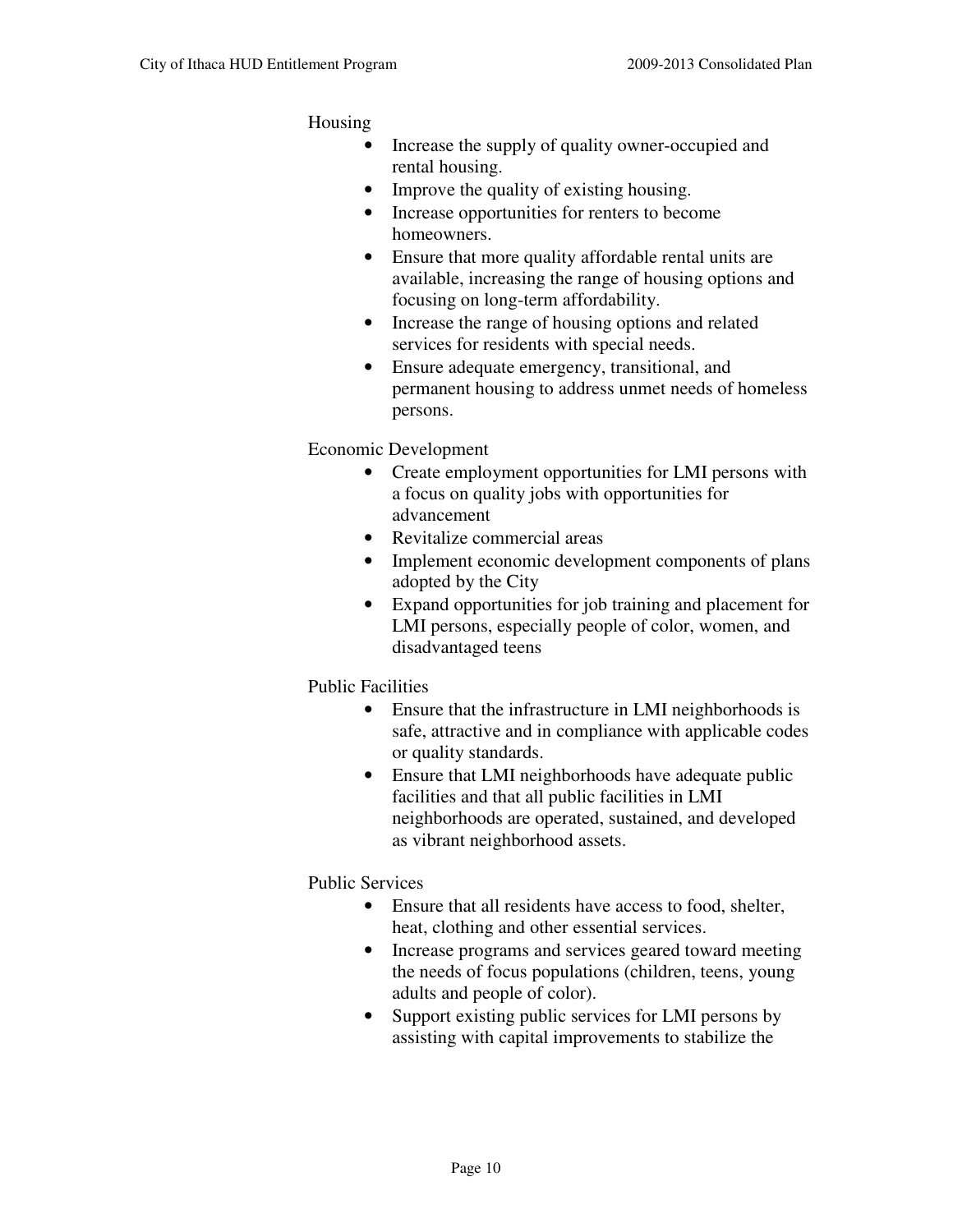Housing

- Increase the supply of quality owner-occupied and rental housing.
- Improve the quality of existing housing.
- Increase opportunities for renters to become homeowners.
- Ensure that more quality affordable rental units are available, increasing the range of housing options and focusing on long-term affordability.
- Increase the range of housing options and related services for residents with special needs.
- Ensure adequate emergency, transitional, and permanent housing to address unmet needs of homeless persons.

Economic Development

- Create employment opportunities for LMI persons with a focus on quality jobs with opportunities for advancement
- Revitalize commercial areas
- Implement economic development components of plans adopted by the City
- Expand opportunities for job training and placement for LMI persons, especially people of color, women, and disadvantaged teens

Public Facilities

- Ensure that the infrastructure in LMI neighborhoods is safe, attractive and in compliance with applicable codes or quality standards.
- Ensure that LMI neighborhoods have adequate public facilities and that all public facilities in LMI neighborhoods are operated, sustained, and developed as vibrant neighborhood assets.

Public Services

- Ensure that all residents have access to food, shelter, heat, clothing and other essential services.
- Increase programs and services geared toward meeting the needs of focus populations (children, teens, young adults and people of color).
- Support existing public services for LMI persons by assisting with capital improvements to stabilize the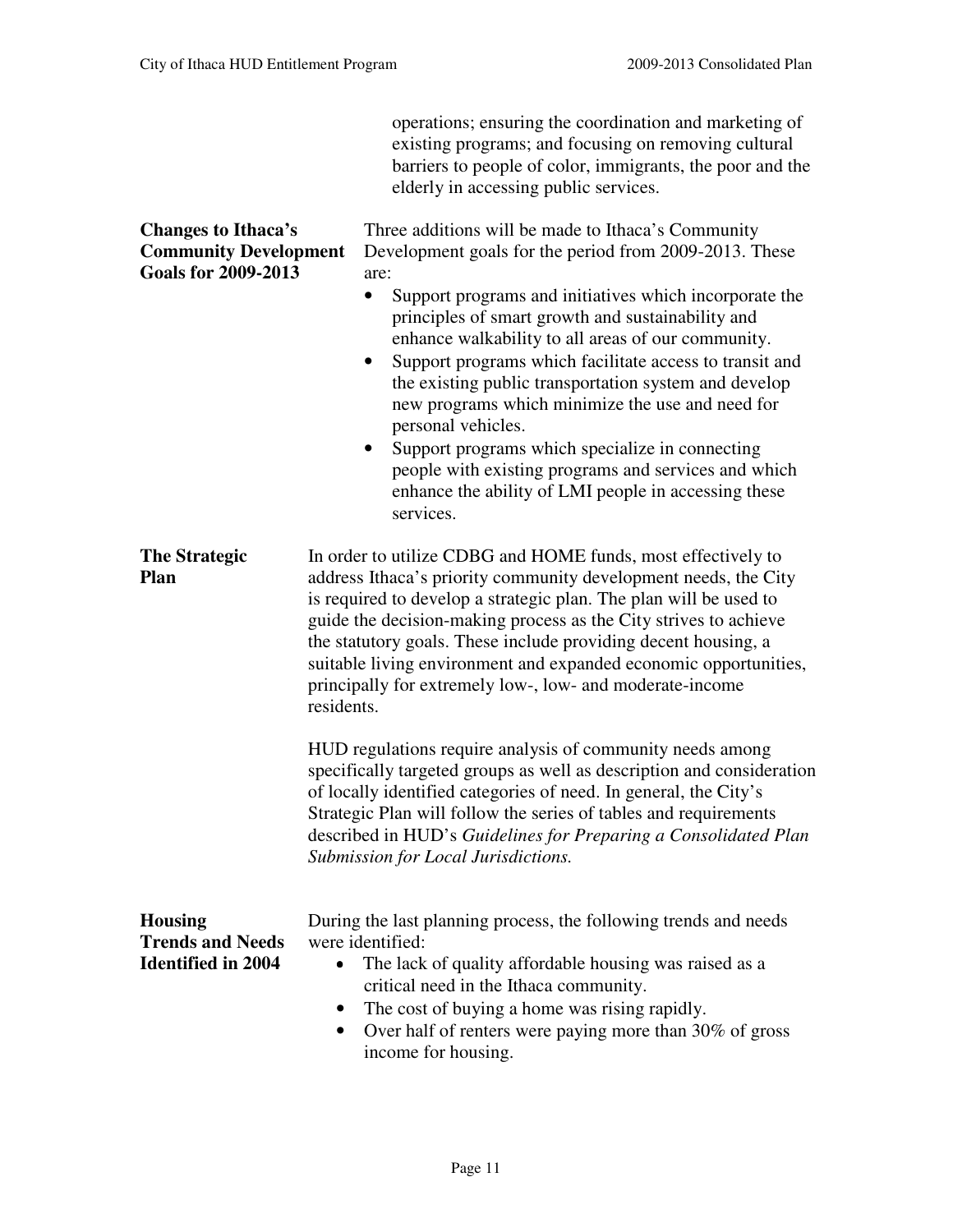operations; ensuring the coordination and marketing of existing programs; and focusing on removing cultural barriers to people of color, immigrants, the poor and the elderly in accessing public services.

**Changes to Ithaca's Community Development Goals for 2009-2013**

Three additions will be made to Ithaca's Community Development goals for the period from 2009-2013. These are:

- Support programs and initiatives which incorporate the principles of smart growth and sustainability and enhance walkability to all areas of our community.
- Support programs which facilitate access to transit and the existing public transportation system and develop new programs which minimize the use and need for personal vehicles.
- Support programs which specialize in connecting people with existing programs and services and which enhance the ability of LMI people in accessing these services.

**The Strategic Plan**

In order to utilize CDBG and HOME funds, most effectively to address Ithaca's priority community development needs, the City is required to develop a strategic plan. The plan will be used to guide the decision-making process as the City strives to achieve the statutory goals. These include providing decent housing, a suitable living environment and expanded economic opportunities, principally for extremely low-, low- and moderate-income residents.

HUD regulations require analysis of community needs among specifically targeted groups as well as description and consideration of locally identified categories of need. In general, the City's Strategic Plan will follow the series of tables and requirements described in HUD's *Guidelines for Preparing a Consolidated Plan Submission for Local Jurisdictions.*

**Housing Trends and Needs Identified in 2004**

During the last planning process, the following trends and needs were identified:

- The lack of quality affordable housing was raised as a critical need in the Ithaca community.
- The cost of buying a home was rising rapidly.
- Over half of renters were paying more than 30% of gross income for housing.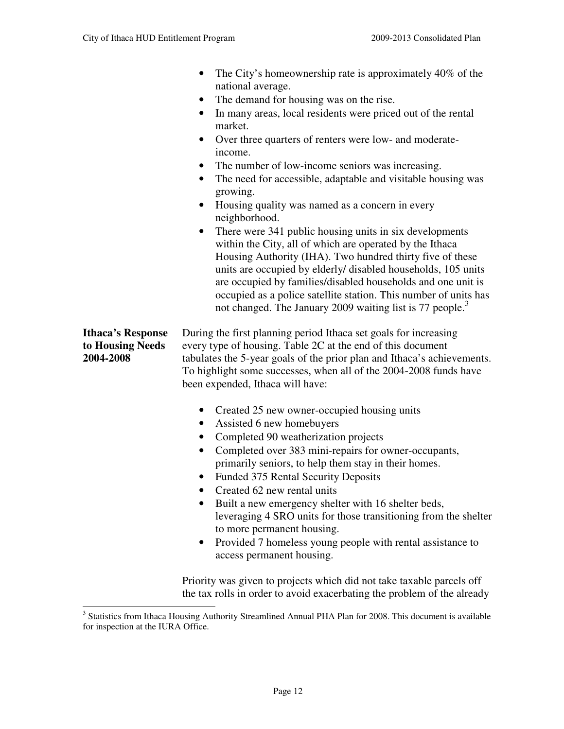- The City's homeownership rate is approximately 40% of the national average.
- The demand for housing was on the rise.
- In many areas, local residents were priced out of the rental market.
- Over three quarters of renters were low- and moderate-income.
- The number of low-income seniors was increasing.
- The need for accessible, adaptable and visitable housing was growing.
- Housing quality was named as a concern in every neighborhood.
- There were 341 public housing units in six developments within the City, all of which are operated by the Ithaca Housing Authority (IHA). Two hundred thirty five of these units are occupied by elderly/ disabled households, 105 units are occupied by families/disabled households and one unit is occupied as a police satellite station. This number of units has not changed. The January 2009 waiting list is 77 people.[3]

**Ithaca's Response to Housing Needs 2004-2008**

During the first planning period Ithaca set goals for increasing every type of housing. Table 2C at the end of this document tabulates the 5-year goals of the prior plan and Ithaca's achievements. To highlight some successes, when all of the 2004-2008 funds have been expended, Ithaca will have:

- Created 25 new owner-occupied housing units
- Assisted 6 new homebuyers
- Completed 90 weatherization projects
- Completed over 383 mini-repairs for owner-occupants, primarily seniors, to help them stay in their homes.
- Funded 375 Rental Security Deposits
- Created 62 new rental units
- Built a new emergency shelter with 16 shelter beds, leveraging 4 SRO units for those transitioning from the shelter to more permanent housing.
- Provided 7 homeless young people with rental assistance to access permanent housing.

Priority was given to projects which did not take taxable parcels off the tax rolls in order to avoid exacerbating the problem of the already

[3] Statistics from Ithaca Housing Authority Streamlined Annual PHA Plan for 2008. This document is available for inspection at the IURA Office.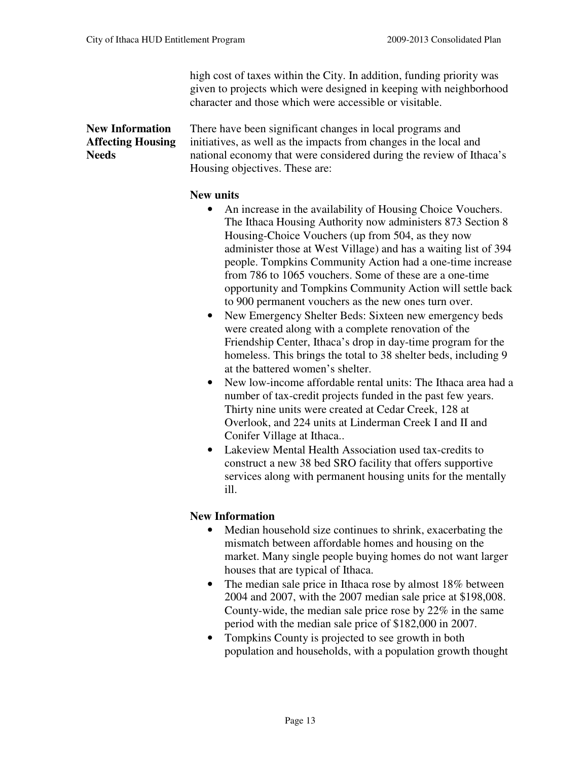high cost of taxes within the City. In addition, funding priority was given to projects which were designed in keeping with neighborhood character and those which were accessible or visitable.

**New Information Affecting Housing Needs**

There have been significant changes in local programs and initiatives, as well as the impacts from changes in the local and national economy that were considered during the review of Ithaca's Housing objectives. These are:

**New units**

- An increase in the availability of Housing Choice Vouchers. The Ithaca Housing Authority now administers 873 Section 8 Housing-Choice Vouchers (up from 504, as they now administer those at West Village) and has a waiting list of 394 people. Tompkins Community Action had a one-time increase from 786 to 1065 vouchers. Some of these are a one-time opportunity and Tompkins Community Action will settle back to 900 permanent vouchers as the new ones turn over.
- New Emergency Shelter Beds: Sixteen new emergency beds were created along with a complete renovation of the Friendship Center, Ithaca's drop in day-time program for the homeless. This brings the total to 38 shelter beds, including 9 at the battered women's shelter.
- New low-income affordable rental units: The Ithaca area had a number of tax-credit projects funded in the past few years. Thirty nine units were created at Cedar Creek, 128 at Overlook, and 224 units at Linderman Creek I and II and Conifer Village at Ithaca..
- Lakeview Mental Health Association used tax-credits to construct a new 38 bed SRO facility that offers supportive services along with permanent housing units for the mentally ill.

**New Information**

- Median household size continues to shrink, exacerbating the mismatch between affordable homes and housing on the market. Many single people buying homes do not want larger houses that are typical of Ithaca.
- The median sale price in Ithaca rose by almost 18% between 2004 and 2007, with the 2007 median sale price at $198,008. County-wide, the median sale price rose by 22% in the same period with the median sale price of $182,000 in 2007.
- Tompkins County is projected to see growth in both population and households, with a population growth thought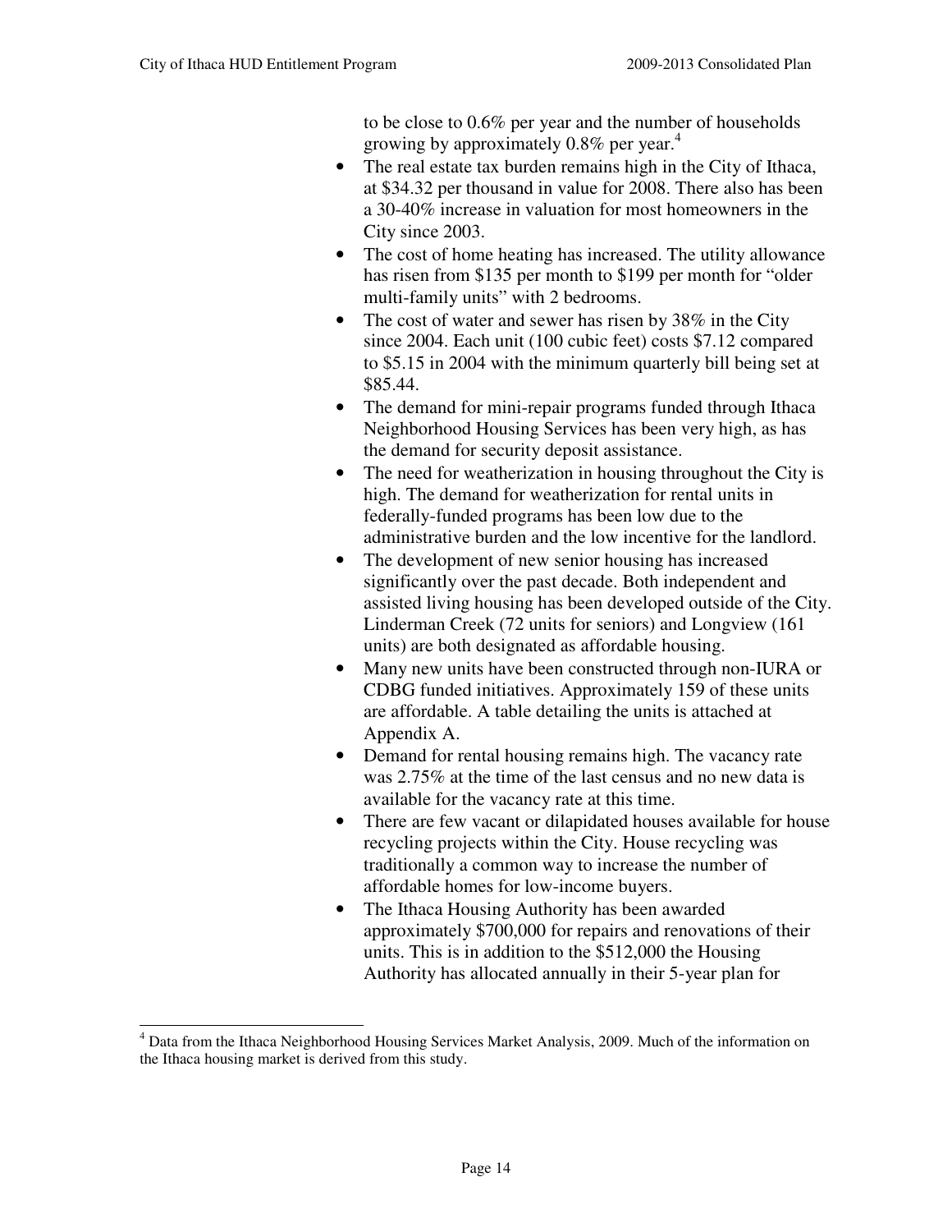to be close to 0.6% per year and the number of households growing by approximately 0.8% per year.[4]

- The real estate tax burden remains high in the City of Ithaca, at $34.32 per thousand in value for 2008. There also has been a 30-40% increase in valuation for most homeowners in the City since 2003.
- The cost of home heating has increased. The utility allowance has risen from $135 per month to $199 per month for "older multi-family units" with 2 bedrooms.
- The cost of water and sewer has risen by 38% in the City since 2004. Each unit (100 cubic feet) costs $7.12 compared to $5.15 in 2004 with the minimum quarterly bill being set at $85.44.
- The demand for mini-repair programs funded through Ithaca Neighborhood Housing Services has been very high, as has the demand for security deposit assistance.
- The need for weatherization in housing throughout the City is high. The demand for weatherization for rental units in federally-funded programs has been low due to the administrative burden and the low incentive for the landlord.
- The development of new senior housing has increased significantly over the past decade. Both independent and assisted living housing has been developed outside of the City. Linderman Creek (72 units for seniors) and Longview (161 units) are both designated as affordable housing.
- Many new units have been constructed through non-IURA or CDBG funded initiatives. Approximately 159 of these units are affordable. A table detailing the units is attached at Appendix A.
- Demand for rental housing remains high. The vacancy rate was 2.75% at the time of the last census and no new data is available for the vacancy rate at this time.
- There are few vacant or dilapidated houses available for house recycling projects within the City. House recycling was traditionally a common way to increase the number of affordable homes for low-income buyers.
- The Ithaca Housing Authority has been awarded approximately $700,000 for repairs and renovations of their units. This is in addition to the $512,000 the Housing Authority has allocated annually in their 5-year plan for

[4] Data from the Ithaca Neighborhood Housing Services Market Analysis, 2009. Much of the information on the Ithaca housing market is derived from this study.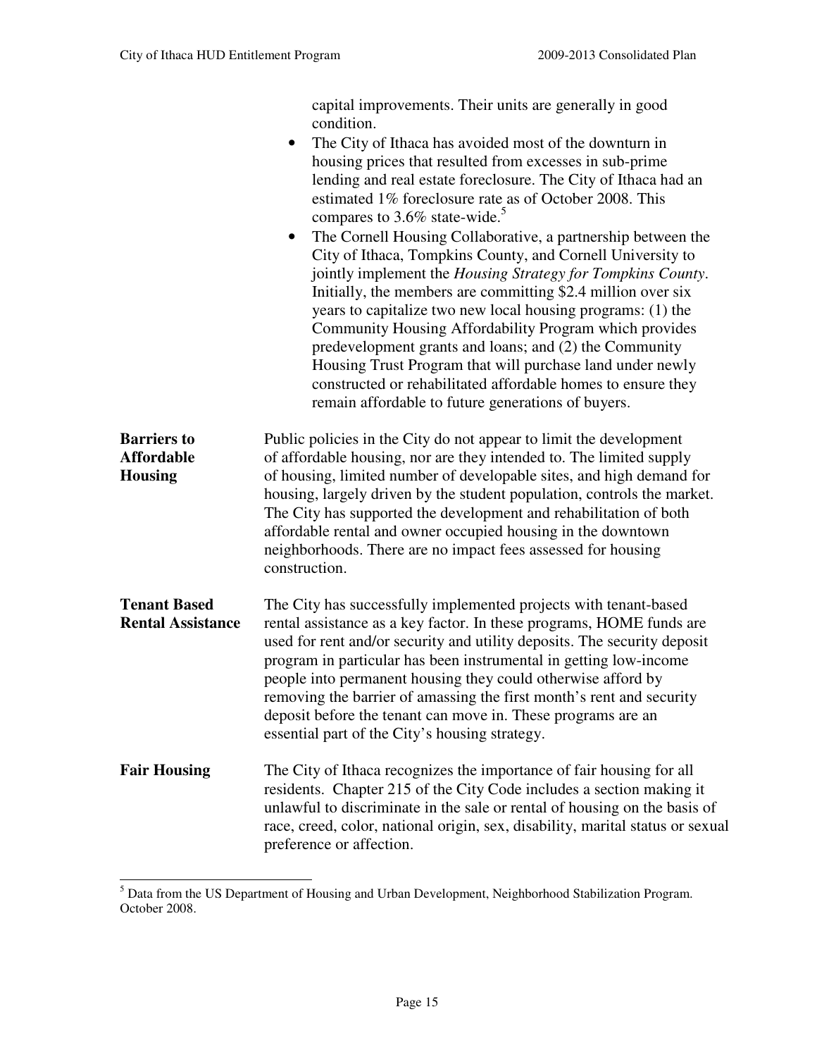capital improvements. Their units are generally in good condition.

- The City of Ithaca has avoided most of the downturn in housing prices that resulted from excesses in sub-prime lending and real estate foreclosure. The City of Ithaca had an estimated 1% foreclosure rate as of October 2008. This compares to 3.6% state-wide.[5]
- The Cornell Housing Collaborative, a partnership between the City of Ithaca, Tompkins County, and Cornell University to jointly implement the *Housing Strategy for Tompkins County*. Initially, the members are committing $2.4 million over six years to capitalize two new local housing programs: (1) the Community Housing Affordability Program which provides predevelopment grants and loans; and (2) the Community Housing Trust Program that will purchase land under newly constructed or rehabilitated affordable homes to ensure they remain affordable to future generations of buyers.

**Barriers to Affordable Housing**

Public policies in the City do not appear to limit the development of affordable housing, nor are they intended to. The limited supply of housing, limited number of developable sites, and high demand for housing, largely driven by the student population, controls the market. The City has supported the development and rehabilitation of both affordable rental and owner occupied housing in the downtown neighborhoods. There are no impact fees assessed for housing construction.

**Tenant Based Rental Assistance**

The City has successfully implemented projects with tenant-based rental assistance as a key factor. In these programs, HOME funds are used for rent and/or security and utility deposits. The security deposit program in particular has been instrumental in getting low-income people into permanent housing they could otherwise afford by removing the barrier of amassing the first month's rent and security deposit before the tenant can move in. These programs are an essential part of the City's housing strategy.

**Fair Housing**

The City of Ithaca recognizes the importance of fair housing for all residents. Chapter 215 of the City Code includes a section making it unlawful to discriminate in the sale or rental of housing on the basis of race, creed, color, national origin, sex, disability, marital status or sexual preference or affection.

---

[5] Data from the US Department of Housing and Urban Development, Neighborhood Stabilization Program. October 2008.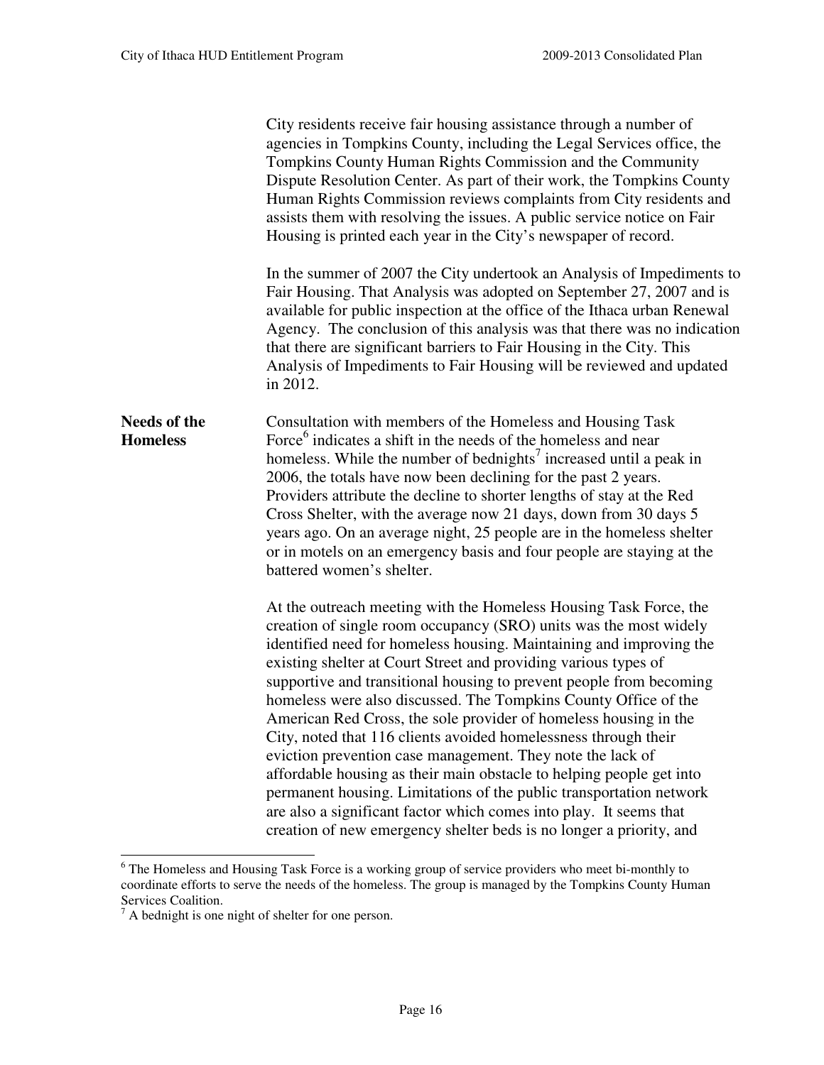City residents receive fair housing assistance through a number of agencies in Tompkins County, including the Legal Services office, the Tompkins County Human Rights Commission and the Community Dispute Resolution Center. As part of their work, the Tompkins County Human Rights Commission reviews complaints from City residents and assists them with resolving the issues. A public service notice on Fair Housing is printed each year in the City's newspaper of record.

In the summer of 2007 the City undertook an Analysis of Impediments to Fair Housing. That Analysis was adopted on September 27, 2007 and is available for public inspection at the office of the Ithaca urban Renewal Agency. The conclusion of this analysis was that there was no indication that there are significant barriers to Fair Housing in the City. This Analysis of Impediments to Fair Housing will be reviewed and updated in 2012.

**Needs of the Homeless**

Consultation with members of the Homeless and Housing Task Force[6] indicates a shift in the needs of the homeless and near homeless. While the number of bednights[7] increased until a peak in 2006, the totals have now been declining for the past 2 years. Providers attribute the decline to shorter lengths of stay at the Red Cross Shelter, with the average now 21 days, down from 30 days 5 years ago. On an average night, 25 people are in the homeless shelter or in motels on an emergency basis and four people are staying at the battered women's shelter.

At the outreach meeting with the Homeless Housing Task Force, the creation of single room occupancy (SRO) units was the most widely identified need for homeless housing. Maintaining and improving the existing shelter at Court Street and providing various types of supportive and transitional housing to prevent people from becoming homeless were also discussed. The Tompkins County Office of the American Red Cross, the sole provider of homeless housing in the City, noted that 116 clients avoided homelessness through their eviction prevention case management. They note the lack of affordable housing as their main obstacle to helping people get into permanent housing. Limitations of the public transportation network are also a significant factor which comes into play. It seems that creation of new emergency shelter beds is no longer a priority, and

---

[6] The Homeless and Housing Task Force is a working group of service providers who meet bi-monthly to coordinate efforts to serve the needs of the homeless. The group is managed by the Tompkins County Human Services Coalition.

[7] A bednight is one night of shelter for one person.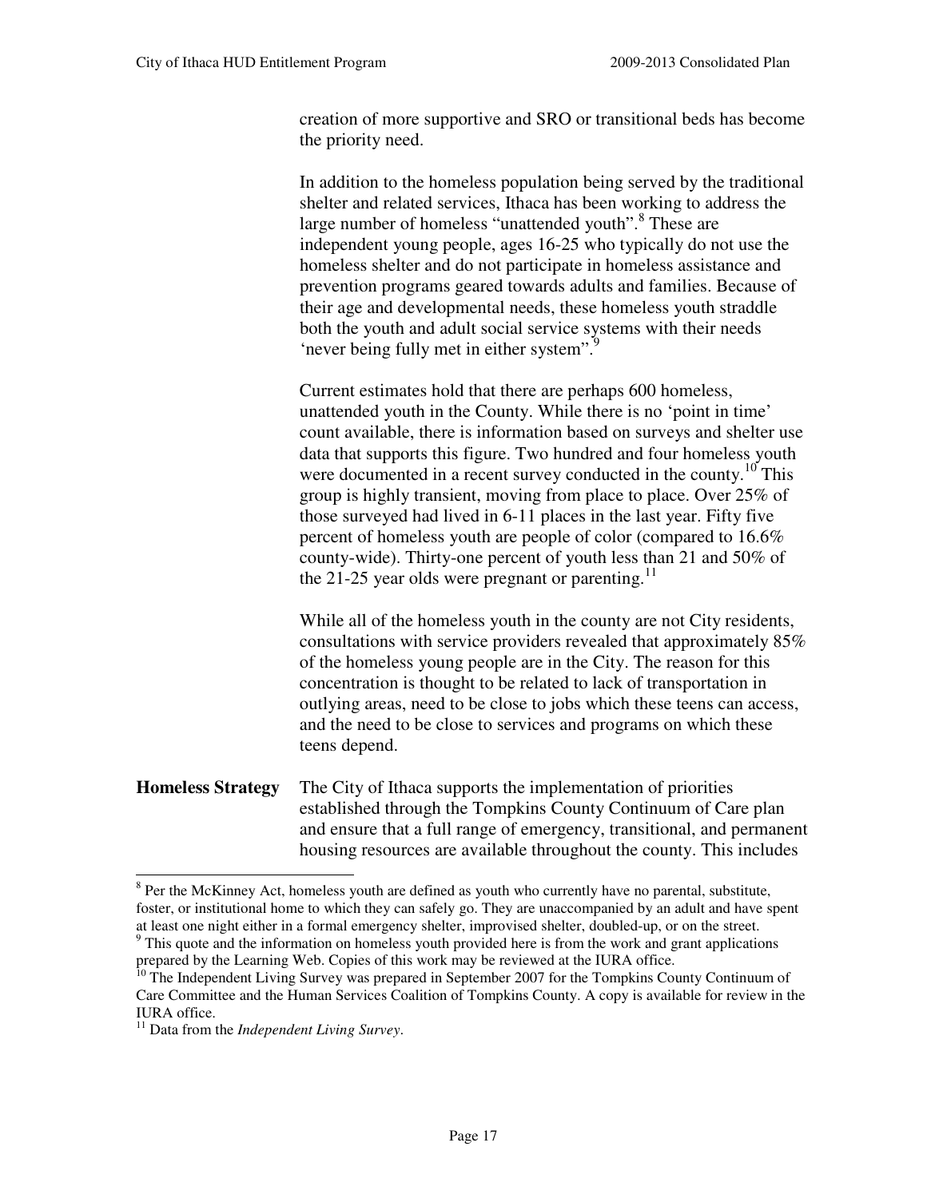creation of more supportive and SRO or transitional beds has become the priority need.

In addition to the homeless population being served by the traditional shelter and related services, Ithaca has been working to address the large number of homeless "unattended youth".[8] These are independent young people, ages 16-25 who typically do not use the homeless shelter and do not participate in homeless assistance and prevention programs geared towards adults and families. Because of their age and developmental needs, these homeless youth straddle both the youth and adult social service systems with their needs 'never being fully met in either system".[9]

Current estimates hold that there are perhaps 600 homeless, unattended youth in the County. While there is no 'point in time' count available, there is information based on surveys and shelter use data that supports this figure. Two hundred and four homeless youth were documented in a recent survey conducted in the county.[10] This group is highly transient, moving from place to place. Over 25% of those surveyed had lived in 6-11 places in the last year. Fifty five percent of homeless youth are people of color (compared to 16.6% county-wide). Thirty-one percent of youth less than 21 and 50% of the 21-25 year olds were pregnant or parenting.[11]

While all of the homeless youth in the county are not City residents, consultations with service providers revealed that approximately 85% of the homeless young people are in the City. The reason for this concentration is thought to be related to lack of transportation in outlying areas, need to be close to jobs which these teens can access, and the need to be close to services and programs on which these teens depend.

**Homeless Strategy** The City of Ithaca supports the implementation of priorities established through the Tompkins County Continuum of Care plan and ensure that a full range of emergency, transitional, and permanent housing resources are available throughout the county. This includes

---

[8] Per the McKinney Act, homeless youth are defined as youth who currently have no parental, substitute, foster, or institutional home to which they can safely go. They are unaccompanied by an adult and have spent at least one night either in a formal emergency shelter, improvised shelter, doubled-up, or on the street.

[9] This quote and the information on homeless youth provided here is from the work and grant applications prepared by the Learning Web. Copies of this work may be reviewed at the IURA office.

[10] The Independent Living Survey was prepared in September 2007 for the Tompkins County Continuum of Care Committee and the Human Services Coalition of Tompkins County. A copy is available for review in the IURA office.

[11] Data from the *Independent Living Survey*.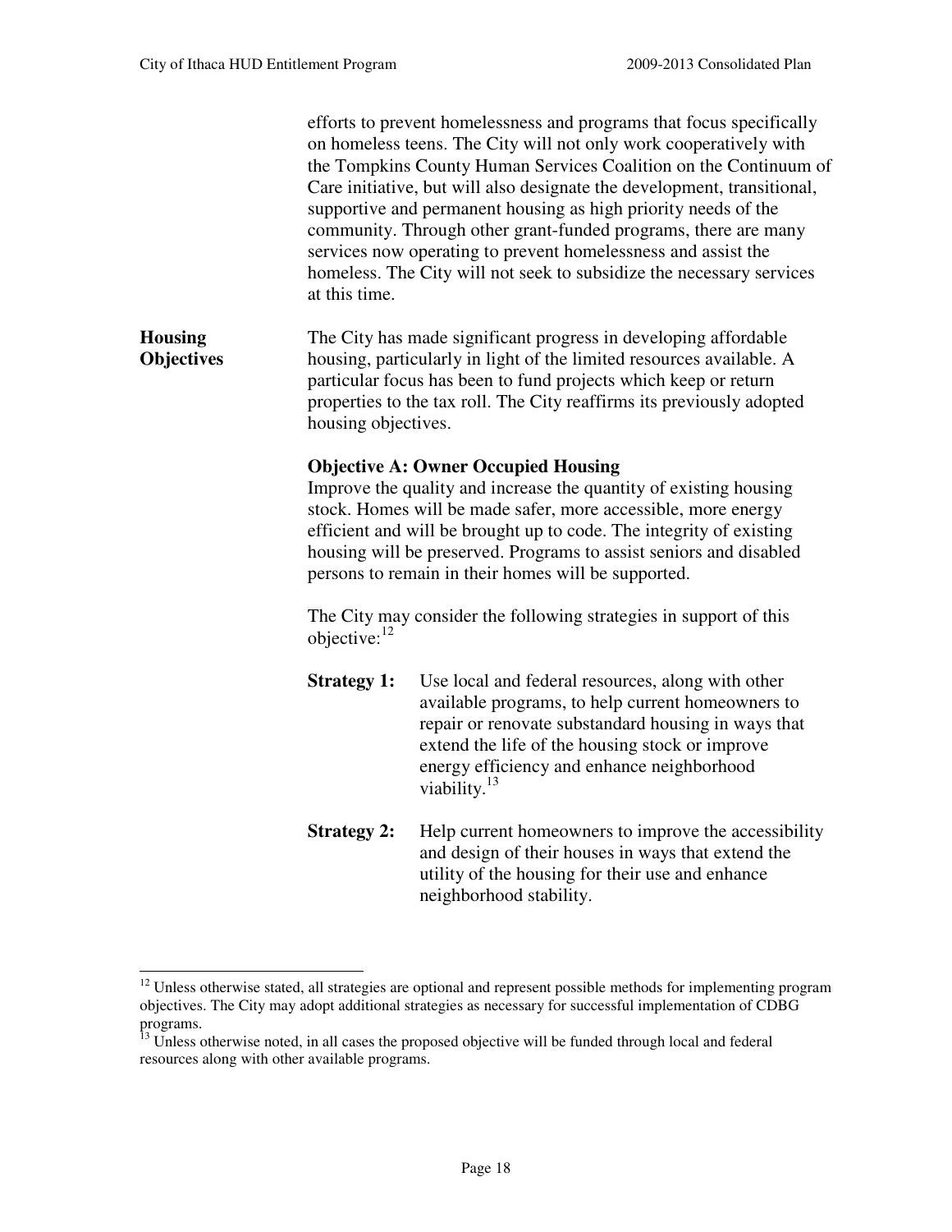efforts to prevent homelessness and programs that focus specifically on homeless teens. The City will not only work cooperatively with the Tompkins County Human Services Coalition on the Continuum of Care initiative, but will also designate the development, transitional, supportive and permanent housing as high priority needs of the community. Through other grant-funded programs, there are many services now operating to prevent homelessness and assist the homeless. The City will not seek to subsidize the necessary services at this time.

**Housing Objectives**

The City has made significant progress in developing affordable housing, particularly in light of the limited resources available. A particular focus has been to fund projects which keep or return properties to the tax roll. The City reaffirms its previously adopted housing objectives.

**Objective A: Owner Occupied Housing**
Improve the quality and increase the quantity of existing housing stock. Homes will be made safer, more accessible, more energy efficient and will be brought up to code. The integrity of existing housing will be preserved. Programs to assist seniors and disabled persons to remain in their homes will be supported.

The City may consider the following strategies in support of this objective:[12]

**Strategy 1:** Use local and federal resources, along with other available programs, to help current homeowners to repair or renovate substandard housing in ways that extend the life of the housing stock or improve energy efficiency and enhance neighborhood viability.[13]

**Strategy 2:** Help current homeowners to improve the accessibility and design of their houses in ways that extend the utility of the housing for their use and enhance neighborhood stability.

---

[12] Unless otherwise stated, all strategies are optional and represent possible methods for implementing program objectives. The City may adopt additional strategies as necessary for successful implementation of CDBG programs.

[13] Unless otherwise noted, in all cases the proposed objective will be funded through local and federal resources along with other available programs.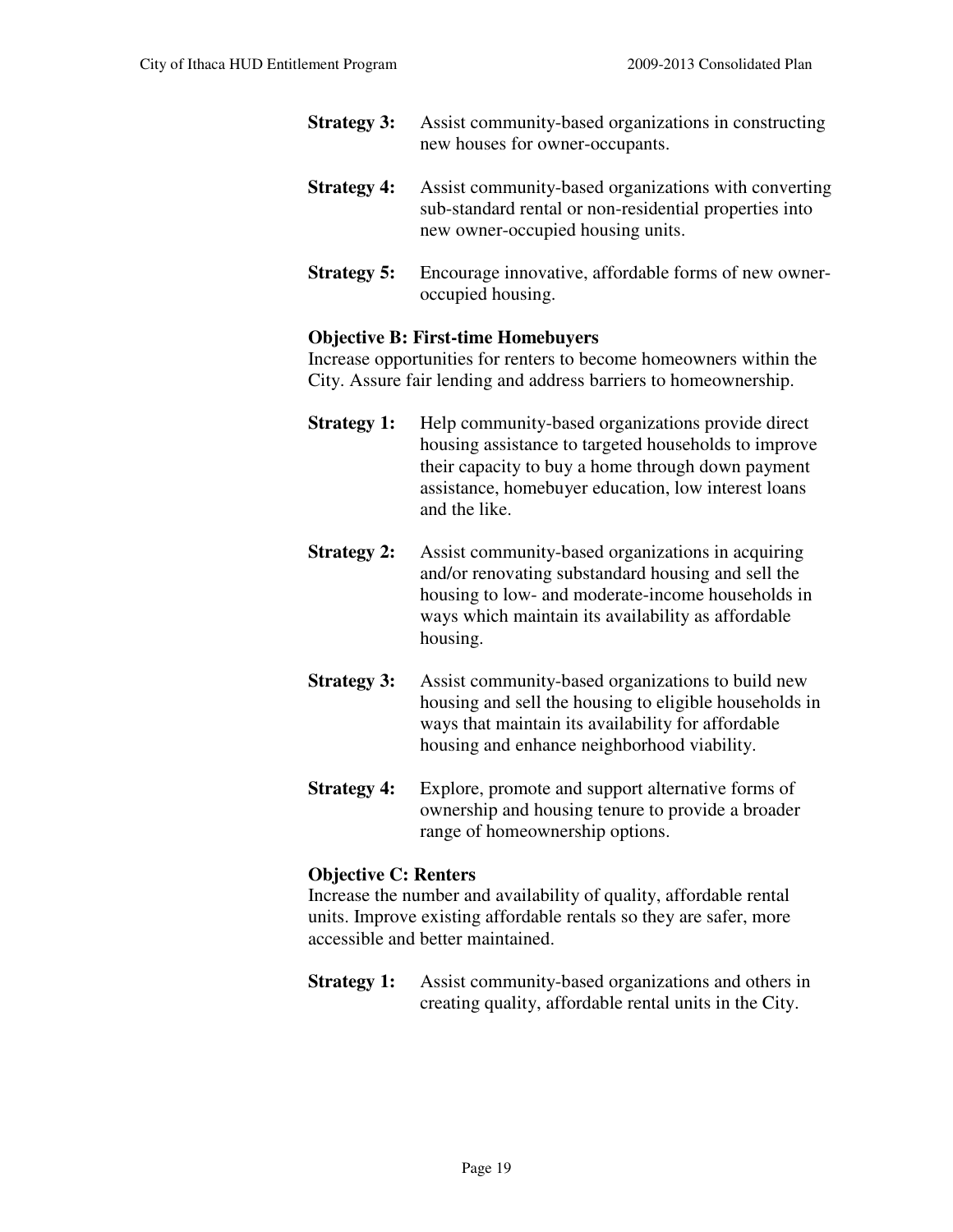**Strategy 3:** Assist community-based organizations in constructing new houses for owner-occupants.

**Strategy 4:** Assist community-based organizations with converting sub-standard rental or non-residential properties into new owner-occupied housing units.

**Strategy 5:** Encourage innovative, affordable forms of new owner-occupied housing.

**Objective B: First-time Homebuyers**

Increase opportunities for renters to become homeowners within the City. Assure fair lending and address barriers to homeownership.

**Strategy 1:** Help community-based organizations provide direct housing assistance to targeted households to improve their capacity to buy a home through down payment assistance, homebuyer education, low interest loans and the like.

**Strategy 2:** Assist community-based organizations in acquiring and/or renovating substandard housing and sell the housing to low- and moderate-income households in ways which maintain its availability as affordable housing.

**Strategy 3:** Assist community-based organizations to build new housing and sell the housing to eligible households in ways that maintain its availability for affordable housing and enhance neighborhood viability.

**Strategy 4:** Explore, promote and support alternative forms of ownership and housing tenure to provide a broader range of homeownership options.

**Objective C: Renters**

Increase the number and availability of quality, affordable rental units. Improve existing affordable rentals so they are safer, more accessible and better maintained.

**Strategy 1:** Assist community-based organizations and others in creating quality, affordable rental units in the City.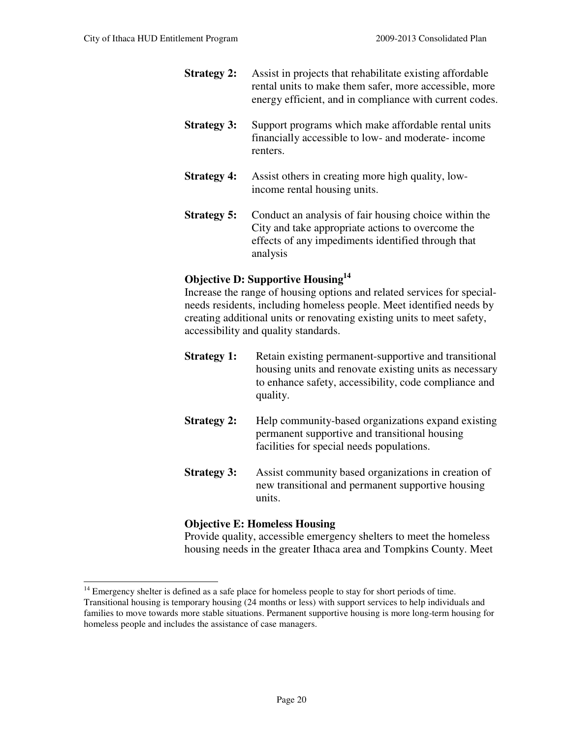**Strategy 2:** Assist in projects that rehabilitate existing affordable rental units to make them safer, more accessible, more energy efficient, and in compliance with current codes.

**Strategy 3:** Support programs which make affordable rental units financially accessible to low- and moderate- income renters.

**Strategy 4:** Assist others in creating more high quality, low-income rental housing units.

**Strategy 5:** Conduct an analysis of fair housing choice within the City and take appropriate actions to overcome the effects of any impediments identified through that analysis

**Objective D: Supportive Housing**[14]
Increase the range of housing options and related services for special-needs residents, including homeless people. Meet identified needs by creating additional units or renovating existing units to meet safety, accessibility and quality standards.

**Strategy 1:** Retain existing permanent-supportive and transitional housing units and renovate existing units as necessary to enhance safety, accessibility, code compliance and quality.

**Strategy 2:** Help community-based organizations expand existing permanent supportive and transitional housing facilities for special needs populations.

**Strategy 3:** Assist community based organizations in creation of new transitional and permanent supportive housing units.

**Objective E: Homeless Housing**
Provide quality, accessible emergency shelters to meet the homeless housing needs in the greater Ithaca area and Tompkins County. Meet

---

[14] Emergency shelter is defined as a safe place for homeless people to stay for short periods of time. Transitional housing is temporary housing (24 months or less) with support services to help individuals and families to move towards more stable situations. Permanent supportive housing is more long-term housing for homeless people and includes the assistance of case managers.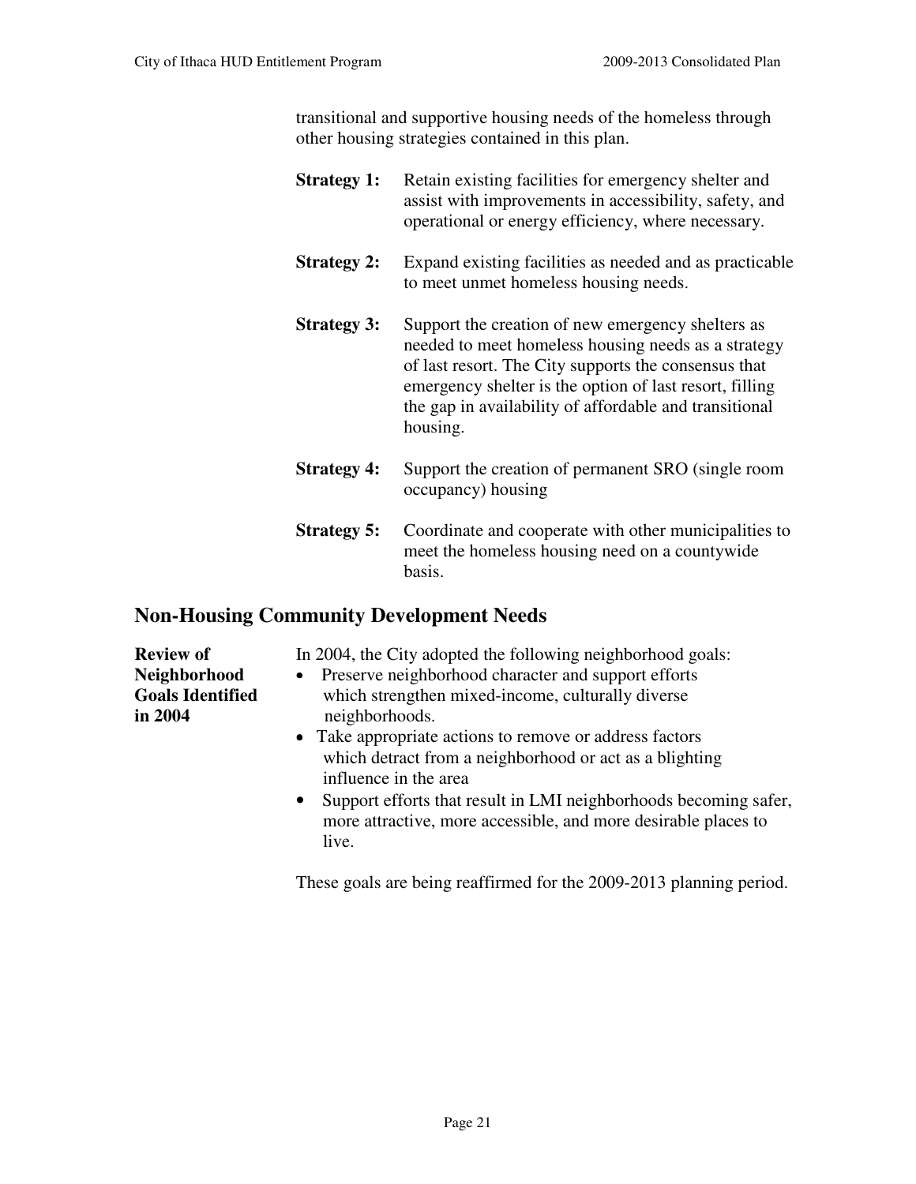transitional and supportive housing needs of the homeless through other housing strategies contained in this plan.

**Strategy 1:** Retain existing facilities for emergency shelter and assist with improvements in accessibility, safety, and operational or energy efficiency, where necessary.

**Strategy 2:** Expand existing facilities as needed and as practicable to meet unmet homeless housing needs.

**Strategy 3:** Support the creation of new emergency shelters as needed to meet homeless housing needs as a strategy of last resort. The City supports the consensus that emergency shelter is the option of last resort, filling the gap in availability of affordable and transitional housing.

**Strategy 4:** Support the creation of permanent SRO (single room occupancy) housing

**Strategy 5:** Coordinate and cooperate with other municipalities to meet the homeless housing need on a countywide basis.

## Non-Housing Community Development Needs

**Review of Neighborhood Goals Identified in 2004**

In 2004, the City adopted the following neighborhood goals:

- Preserve neighborhood character and support efforts which strengthen mixed-income, culturally diverse neighborhoods.
- Take appropriate actions to remove or address factors which detract from a neighborhood or act as a blighting influence in the area
- Support efforts that result in LMI neighborhoods becoming safer, more attractive, more accessible, and more desirable places to live.

These goals are being reaffirmed for the 2009-2013 planning period.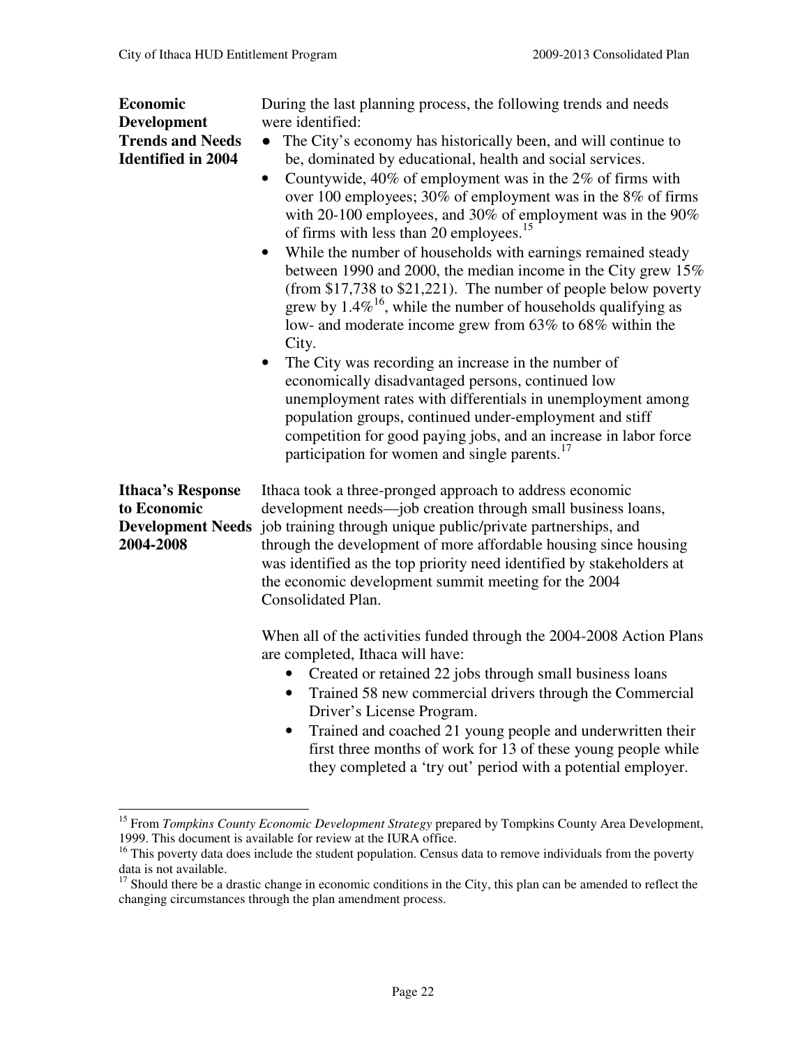**Economic Development Trends and Needs Identified in 2004**

During the last planning process, the following trends and needs were identified:

- The City's economy has historically been, and will continue to be, dominated by educational, health and social services.
- Countywide, 40% of employment was in the 2% of firms with over 100 employees; 30% of employment was in the 8% of firms with 20-100 employees, and 30% of employment was in the 90% of firms with less than 20 employees.[15]
- While the number of households with earnings remained steady between 1990 and 2000, the median income in the City grew 15% (from \$17,738 to \$21,221). The number of people below poverty grew by 1.4%[16], while the number of households qualifying as low- and moderate income grew from 63% to 68% within the City.
- The City was recording an increase in the number of economically disadvantaged persons, continued low unemployment rates with differentials in unemployment among population groups, continued under-employment and stiff competition for good paying jobs, and an increase in labor force participation for women and single parents.[17]

**Ithaca's Response to Economic Development Needs 2004-2008**

Ithaca took a three-pronged approach to address economic development needs—job creation through small business loans, job training through unique public/private partnerships, and through the development of more affordable housing since housing was identified as the top priority need identified by stakeholders at the economic development summit meeting for the 2004 Consolidated Plan.

When all of the activities funded through the 2004-2008 Action Plans are completed, Ithaca will have:

- Created or retained 22 jobs through small business loans
- Trained 58 new commercial drivers through the Commercial Driver's License Program.
- Trained and coached 21 young people and underwritten their first three months of work for 13 of these young people while they completed a 'try out' period with a potential employer.

---

[15] From *Tompkins County Economic Development Strategy* prepared by Tompkins County Area Development, 1999. This document is available for review at the IURA office.

[16] This poverty data does include the student population. Census data to remove individuals from the poverty data is not available.

[17] Should there be a drastic change in economic conditions in the City, this plan can be amended to reflect the changing circumstances through the plan amendment process.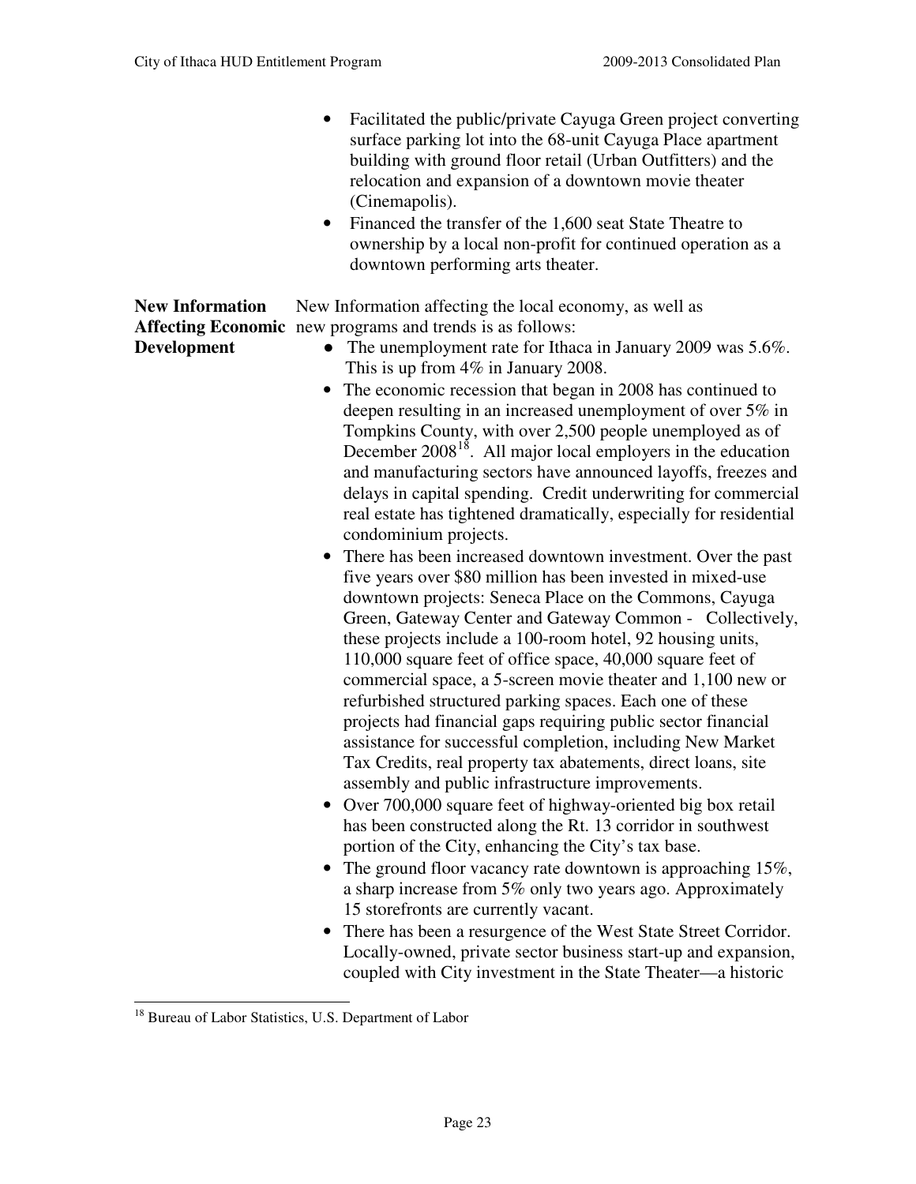- Facilitated the public/private Cayuga Green project converting surface parking lot into the 68-unit Cayuga Place apartment building with ground floor retail (Urban Outfitters) and the relocation and expansion of a downtown movie theater (Cinemapolis).
- Financed the transfer of the 1,600 seat State Theatre to ownership by a local non-profit for continued operation as a downtown performing arts theater.

**New Information Affecting Economic Development**

New Information affecting the local economy, as well as new programs and trends is as follows:

- The unemployment rate for Ithaca in January 2009 was 5.6%. This is up from 4% in January 2008.
- The economic recession that began in 2008 has continued to deepen resulting in an increased unemployment of over 5% in Tompkins County, with over 2,500 people unemployed as of December 2008[18]. All major local employers in the education and manufacturing sectors have announced layoffs, freezes and delays in capital spending. Credit underwriting for commercial real estate has tightened dramatically, especially for residential condominium projects.
- There has been increased downtown investment. Over the past five years over $80 million has been invested in mixed-use downtown projects: Seneca Place on the Commons, Cayuga Green, Gateway Center and Gateway Common - Collectively, these projects include a 100-room hotel, 92 housing units, 110,000 square feet of office space, 40,000 square feet of commercial space, a 5-screen movie theater and 1,100 new or refurbished structured parking spaces. Each one of these projects had financial gaps requiring public sector financial assistance for successful completion, including New Market Tax Credits, real property tax abatements, direct loans, site assembly and public infrastructure improvements.
- Over 700,000 square feet of highway-oriented big box retail has been constructed along the Rt. 13 corridor in southwest portion of the City, enhancing the City's tax base.
- The ground floor vacancy rate downtown is approaching 15%, a sharp increase from 5% only two years ago. Approximately 15 storefronts are currently vacant.
- There has been a resurgence of the West State Street Corridor. Locally-owned, private sector business start-up and expansion, coupled with City investment in the State Theater—a historic

[18] Bureau of Labor Statistics, U.S. Department of Labor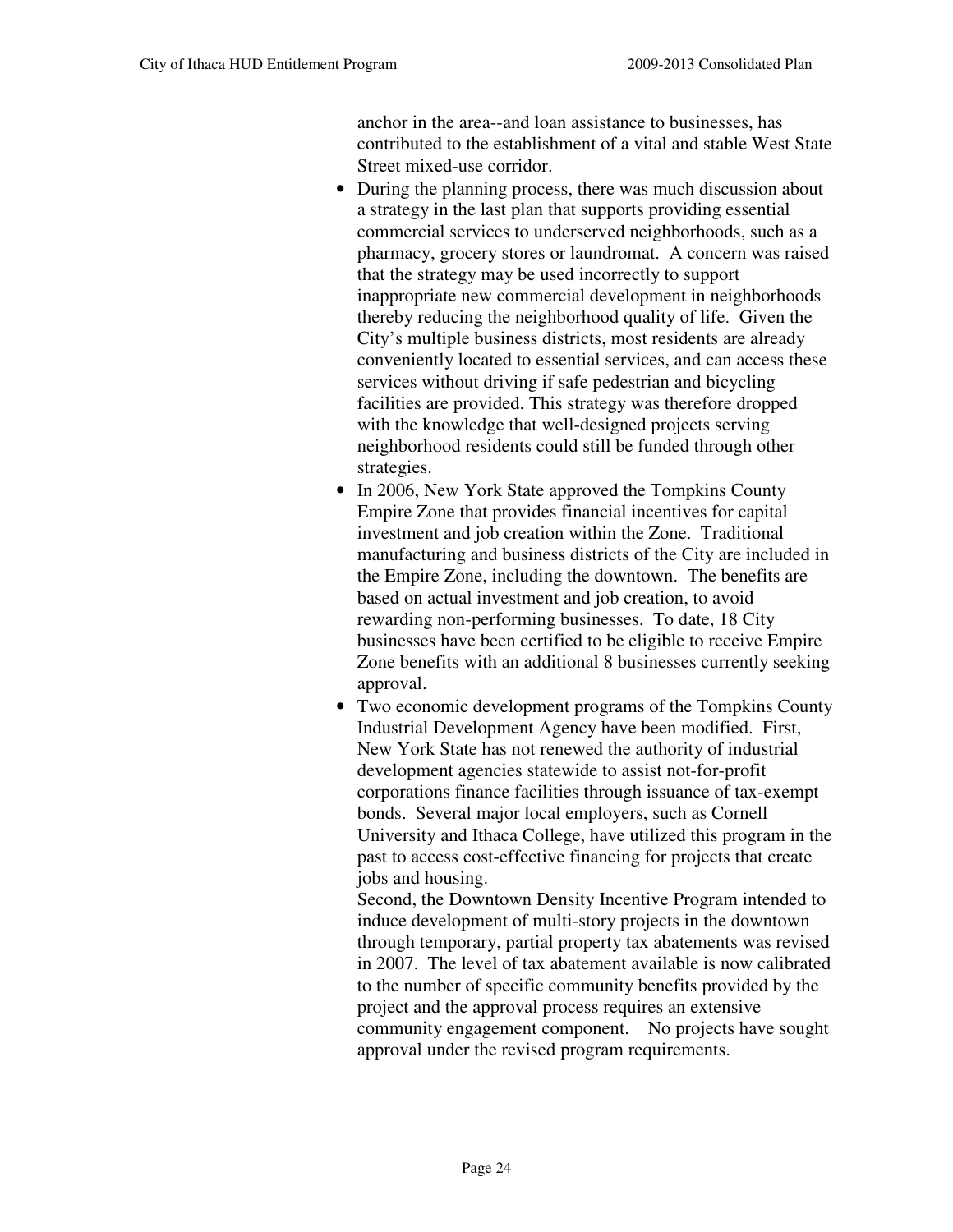anchor in the area--and loan assistance to businesses, has contributed to the establishment of a vital and stable West State Street mixed-use corridor.

- During the planning process, there was much discussion about a strategy in the last plan that supports providing essential commercial services to underserved neighborhoods, such as a pharmacy, grocery stores or laundromat. A concern was raised that the strategy may be used incorrectly to support inappropriate new commercial development in neighborhoods thereby reducing the neighborhood quality of life. Given the City's multiple business districts, most residents are already conveniently located to essential services, and can access these services without driving if safe pedestrian and bicycling facilities are provided. This strategy was therefore dropped with the knowledge that well-designed projects serving neighborhood residents could still be funded through other strategies.
- In 2006, New York State approved the Tompkins County Empire Zone that provides financial incentives for capital investment and job creation within the Zone. Traditional manufacturing and business districts of the City are included in the Empire Zone, including the downtown. The benefits are based on actual investment and job creation, to avoid rewarding non-performing businesses. To date, 18 City businesses have been certified to be eligible to receive Empire Zone benefits with an additional 8 businesses currently seeking approval.
- Two economic development programs of the Tompkins County Industrial Development Agency have been modified. First, New York State has not renewed the authority of industrial development agencies statewide to assist not-for-profit corporations finance facilities through issuance of tax-exempt bonds. Several major local employers, such as Cornell University and Ithaca College, have utilized this program in the past to access cost-effective financing for projects that create jobs and housing.

  Second, the Downtown Density Incentive Program intended to induce development of multi-story projects in the downtown through temporary, partial property tax abatements was revised in 2007. The level of tax abatement available is now calibrated to the number of specific community benefits provided by the project and the approval process requires an extensive community engagement component. No projects have sought approval under the revised program requirements.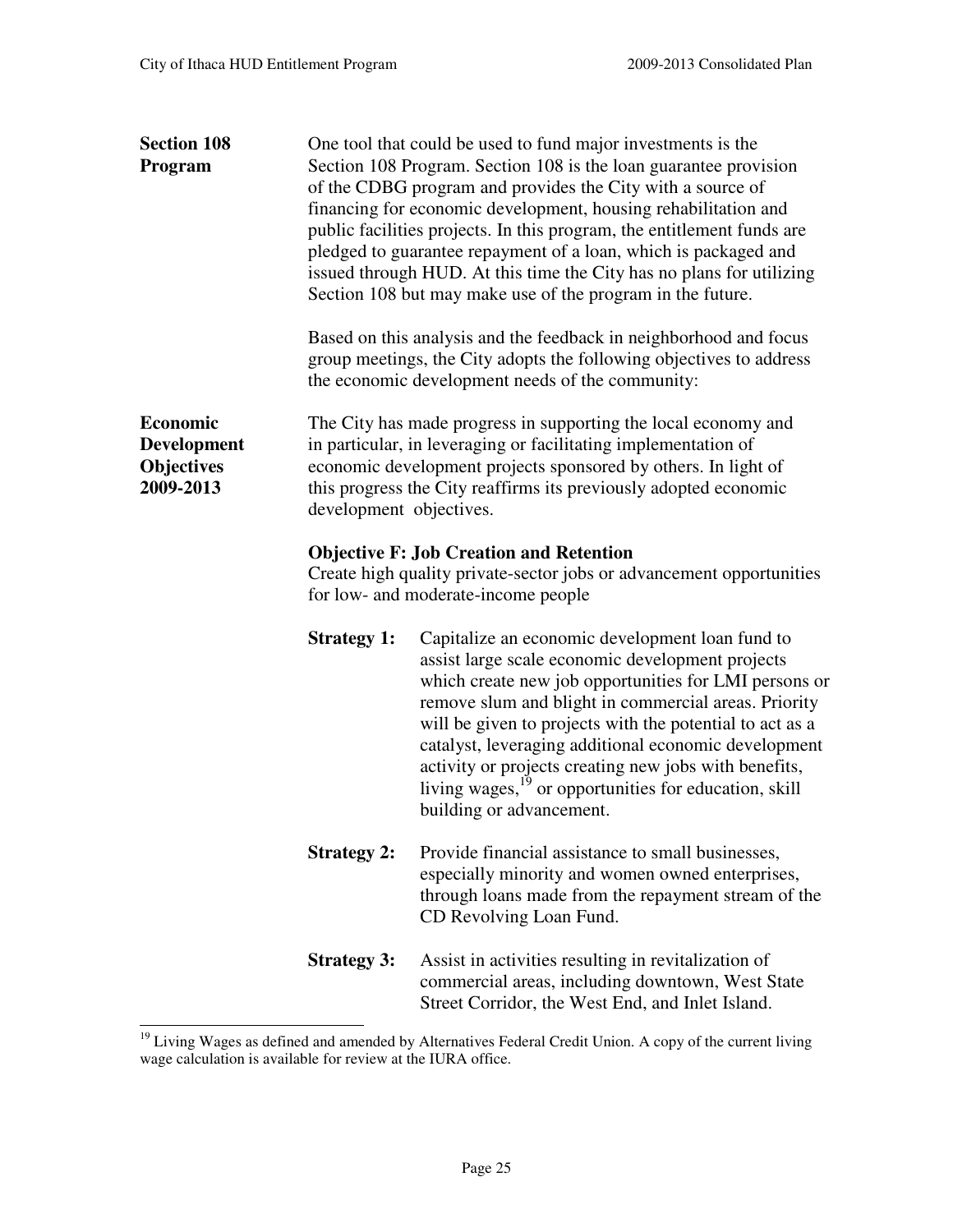**Section 108 Program**

One tool that could be used to fund major investments is the Section 108 Program. Section 108 is the loan guarantee provision of the CDBG program and provides the City with a source of financing for economic development, housing rehabilitation and public facilities projects. In this program, the entitlement funds are pledged to guarantee repayment of a loan, which is packaged and issued through HUD. At this time the City has no plans for utilizing Section 108 but may make use of the program in the future.

Based on this analysis and the feedback in neighborhood and focus group meetings, the City adopts the following objectives to address the economic development needs of the community:

**Economic Development Objectives 2009-2013**

The City has made progress in supporting the local economy and in particular, in leveraging or facilitating implementation of economic development projects sponsored by others. In light of this progress the City reaffirms its previously adopted economic development objectives.

**Objective F: Job Creation and Retention**
Create high quality private-sector jobs or advancement opportunities for low- and moderate-income people

**Strategy 1:** Capitalize an economic development loan fund to assist large scale economic development projects which create new job opportunities for LMI persons or remove slum and blight in commercial areas. Priority will be given to projects with the potential to act as a catalyst, leveraging additional economic development activity or projects creating new jobs with benefits, living wages,[19] or opportunities for education, skill building or advancement.

**Strategy 2:** Provide financial assistance to small businesses, especially minority and women owned enterprises, through loans made from the repayment stream of the CD Revolving Loan Fund.

**Strategy 3:** Assist in activities resulting in revitalization of commercial areas, including downtown, West State Street Corridor, the West End, and Inlet Island.

---

[19] Living Wages as defined and amended by Alternatives Federal Credit Union. A copy of the current living wage calculation is available for review at the IURA office.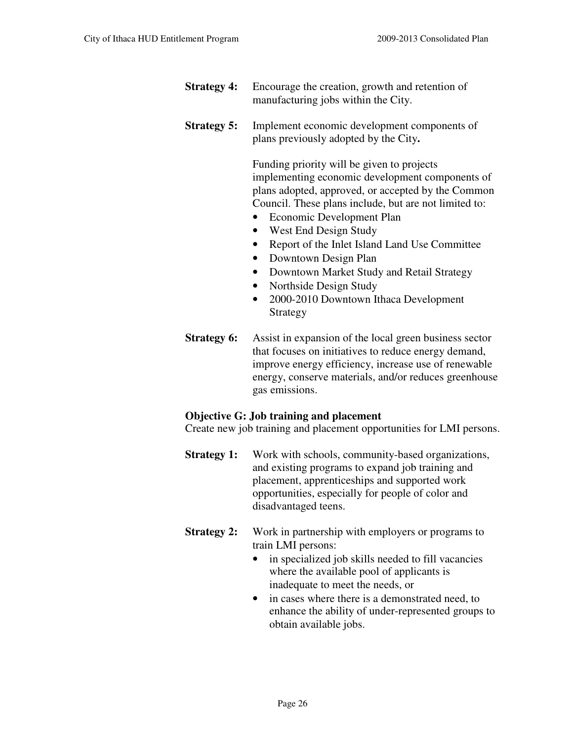**Strategy 4:** Encourage the creation, growth and retention of manufacturing jobs within the City.

**Strategy 5:** Implement economic development components of plans previously adopted by the City**.**

Funding priority will be given to projects implementing economic development components of plans adopted, approved, or accepted by the Common Council. These plans include, but are not limited to:

- Economic Development Plan
- West End Design Study
- Report of the Inlet Island Land Use Committee
- Downtown Design Plan
- Downtown Market Study and Retail Strategy
- Northside Design Study
- 2000-2010 Downtown Ithaca Development Strategy

**Strategy 6:** Assist in expansion of the local green business sector that focuses on initiatives to reduce energy demand, improve energy efficiency, increase use of renewable energy, conserve materials, and/or reduces greenhouse gas emissions.

**Objective G: Job training and placement**

Create new job training and placement opportunities for LMI persons.

**Strategy 1:** Work with schools, community-based organizations, and existing programs to expand job training and placement, apprenticeships and supported work opportunities, especially for people of color and disadvantaged teens.

**Strategy 2:** Work in partnership with employers or programs to train LMI persons:

- in specialized job skills needed to fill vacancies where the available pool of applicants is inadequate to meet the needs, or
- in cases where there is a demonstrated need, to enhance the ability of under-represented groups to obtain available jobs.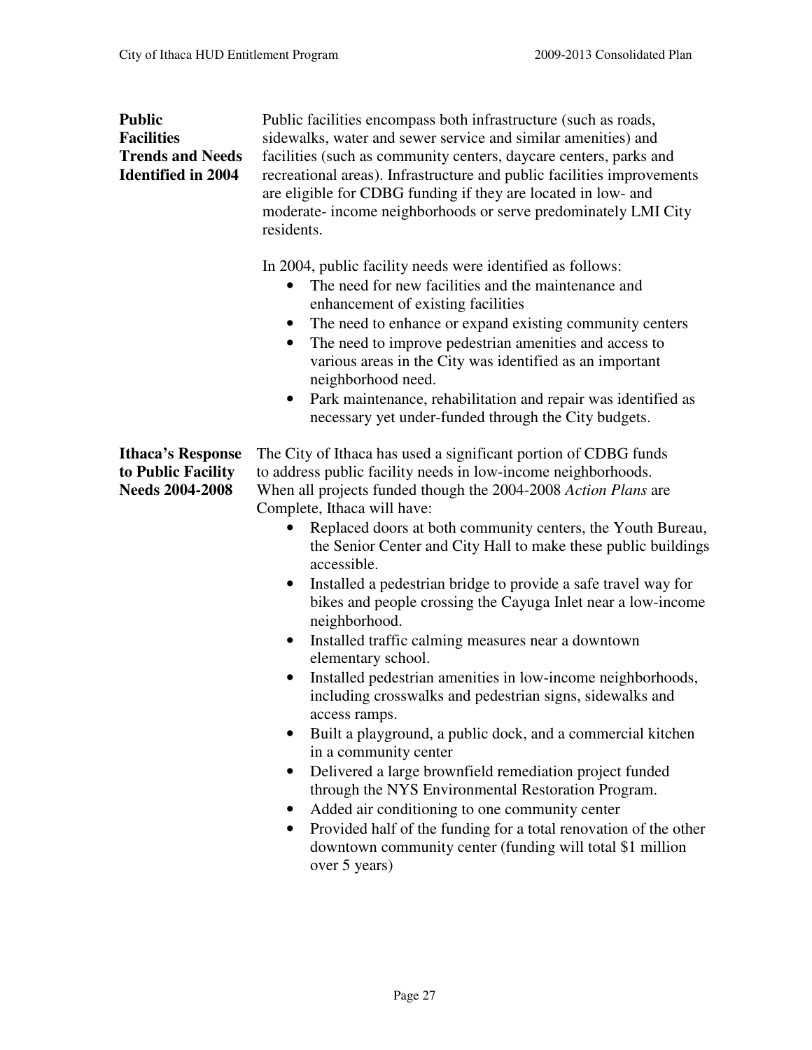### Public Facilities Trends and Needs Identified in 2004

Public facilities encompass both infrastructure (such as roads, sidewalks, water and sewer service and similar amenities) and facilities (such as community centers, daycare centers, parks and recreational areas). Infrastructure and public facilities improvements are eligible for CDBG funding if they are located in low- and moderate- income neighborhoods or serve predominately LMI City residents.

In 2004, public facility needs were identified as follows:

- The need for new facilities and the maintenance and enhancement of existing facilities
- The need to enhance or expand existing community centers
- The need to improve pedestrian amenities and access to various areas in the City was identified as an important neighborhood need.
- Park maintenance, rehabilitation and repair was identified as necessary yet under-funded through the City budgets.

### Ithaca's Response to Public Facility Needs 2004-2008

The City of Ithaca has used a significant portion of CDBG funds to address public facility needs in low-income neighborhoods. When all projects funded though the 2004-2008 *Action Plans* are Complete, Ithaca will have:

- Replaced doors at both community centers, the Youth Bureau, the Senior Center and City Hall to make these public buildings accessible.
- Installed a pedestrian bridge to provide a safe travel way for bikes and people crossing the Cayuga Inlet near a low-income neighborhood.
- Installed traffic calming measures near a downtown elementary school.
- Installed pedestrian amenities in low-income neighborhoods, including crosswalks and pedestrian signs, sidewalks and access ramps.
- Built a playground, a public dock, and a commercial kitchen in a community center
- Delivered a large brownfield remediation project funded through the NYS Environmental Restoration Program.
- Added air conditioning to one community center
- Provided half of the funding for a total renovation of the other downtown community center (funding will total $1 million over 5 years)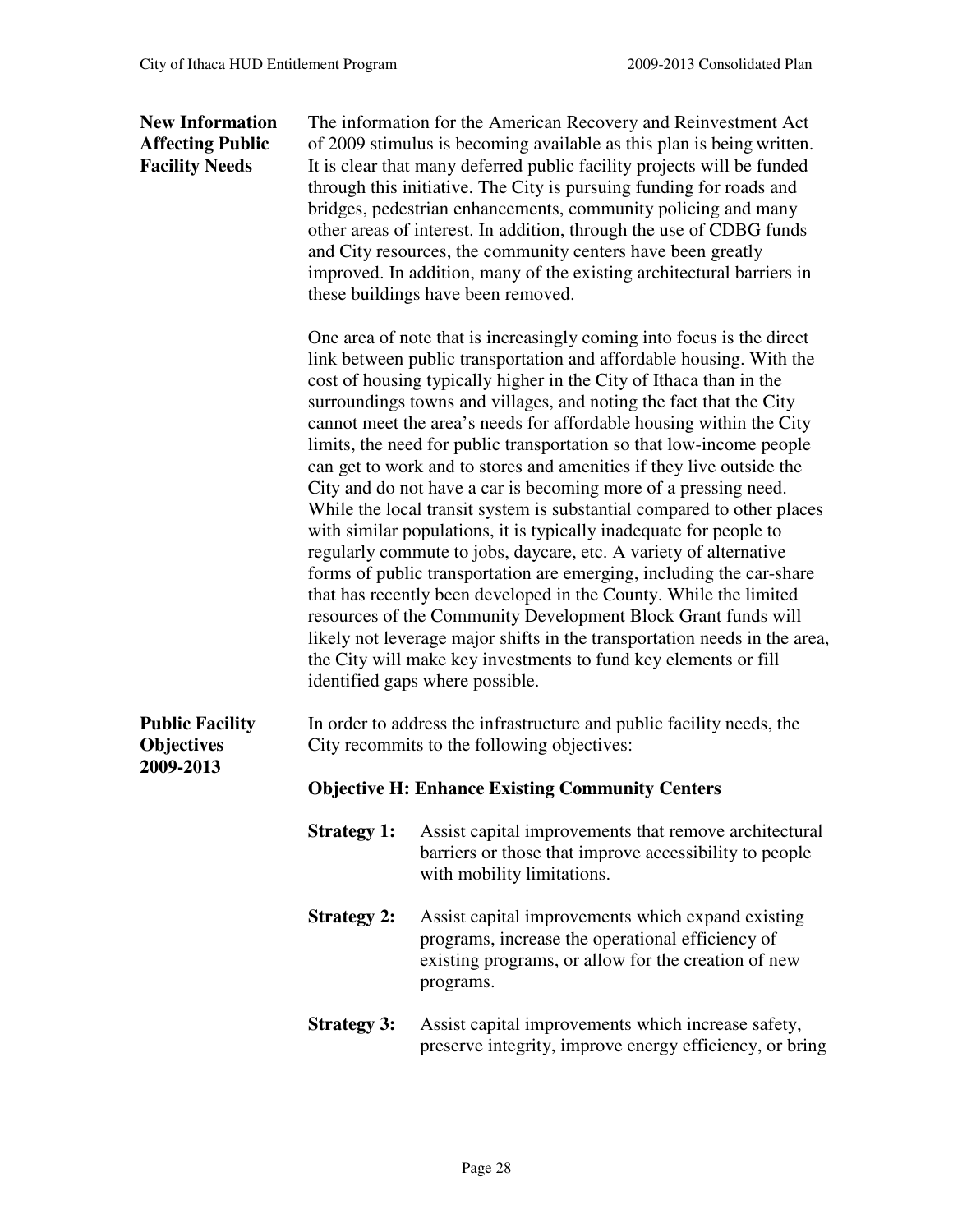**New Information Affecting Public Facility Needs**

The information for the American Recovery and Reinvestment Act of 2009 stimulus is becoming available as this plan is being written. It is clear that many deferred public facility projects will be funded through this initiative. The City is pursuing funding for roads and bridges, pedestrian enhancements, community policing and many other areas of interest. In addition, through the use of CDBG funds and City resources, the community centers have been greatly improved. In addition, many of the existing architectural barriers in these buildings have been removed.

One area of note that is increasingly coming into focus is the direct link between public transportation and affordable housing. With the cost of housing typically higher in the City of Ithaca than in the surroundings towns and villages, and noting the fact that the City cannot meet the area's needs for affordable housing within the City limits, the need for public transportation so that low-income people can get to work and to stores and amenities if they live outside the City and do not have a car is becoming more of a pressing need. While the local transit system is substantial compared to other places with similar populations, it is typically inadequate for people to regularly commute to jobs, daycare, etc. A variety of alternative forms of public transportation are emerging, including the car-share that has recently been developed in the County. While the limited resources of the Community Development Block Grant funds will likely not leverage major shifts in the transportation needs in the area, the City will make key investments to fund key elements or fill identified gaps where possible.

**Public Facility Objectives 2009-2013**

In order to address the infrastructure and public facility needs, the City recommits to the following objectives:

**Objective H: Enhance Existing Community Centers**

**Strategy 1:** Assist capital improvements that remove architectural barriers or those that improve accessibility to people with mobility limitations.

**Strategy 2:** Assist capital improvements which expand existing programs, increase the operational efficiency of existing programs, or allow for the creation of new programs.

**Strategy 3:** Assist capital improvements which increase safety, preserve integrity, improve energy efficiency, or bring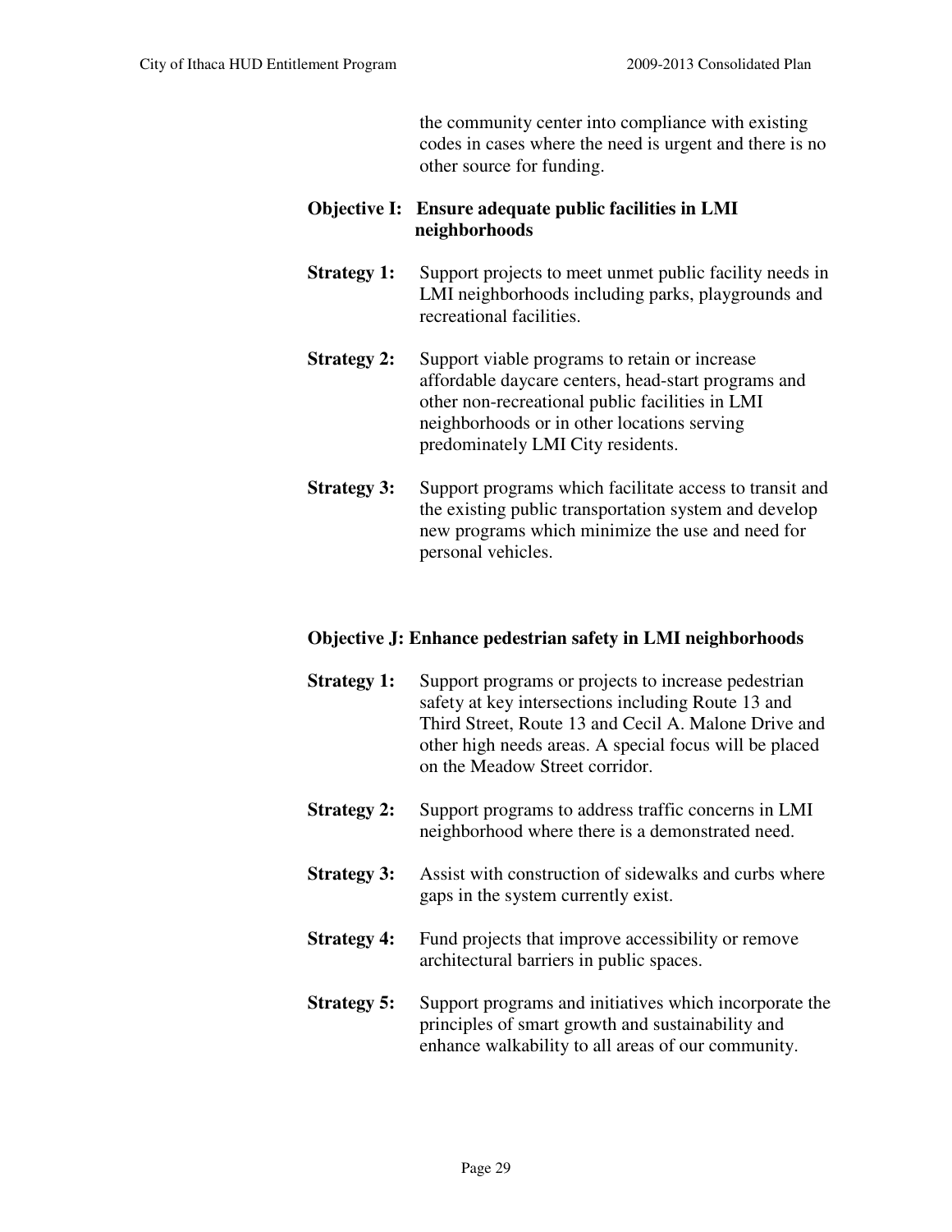the community center into compliance with existing codes in cases where the need is urgent and there is no other source for funding.

**Objective I: Ensure adequate public facilities in LMI neighborhoods**

**Strategy 1:** Support projects to meet unmet public facility needs in LMI neighborhoods including parks, playgrounds and recreational facilities.

**Strategy 2:** Support viable programs to retain or increase affordable daycare centers, head-start programs and other non-recreational public facilities in LMI neighborhoods or in other locations serving predominately LMI City residents.

**Strategy 3:** Support programs which facilitate access to transit and the existing public transportation system and develop new programs which minimize the use and need for personal vehicles.

**Objective J: Enhance pedestrian safety in LMI neighborhoods**

**Strategy 1:** Support programs or projects to increase pedestrian safety at key intersections including Route 13 and Third Street, Route 13 and Cecil A. Malone Drive and other high needs areas. A special focus will be placed on the Meadow Street corridor.

**Strategy 2:** Support programs to address traffic concerns in LMI neighborhood where there is a demonstrated need.

**Strategy 3:** Assist with construction of sidewalks and curbs where gaps in the system currently exist.

**Strategy 4:** Fund projects that improve accessibility or remove architectural barriers in public spaces.

**Strategy 5:** Support programs and initiatives which incorporate the principles of smart growth and sustainability and enhance walkability to all areas of our community.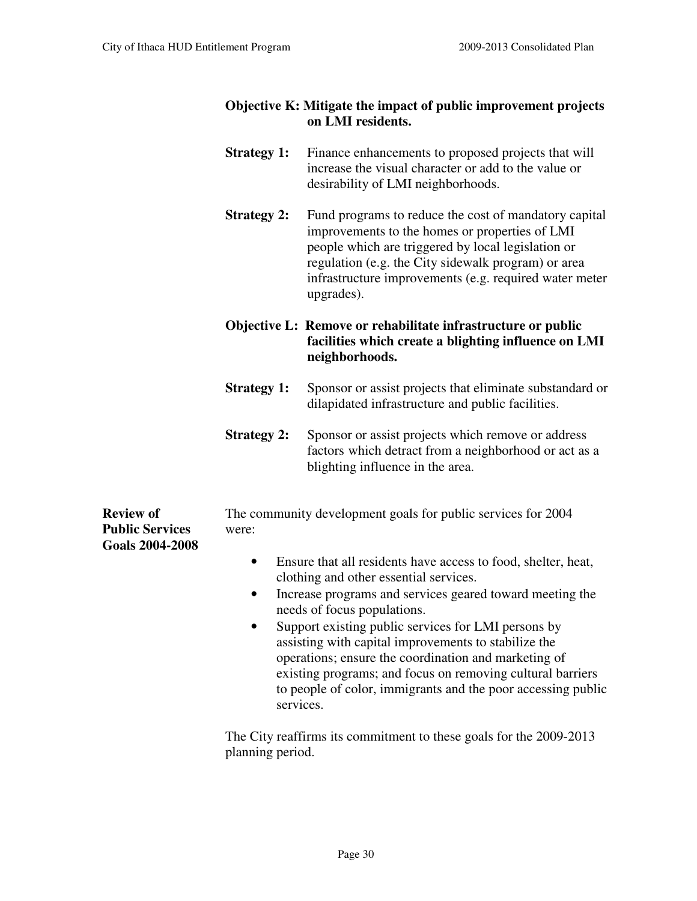**Objective K: Mitigate the impact of public improvement projects on LMI residents.**

**Strategy 1:** Finance enhancements to proposed projects that will increase the visual character or add to the value or desirability of LMI neighborhoods.

**Strategy 2:** Fund programs to reduce the cost of mandatory capital improvements to the homes or properties of LMI people which are triggered by local legislation or regulation (e.g. the City sidewalk program) or area infrastructure improvements (e.g. required water meter upgrades).

**Objective L: Remove or rehabilitate infrastructure or public facilities which create a blighting influence on LMI neighborhoods.**

**Strategy 1:** Sponsor or assist projects that eliminate substandard or dilapidated infrastructure and public facilities.

**Strategy 2:** Sponsor or assist projects which remove or address factors which detract from a neighborhood or act as a blighting influence in the area.

**Review of Public Services Goals 2004-2008**

The community development goals for public services for 2004 were:

- Ensure that all residents have access to food, shelter, heat, clothing and other essential services.
- Increase programs and services geared toward meeting the needs of focus populations.
- Support existing public services for LMI persons by assisting with capital improvements to stabilize the operations; ensure the coordination and marketing of existing programs; and focus on removing cultural barriers to people of color, immigrants and the poor accessing public services.

The City reaffirms its commitment to these goals for the 2009-2013 planning period.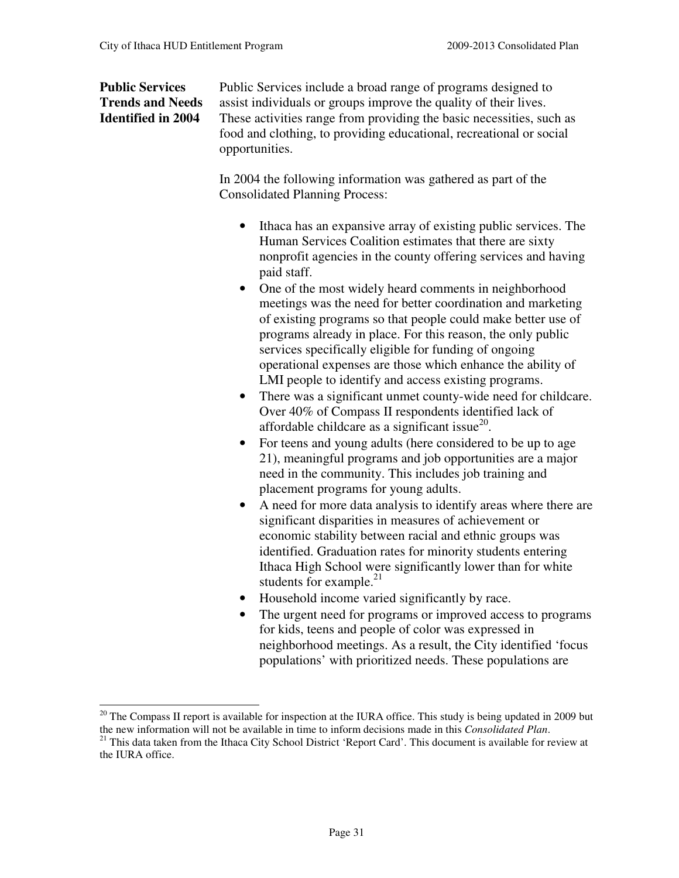## Public Services Trends and Needs Identified in 2004

Public Services include a broad range of programs designed to assist individuals or groups improve the quality of their lives. These activities range from providing the basic necessities, such as food and clothing, to providing educational, recreational or social opportunities.

In 2004 the following information was gathered as part of the Consolidated Planning Process:

- Ithaca has an expansive array of existing public services. The Human Services Coalition estimates that there are sixty nonprofit agencies in the county offering services and having paid staff.
- One of the most widely heard comments in neighborhood meetings was the need for better coordination and marketing of existing programs so that people could make better use of programs already in place. For this reason, the only public services specifically eligible for funding of ongoing operational expenses are those which enhance the ability of LMI people to identify and access existing programs.
- There was a significant unmet county-wide need for childcare. Over 40% of Compass II respondents identified lack of affordable childcare as a significant issue[20].
- For teens and young adults (here considered to be up to age 21), meaningful programs and job opportunities are a major need in the community. This includes job training and placement programs for young adults.
- A need for more data analysis to identify areas where there are significant disparities in measures of achievement or economic stability between racial and ethnic groups was identified. Graduation rates for minority students entering Ithaca High School were significantly lower than for white students for example.[21]
- Household income varied significantly by race.
- The urgent need for programs or improved access to programs for kids, teens and people of color was expressed in neighborhood meetings. As a result, the City identified 'focus populations' with prioritized needs. These populations are

---

[20] The Compass II report is available for inspection at the IURA office. This study is being updated in 2009 but the new information will not be available in time to inform decisions made in this *Consolidated Plan*.

[21] This data taken from the Ithaca City School District 'Report Card'. This document is available for review at the IURA office.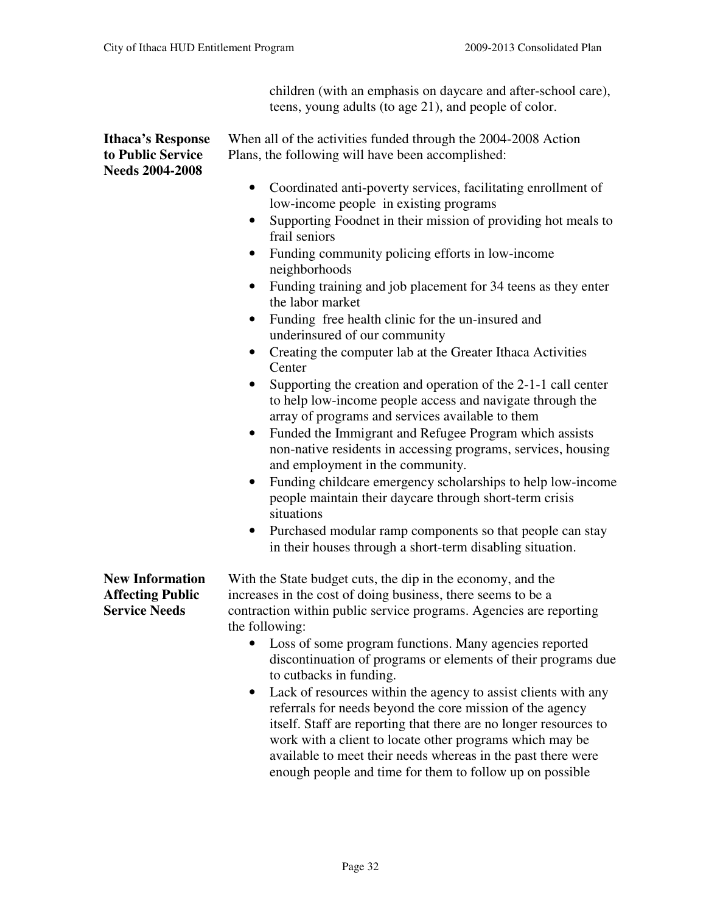children (with an emphasis on daycare and after-school care), teens, young adults (to age 21), and people of color.

**Ithaca's Response to Public Service Needs 2004-2008**

When all of the activities funded through the 2004-2008 Action Plans, the following will have been accomplished:

- Coordinated anti-poverty services, facilitating enrollment of low-income people in existing programs
- Supporting Foodnet in their mission of providing hot meals to frail seniors
- Funding community policing efforts in low-income neighborhoods
- Funding training and job placement for 34 teens as they enter the labor market
- Funding free health clinic for the un-insured and underinsured of our community
- Creating the computer lab at the Greater Ithaca Activities Center
- Supporting the creation and operation of the 2-1-1 call center to help low-income people access and navigate through the array of programs and services available to them
- Funded the Immigrant and Refugee Program which assists non-native residents in accessing programs, services, housing and employment in the community.
- Funding childcare emergency scholarships to help low-income people maintain their daycare through short-term crisis situations
- Purchased modular ramp components so that people can stay in their houses through a short-term disabling situation.

**New Information Affecting Public Service Needs**

With the State budget cuts, the dip in the economy, and the increases in the cost of doing business, there seems to be a contraction within public service programs. Agencies are reporting the following:

- Loss of some program functions. Many agencies reported discontinuation of programs or elements of their programs due to cutbacks in funding.
- Lack of resources within the agency to assist clients with any referrals for needs beyond the core mission of the agency itself. Staff are reporting that there are no longer resources to work with a client to locate other programs which may be available to meet their needs whereas in the past there were enough people and time for them to follow up on possible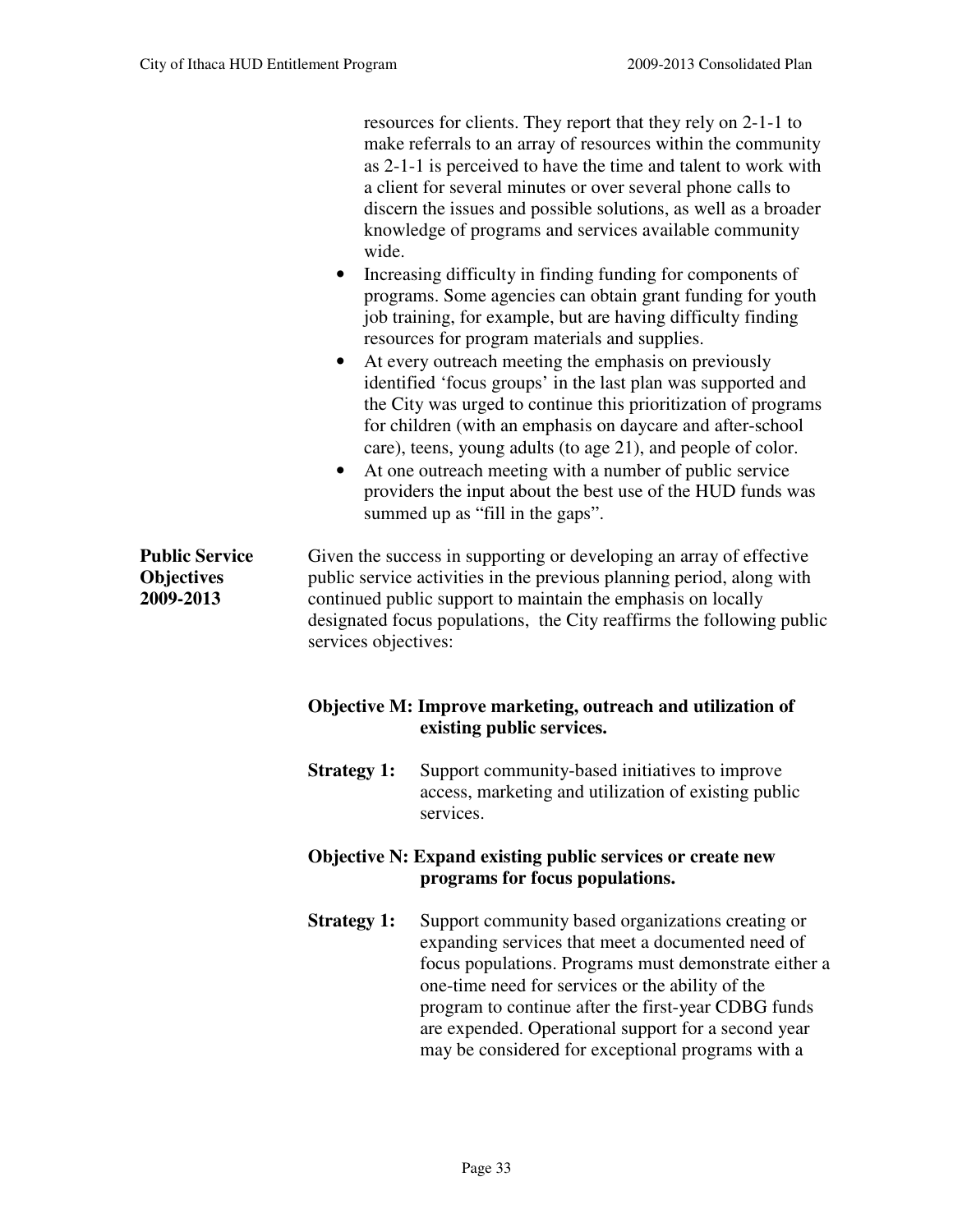resources for clients. They report that they rely on 2-1-1 to make referrals to an array of resources within the community as 2-1-1 is perceived to have the time and talent to work with a client for several minutes or over several phone calls to discern the issues and possible solutions, as well as a broader knowledge of programs and services available community wide.

- Increasing difficulty in finding funding for components of programs. Some agencies can obtain grant funding for youth job training, for example, but are having difficulty finding resources for program materials and supplies.
- At every outreach meeting the emphasis on previously identified 'focus groups' in the last plan was supported and the City was urged to continue this prioritization of programs for children (with an emphasis on daycare and after-school care), teens, young adults (to age 21), and people of color.
- At one outreach meeting with a number of public service providers the input about the best use of the HUD funds was summed up as "fill in the gaps".

**Public Service Objectives 2009-2013**

Given the success in supporting or developing an array of effective public service activities in the previous planning period, along with continued public support to maintain the emphasis on locally designated focus populations, the City reaffirms the following public services objectives:

**Objective M: Improve marketing, outreach and utilization of existing public services.**

**Strategy 1:** Support community-based initiatives to improve access, marketing and utilization of existing public services.

**Objective N: Expand existing public services or create new programs for focus populations.**

**Strategy 1:** Support community based organizations creating or expanding services that meet a documented need of focus populations. Programs must demonstrate either a one-time need for services or the ability of the program to continue after the first-year CDBG funds are expended. Operational support for a second year may be considered for exceptional programs with a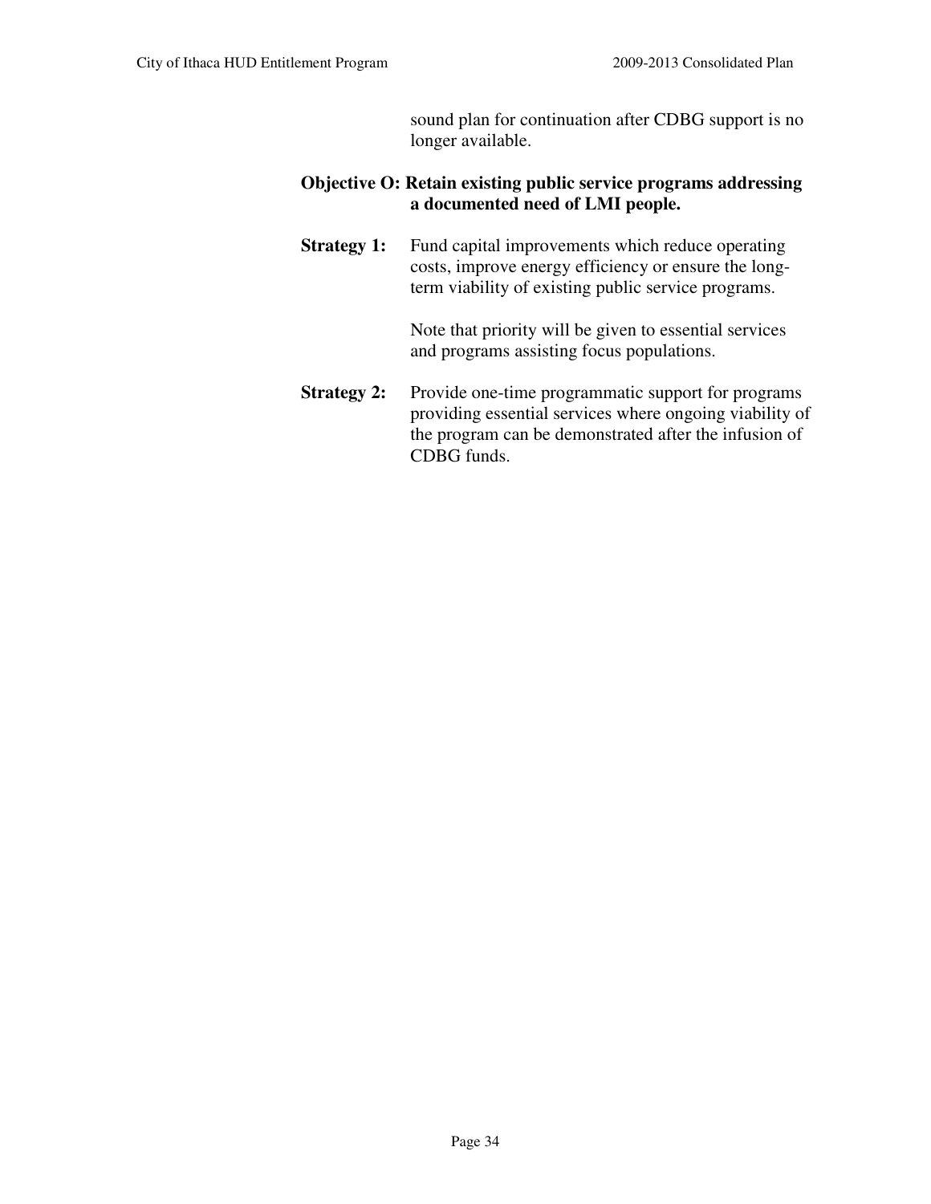sound plan for continuation after CDBG support is no longer available.

**Objective O: Retain existing public service programs addressing a documented need of LMI people.**

**Strategy 1:** Fund capital improvements which reduce operating costs, improve energy efficiency or ensure the long-term viability of existing public service programs.

Note that priority will be given to essential services and programs assisting focus populations.

**Strategy 2:** Provide one-time programmatic support for programs providing essential services where ongoing viability of the program can be demonstrated after the infusion of CDBG funds.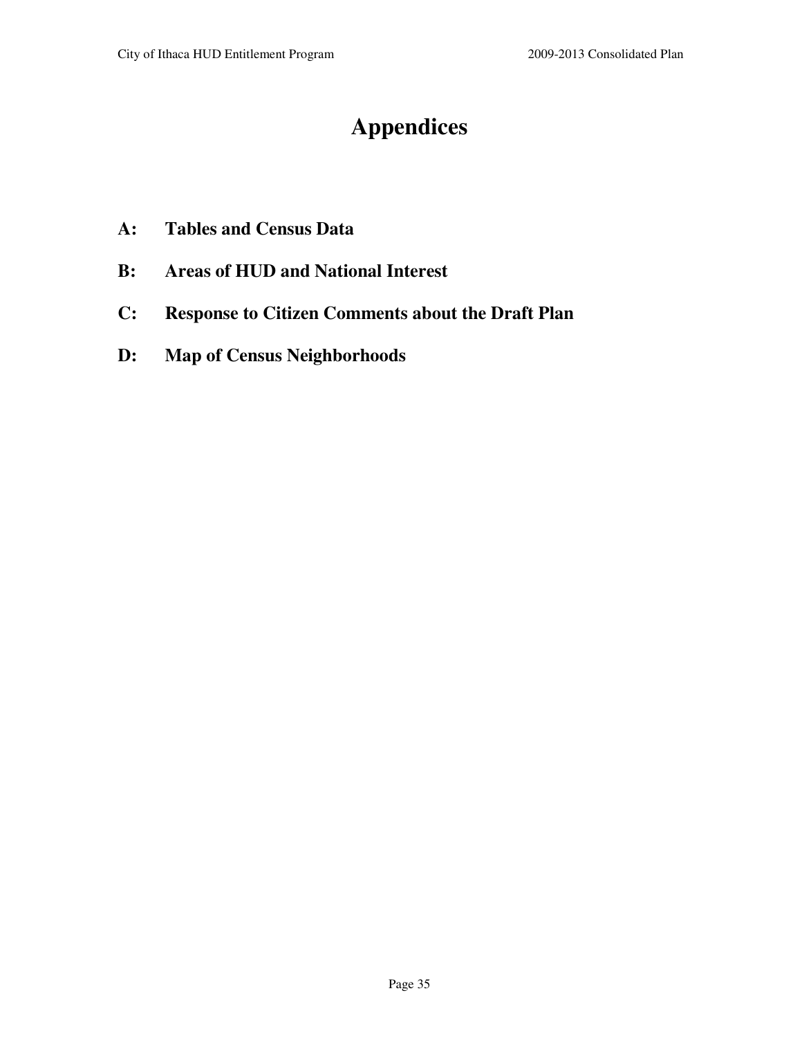# Appendices

**A: Tables and Census Data**

**B: Areas of HUD and National Interest**

**C: Response to Citizen Comments about the Draft Plan**

**D: Map of Census Neighborhoods**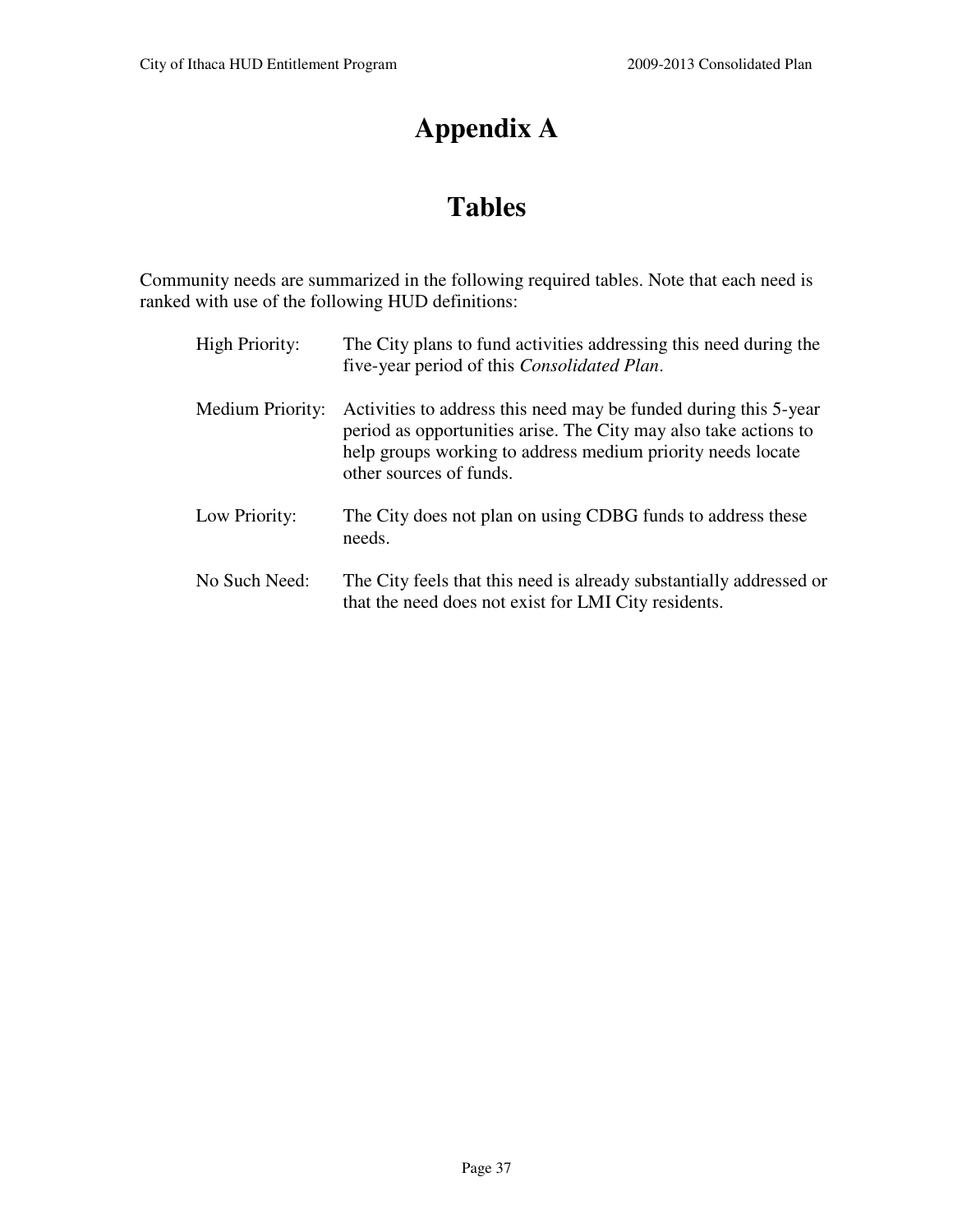# Appendix A

# Tables

Community needs are summarized in the following required tables. Note that each need is ranked with use of the following HUD definitions:

High Priority: The City plans to fund activities addressing this need during the five-year period of this *Consolidated Plan*.

Medium Priority: Activities to address this need may be funded during this 5-year period as opportunities arise. The City may also take actions to help groups working to address medium priority needs locate other sources of funds.

Low Priority: The City does not plan on using CDBG funds to address these needs.

No Such Need: The City feels that this need is already substantially addressed or that the need does not exist for LMI City residents.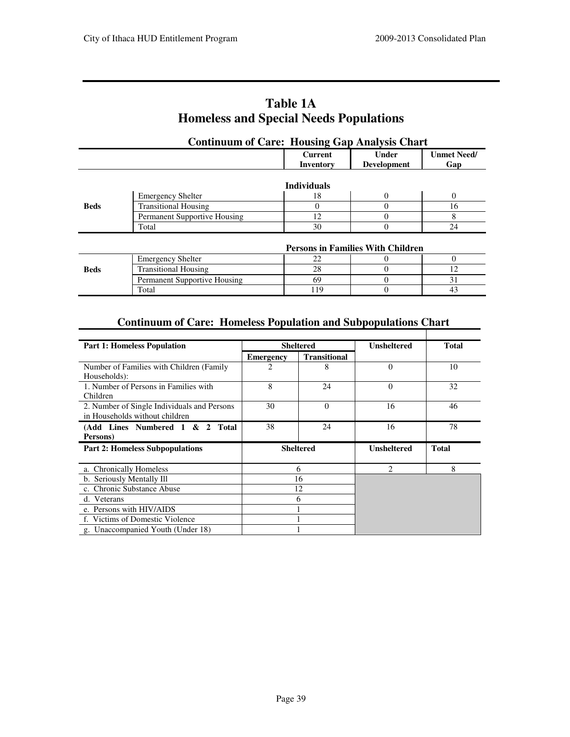# Table 1A
# Homeless and Special Needs Populations

## Continuum of Care: Housing Gap Analysis Chart

| | | Current Inventory | Under Development | Unmet Need/ Gap |
|---|---|---|---|---|
| | | **Individuals** | | |
| **Beds** | Emergency Shelter | 18 | 0 | 0 |
| | Transitional Housing | 0 | 0 | 16 |
| | Permanent Supportive Housing | 12 | 0 | 8 |
| | Total | 30 | 0 | 24 |
| | | **Persons in Families With Children** | | |
| **Beds** | Emergency Shelter | 22 | 0 | 0 |
| | Transitional Housing | 28 | 0 | 12 |
| | Permanent Supportive Housing | 69 | 0 | 31 |
| | Total | 119 | 0 | 43 |

## Continuum of Care: Homeless Population and Subpopulations Chart

| Part 1: Homeless Population | Sheltered | | Unsheltered | Total |
|---|---|---|---|---|
| | Emergency | Transitional | | |
| Number of Families with Children (Family Households): | 2 | 8 | 0 | 10 |
| 1. Number of Persons in Families with Children | 8 | 24 | 0 | 32 |
| 2. Number of Single Individuals and Persons in Households without children | 30 | 0 | 16 | 46 |
| **(Add Lines Numbered 1 & 2 Total Persons)** | 38 | 24 | 16 | 78 |

| Part 2: Homeless Subpopulations | Sheltered | Unsheltered | Total |
|---|---|---|---|
| a. Chronically Homeless | 6 | 2 | 8 |
| b. Seriously Mentally Ill | 16 | | |
| c. Chronic Substance Abuse | 12 | | |
| d. Veterans | 6 | | |
| e. Persons with HIV/AIDS | 1 | | |
| f. Victims of Domestic Violence | 1 | | |
| g. Unaccompanied Youth (Under 18) | 1 | | |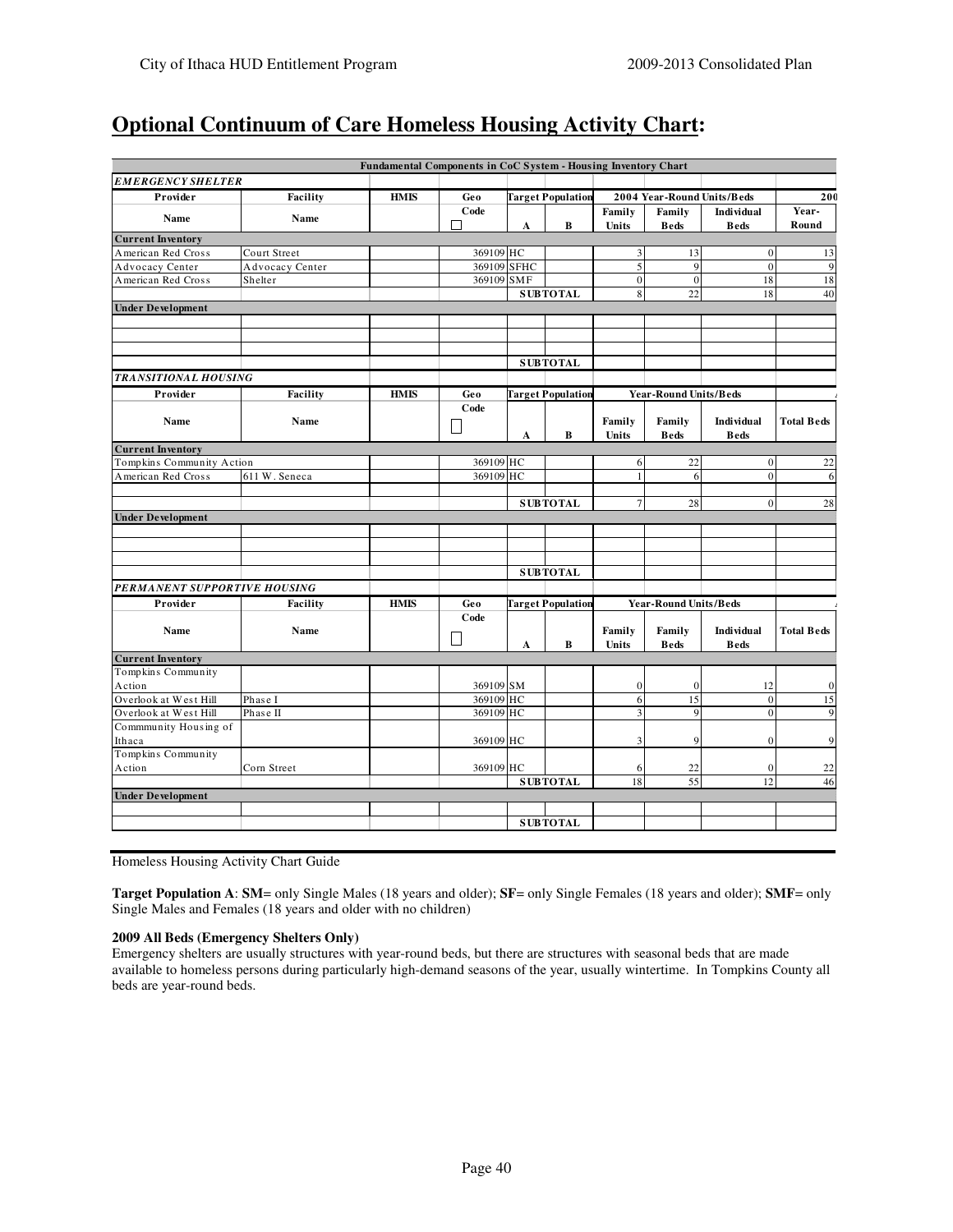## Optional Continuum of Care Homeless Housing Activity Chart:

| Fundamental Components in CoC System - Housing Inventory Chart | | | | | | | | | |
|---|---|---|---|---|---|---|---|---|---|
| ***EMERGENCY SHELTER*** | | | | | | | | | |
| **Provider** | **Facility** | **HMIS** | **Geo** | **Target Population** | | **2004 Year-Round Units/Beds** | | | **200** |
| **Name** | **Name** | | **Code** ☐ | **A** | **B** | **Family Units** | **Family Beds** | **Individual Beds** | **Year-Round** |
| **Current Inventory** | | | | | | | | | |
| American Red Cross | Court Street | | 369109 | HC | | 3 | 13 | 0 | 13 |
| Advocacy Center | Advocacy Center | | 369109 | SFHC | | 5 | 9 | 0 | 9 |
| American Red Cross | Shelter | | 369109 | SMF | | 0 | 0 | 18 | 18 |
| | | | | **SUBTOTAL** | | 8 | 22 | 18 | 40 |
| **Under Development** | | | | | | | | | |
| | | | | | | | | | |
| | | | | | | | | | |
| | | | | | | | | | |
| | | | | **SUBTOTAL** | | | | | |
| ***TRANSITIONAL HOUSING*** | | | | | | | | | |
| **Provider** | **Facility** | **HMIS** | **Geo** | **Target Population** | | **Year-Round Units/Beds** | | | |
| **Name** | **Name** | | **Code** ☐ | **A** | **B** | **Family Units** | **Family Beds** | **Individual Beds** | **Total Beds** |
| **Current Inventory** | | | | | | | | | |
| Tompkins Community Action | | | 369109 | HC | | 6 | 22 | 0 | 22 |
| American Red Cross | 611 W. Seneca | | 369109 | HC | | 1 | 6 | 0 | 6 |
| | | | | | | | | | |
| | | | | **SUBTOTAL** | | 7 | 28 | 0 | 28 |
| **Under Development** | | | | | | | | | |
| | | | | | | | | | |
| | | | | | | | | | |
| | | | | | | | | | |
| | | | | **SUBTOTAL** | | | | | |
| ***PERMANENT SUPPORTIVE HOUSING*** | | | | | | | | | |
| **Provider** | **Facility** | **HMIS** | **Geo** | **Target Population** | | **Year-Round Units/Beds** | | | |
| **Name** | **Name** | | **Code** ☐ | **A** | **B** | **Family Units** | **Family Beds** | **Individual Beds** | **Total Beds** |
| **Current Inventory** | | | | | | | | | |
| Tompkins Community Action | | | 369109 | SM | | 0 | 0 | 12 | 0 |
| Overlook at West Hill | Phase I | | 369109 | HC | | 6 | 15 | 0 | 15 |
| Overlook at West Hill | Phase II | | 369109 | HC | | 3 | 9 | 0 | 9 |
| Commmunity Housing of Ithaca | | | 369109 | HC | | 3 | 9 | 0 | 9 |
| Tompkins Community Action | Corn Street | | 369109 | HC | | 6 | 22 | 0 | 22 |
| | | | | **SUBTOTAL** | | 18 | 55 | 12 | 46 |
| **Under Development** | | | | | | | | | |
| | | | | | | | | | |
| | | | | **SUBTOTAL** | | | | | |

Homeless Housing Activity Chart Guide

**Target Population A**: **SM=** only Single Males (18 years and older); **SF=** only Single Females (18 years and older); **SMF=** only Single Males and Females (18 years and older with no children)

**2009 All Beds (Emergency Shelters Only)**

Emergency shelters are usually structures with year-round beds, but there are structures with seasonal beds that are made available to homeless persons during particularly high-demand seasons of the year, usually wintertime. In Tompkins County all beds are year-round beds.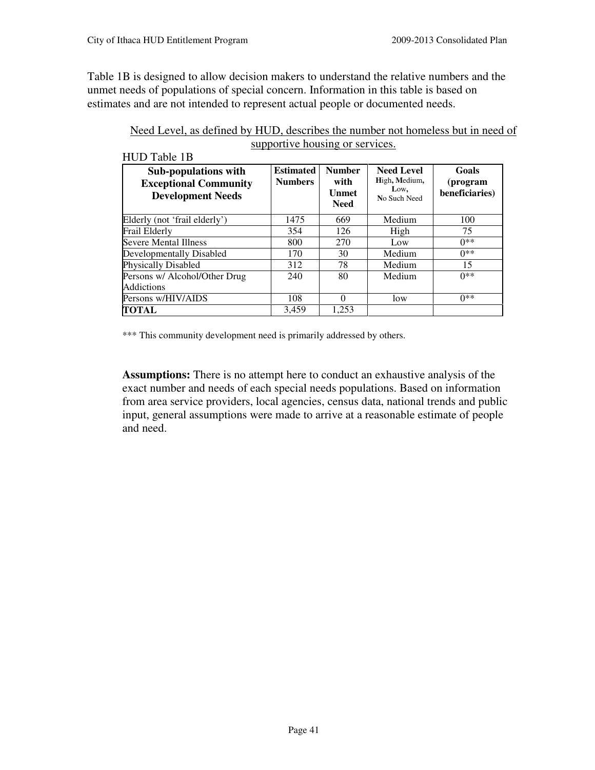Table 1B is designed to allow decision makers to understand the relative numbers and the unmet needs of populations of special concern. Information in this table is based on estimates and are not intended to represent actual people or documented needs.

Need Level, as defined by HUD, describes the number not homeless but in need of supportive housing or services.

HUD Table 1B

| Sub-populations with Exceptional Community Development Needs | Estimated Numbers | Number with Unmet Need | Need Level High, Medium, Low, No Such Need | Goals (program beneficiaries) |
|---|---|---|---|---|
| Elderly (not 'frail elderly') | 1475 | 669 | Medium | 100 |
| Frail Elderly | 354 | 126 | High | 75 |
| Severe Mental Illness | 800 | 270 | Low | 0** |
| Developmentally Disabled | 170 | 30 | Medium | 0** |
| Physically Disabled | 312 | 78 | Medium | 15 |
| Persons w/ Alcohol/Other Drug Addictions | 240 | 80 | Medium | 0** |
| Persons w/HIV/AIDS | 108 | 0 | low | 0** |
| **TOTAL** | 3,459 | 1,253 | | |

*** This community development need is primarily addressed by others.

**Assumptions:** There is no attempt here to conduct an exhaustive analysis of the exact number and needs of each special needs populations. Based on information from area service providers, local agencies, census data, national trends and public input, general assumptions were made to arrive at a reasonable estimate of people and need.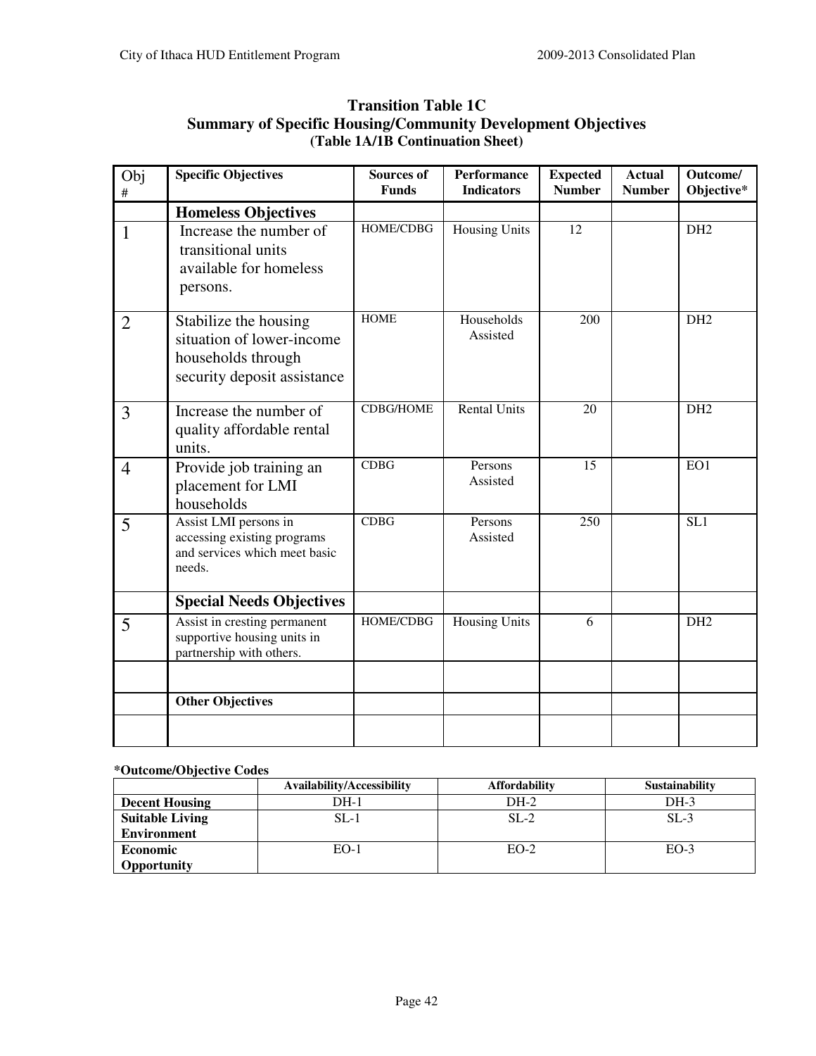## Transition Table 1C
## Summary of Specific Housing/Community Development Objectives
### (Table 1A/1B Continuation Sheet)

| Obj # | Specific Objectives | Sources of Funds | Performance Indicators | Expected Number | Actual Number | Outcome/ Objective* |
|---|---|---|---|---|---|---|
| | **Homeless Objectives** | | | | | |
| 1 | Increase the number of transitional units available for homeless persons. | HOME/CDBG | Housing Units | 12 | | DH2 |
| 2 | Stabilize the housing situation of lower-income households through security deposit assistance | HOME | Households Assisted | 200 | | DH2 |
| 3 | Increase the number of quality affordable rental units. | CDBG/HOME | Rental Units | 20 | | DH2 |
| 4 | Provide job training an placement for LMI households | CDBG | Persons Assisted | 15 | | EO1 |
| 5 | Assist LMI persons in accessing existing programs and services which meet basic needs. | CDBG | Persons Assisted | 250 | | SL1 |
| | **Special Needs Objectives** | | | | | |
| 5 | Assist in cresting permanent supportive housing units in partnership with others. | HOME/CDBG | Housing Units | 6 | | DH2 |
| | | | | | | |
| | **Other Objectives** | | | | | |
| | | | | | | |

**\*Outcome/Objective Codes**

| | Availability/Accessibility | Affordability | Sustainability |
|---|---|---|---|
| **Decent Housing** | DH-1 | DH-2 | DH-3 |
| **Suitable Living Environment** | SL-1 | SL-2 | SL-3 |
| **Economic Opportunity** | EO-1 | EO-2 | EO-3 |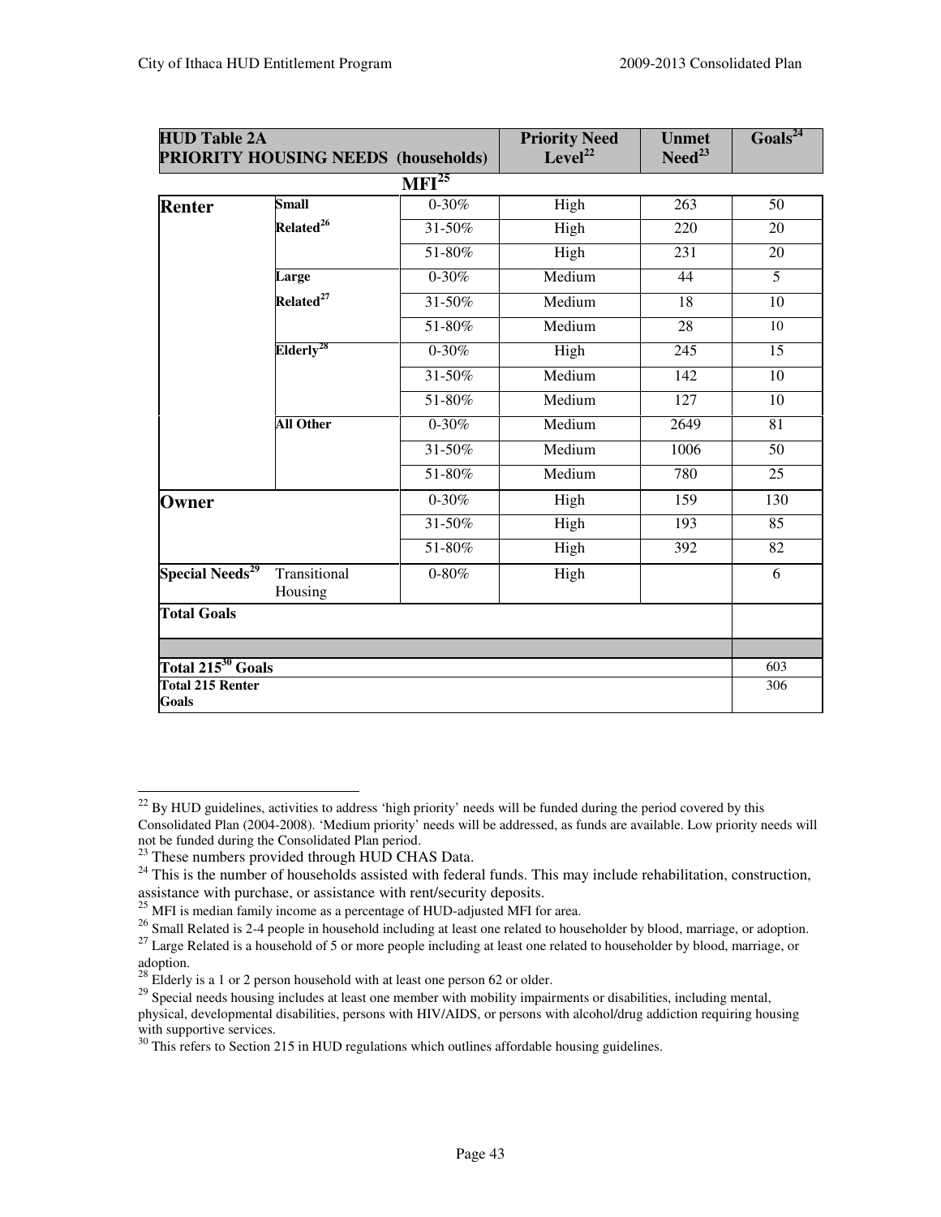| HUD Table 2A PRIORITY HOUSING NEEDS (households) | | MFI[25] | Priority Need Level[22] | Unmet Need[23] | Goals[24] |
|---|---|---|---|---|---|
| **Renter** | **Small Related[26]** | 0-30% | High | 263 | 50 |
| | | 31-50% | High | 220 | 20 |
| | | 51-80% | High | 231 | 20 |
| | **Large Related[27]** | 0-30% | Medium | 44 | 5 |
| | | 31-50% | Medium | 18 | 10 |
| | | 51-80% | Medium | 28 | 10 |
| | **Elderly[28]** | 0-30% | High | 245 | 15 |
| | | 31-50% | Medium | 142 | 10 |
| | | 51-80% | Medium | 127 | 10 |
| | **All Other** | 0-30% | Medium | 2649 | 81 |
| | | 31-50% | Medium | 1006 | 50 |
| | | 51-80% | Medium | 780 | 25 |
| **Owner** | | 0-30% | High | 159 | 130 |
| | | 31-50% | High | 193 | 85 |
| | | 51-80% | High | 392 | 82 |
| **Special Needs[29]** | Transitional Housing | 0-80% | High | | 6 |
| **Total Goals** | | | | | |
| | | | | | |
| **Total 215[30] Goals** | | | | | 603 |
| **Total 215 Renter Goals** | | | | | 306 |

[22] By HUD guidelines, activities to address 'high priority' needs will be funded during the period covered by this Consolidated Plan (2004-2008). 'Medium priority' needs will be addressed, as funds are available. Low priority needs will not be funded during the Consolidated Plan period.

[23] These numbers provided through HUD CHAS Data.

[24] This is the number of households assisted with federal funds. This may include rehabilitation, construction, assistance with purchase, or assistance with rent/security deposits.

[25] MFI is median family income as a percentage of HUD-adjusted MFI for area.

[26] Small Related is 2-4 people in household including at least one related to householder by blood, marriage, or adoption.

[27] Large Related is a household of 5 or more people including at least one related to householder by blood, marriage, or adoption.

[28] Elderly is a 1 or 2 person household with at least one person 62 or older.

[29] Special needs housing includes at least one member with mobility impairments or disabilities, including mental, physical, developmental disabilities, persons with HIV/AIDS, or persons with alcohol/drug addiction requiring housing with supportive services.

[30] This refers to Section 215 in HUD regulations which outlines affordable housing guidelines.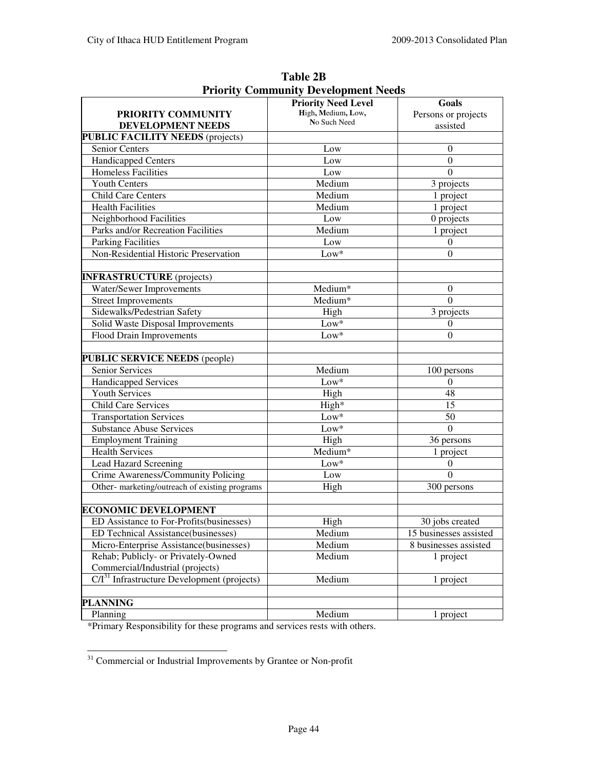## Table 2B
## Priority Community Development Needs

| PRIORITY COMMUNITY DEVELOPMENT NEEDS | Priority Need Level High, Medium, Low, No Such Need | Goals Persons or projects assisted |
|---|---|---|
| **PUBLIC FACILITY NEEDS** (projects) | | |
| Senior Centers | Low | 0 |
| Handicapped Centers | Low | 0 |
| Homeless Facilities | Low | 0 |
| Youth Centers | Medium | 3 projects |
| Child Care Centers | Medium | 1 project |
| Health Facilities | Medium | 1 project |
| Neighborhood Facilities | Low | 0 projects |
| Parks and/or Recreation Facilities | Medium | 1 project |
| Parking Facilities | Low | 0 |
| Non-Residential Historic Preservation | Low* | 0 |
| | | |
| **INFRASTRUCTURE** (projects) | | |
| Water/Sewer Improvements | Medium* | 0 |
| Street Improvements | Medium* | 0 |
| Sidewalks/Pedestrian Safety | High | 3 projects |
| Solid Waste Disposal Improvements | Low* | 0 |
| Flood Drain Improvements | Low* | 0 |
| | | |
| **PUBLIC SERVICE NEEDS** (people) | | |
| Senior Services | Medium | 100 persons |
| Handicapped Services | Low* | 0 |
| Youth Services | High | 48 |
| Child Care Services | High* | 15 |
| Transportation Services | Low* | 50 |
| Substance Abuse Services | Low* | 0 |
| Employment Training | High | 36 persons |
| Health Services | Medium* | 1 project |
| Lead Hazard Screening | Low* | 0 |
| Crime Awareness/Community Policing | Low | 0 |
| Other- marketing/outreach of existing programs | High | 300 persons |
| | | |
| **ECONOMIC DEVELOPMENT** | | |
| ED Assistance to For-Profits(businesses) | High | 30 jobs created |
| ED Technical Assistance(businesses) | Medium | 15 businesses assisted |
| Micro-Enterprise Assistance(businesses) | Medium | 8 businesses assisted |
| Rehab; Publicly- or Privately-Owned Commercial/Industrial (projects) | Medium | 1 project |
| C/I[31] Infrastructure Development (projects) | Medium | 1 project |
| | | |
| **PLANNING** | | |
| Planning | Medium | 1 project |

*Primary Responsibility for these programs and services rests with others.

[31] Commercial or Industrial Improvements by Grantee or Non-profit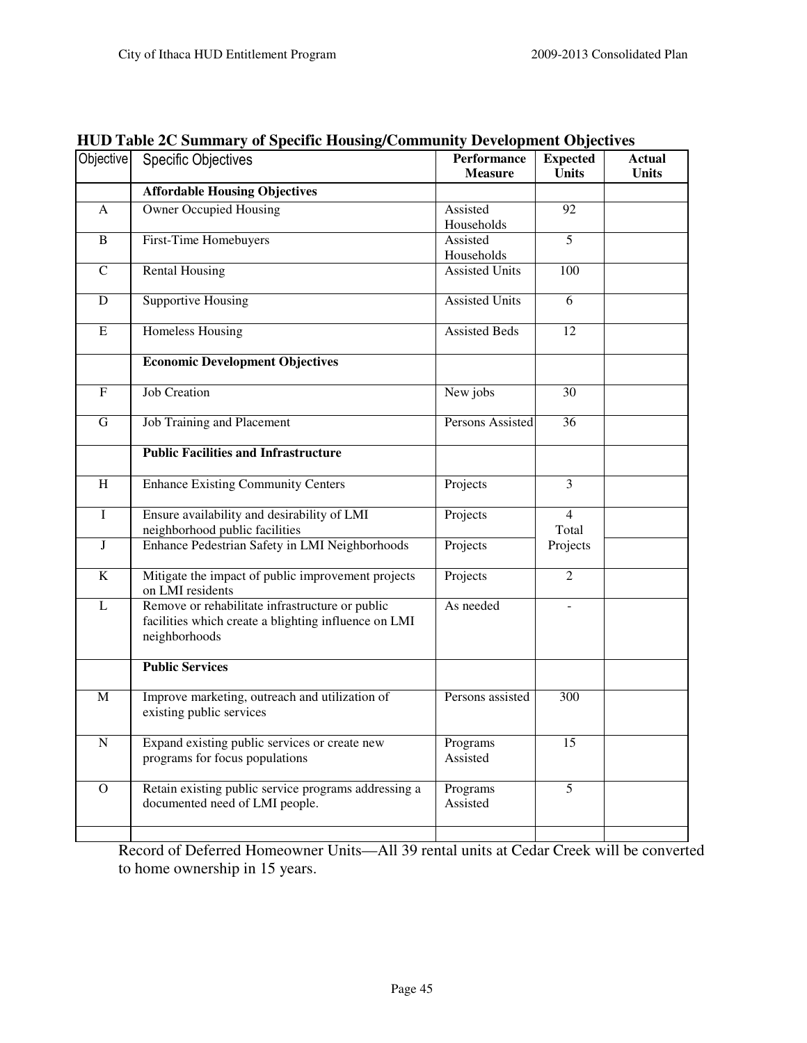**HUD Table 2C Summary of Specific Housing/Community Development Objectives**

| Objective | Specific Objectives | Performance Measure | Expected Units | Actual Units |
|---|---|---|---|---|
| | **Affordable Housing Objectives** | | | |
| A | Owner Occupied Housing | Assisted Households | 92 | |
| B | First-Time Homebuyers | Assisted Households | 5 | |
| C | Rental Housing | Assisted Units | 100 | |
| D | Supportive Housing | Assisted Units | 6 | |
| E | Homeless Housing | Assisted Beds | 12 | |
| | **Economic Development Objectives** | | | |
| F | Job Creation | New jobs | 30 | |
| G | Job Training and Placement | Persons Assisted | 36 | |
| | **Public Facilities and Infrastructure** | | | |
| H | Enhance Existing Community Centers | Projects | 3 | |
| I | Ensure availability and desirability of LMI neighborhood public facilities | Projects | 4 Total Projects | |
| J | Enhance Pedestrian Safety in LMI Neighborhoods | Projects | | |
| K | Mitigate the impact of public improvement projects on LMI residents | Projects | 2 | |
| L | Remove or rehabilitate infrastructure or public facilities which create a blighting influence on LMI neighborhoods | As needed | - | |
| | **Public Services** | | | |
| M | Improve marketing, outreach and utilization of existing public services | Persons assisted | 300 | |
| N | Expand existing public services or create new programs for focus populations | Programs Assisted | 15 | |
| O | Retain existing public service programs addressing a documented need of LMI people. | Programs Assisted | 5 | |
| | | | | |

Record of Deferred Homeowner Units—All 39 rental units at Cedar Creek will be converted to home ownership in 15 years.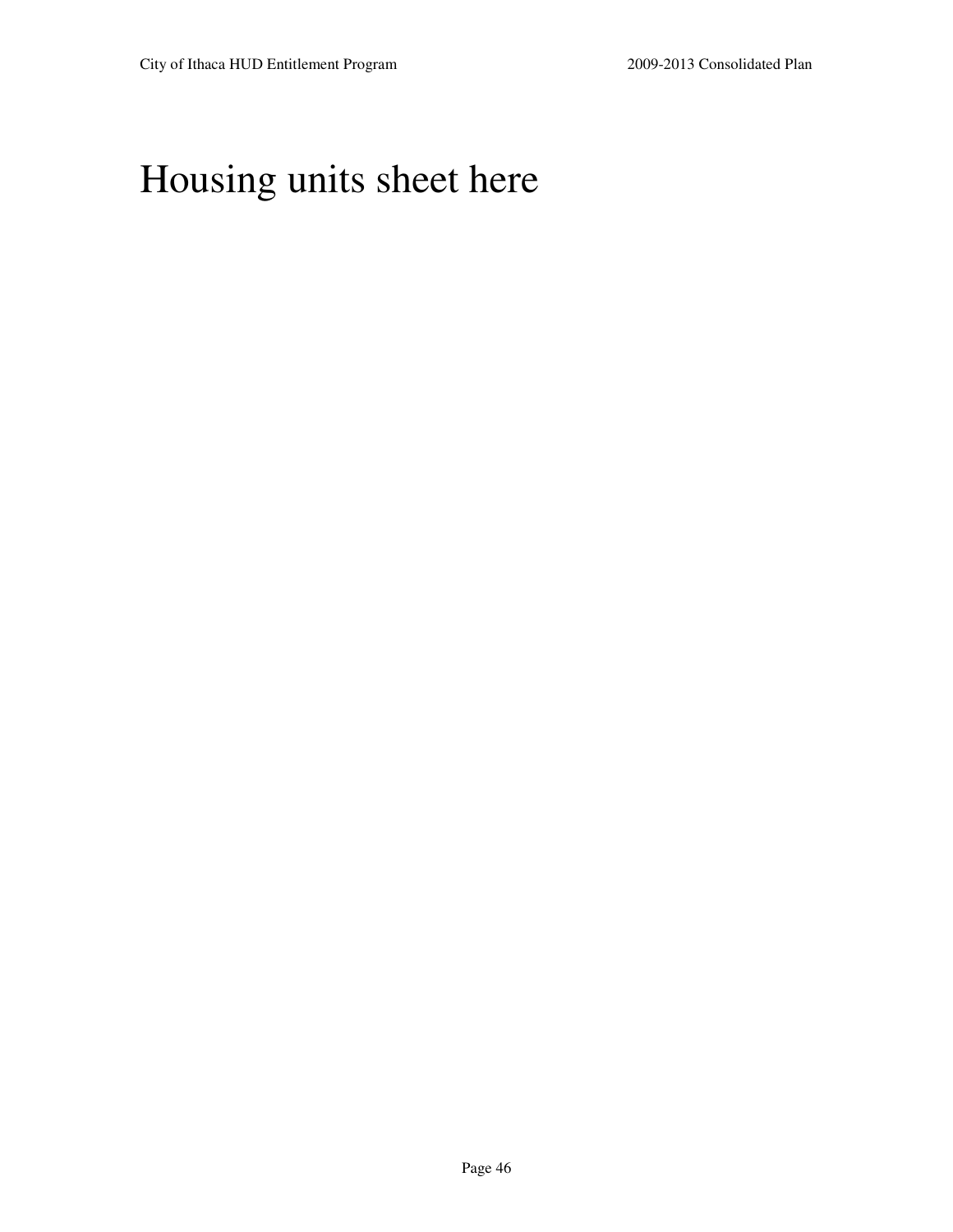# Housing units sheet here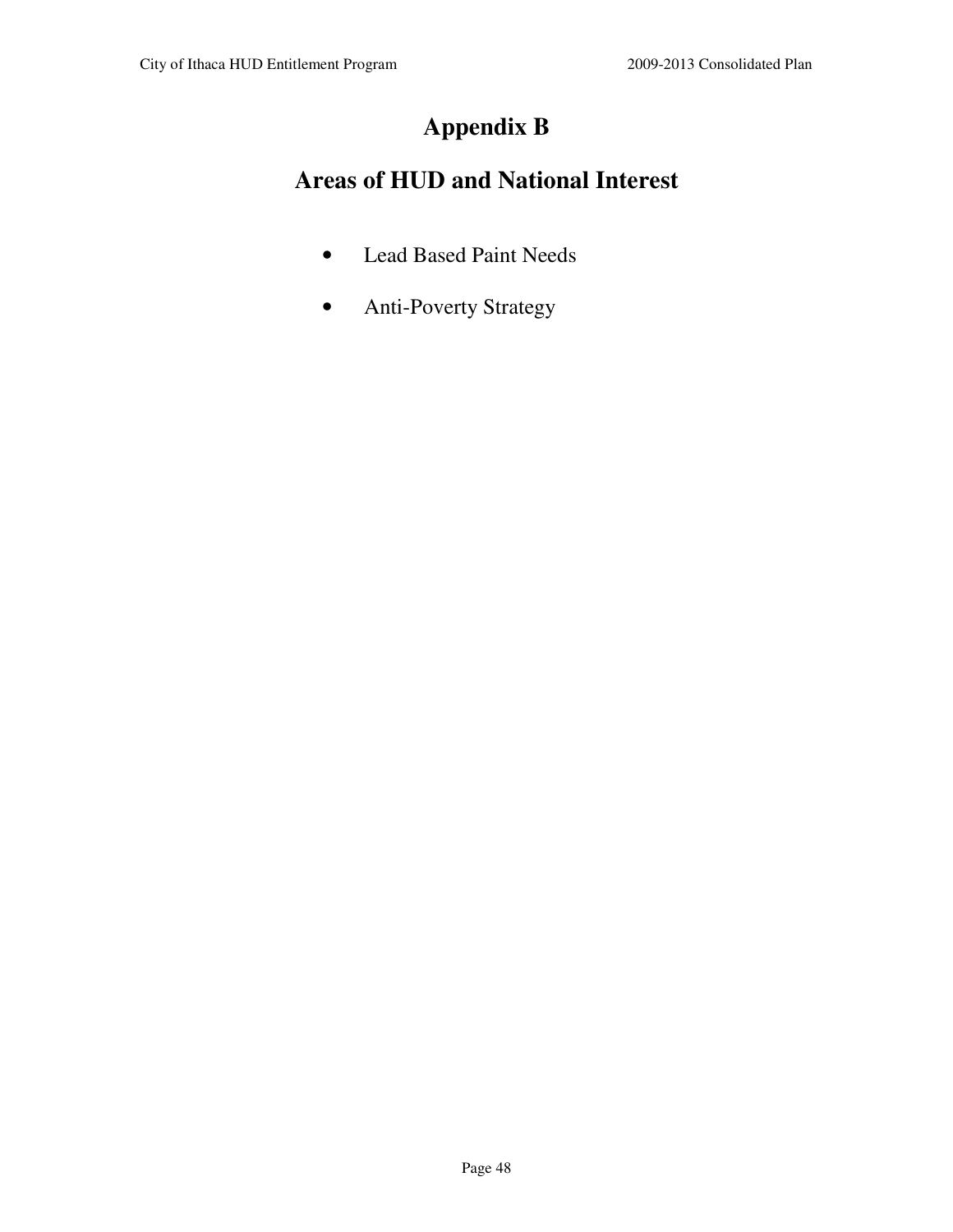# Appendix B

# Areas of HUD and National Interest

- Lead Based Paint Needs
- Anti-Poverty Strategy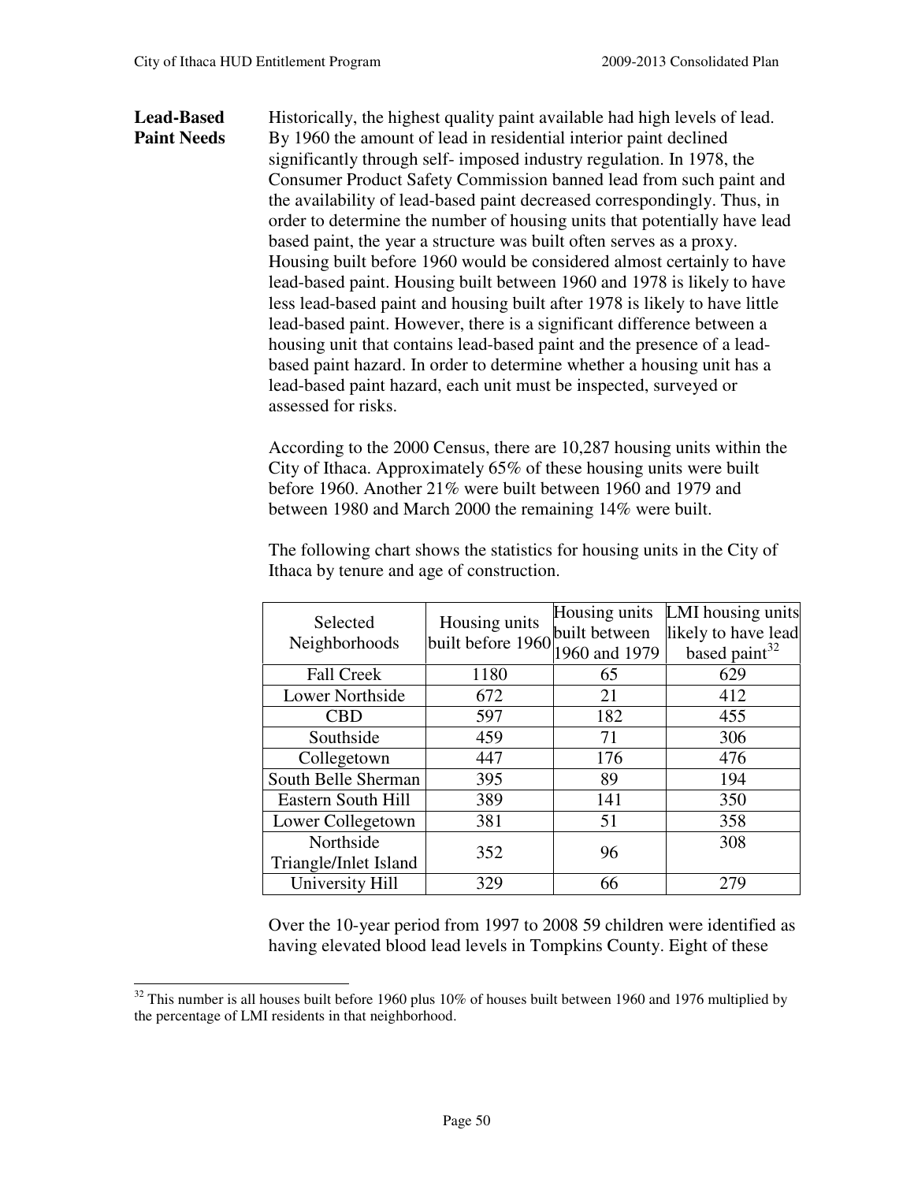**Lead-Based Paint Needs**

Historically, the highest quality paint available had high levels of lead. By 1960 the amount of lead in residential interior paint declined significantly through self- imposed industry regulation. In 1978, the Consumer Product Safety Commission banned lead from such paint and the availability of lead-based paint decreased correspondingly. Thus, in order to determine the number of housing units that potentially have lead based paint, the year a structure was built often serves as a proxy. Housing built before 1960 would be considered almost certainly to have lead-based paint. Housing built between 1960 and 1978 is likely to have less lead-based paint and housing built after 1978 is likely to have little lead-based paint. However, there is a significant difference between a housing unit that contains lead-based paint and the presence of a lead-based paint hazard. In order to determine whether a housing unit has a lead-based paint hazard, each unit must be inspected, surveyed or assessed for risks.

According to the 2000 Census, there are 10,287 housing units within the City of Ithaca. Approximately 65% of these housing units were built before 1960. Another 21% were built between 1960 and 1979 and between 1980 and March 2000 the remaining 14% were built.

The following chart shows the statistics for housing units in the City of Ithaca by tenure and age of construction.

| Selected Neighborhoods | Housing units built before 1960 | Housing units built between 1960 and 1979 | LMI housing units likely to have lead based paint[32] |
|---|---|---|---|
| Fall Creek | 1180 | 65 | 629 |
| Lower Northside | 672 | 21 | 412 |
| CBD | 597 | 182 | 455 |
| Southside | 459 | 71 | 306 |
| Collegetown | 447 | 176 | 476 |
| South Belle Sherman | 395 | 89 | 194 |
| Eastern South Hill | 389 | 141 | 350 |
| Lower Collegetown | 381 | 51 | 358 |
| Northside Triangle/Inlet Island | 352 | 96 | 308 |
| University Hill | 329 | 66 | 279 |

Over the 10-year period from 1997 to 2008 59 children were identified as having elevated blood lead levels in Tompkins County. Eight of these

[32] This number is all houses built before 1960 plus 10% of houses built between 1960 and 1976 multiplied by the percentage of LMI residents in that neighborhood.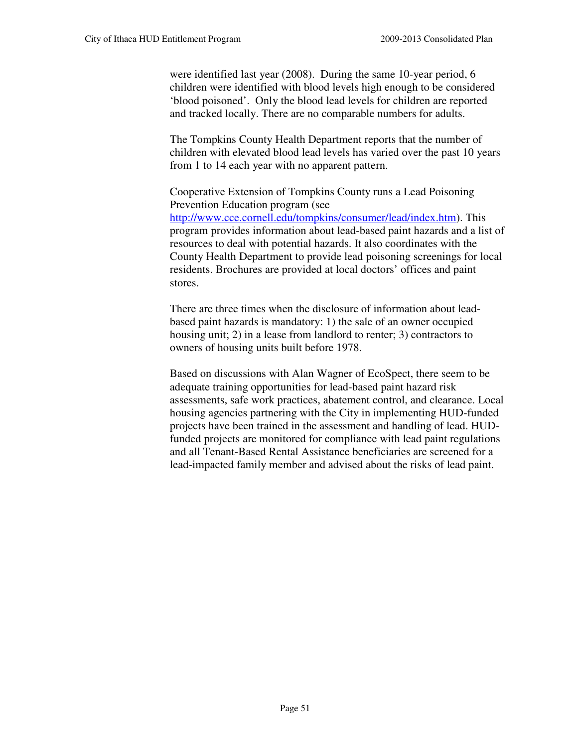were identified last year (2008). During the same 10-year period, 6 children were identified with blood levels high enough to be considered 'blood poisoned'. Only the blood lead levels for children are reported and tracked locally. There are no comparable numbers for adults.

The Tompkins County Health Department reports that the number of children with elevated blood lead levels has varied over the past 10 years from 1 to 14 each year with no apparent pattern.

Cooperative Extension of Tompkins County runs a Lead Poisoning Prevention Education program (see http://www.cce.cornell.edu/tompkins/consumer/lead/index.htm). This program provides information about lead-based paint hazards and a list of resources to deal with potential hazards. It also coordinates with the County Health Department to provide lead poisoning screenings for local residents. Brochures are provided at local doctors' offices and paint stores.

There are three times when the disclosure of information about lead-based paint hazards is mandatory: 1) the sale of an owner occupied housing unit; 2) in a lease from landlord to renter; 3) contractors to owners of housing units built before 1978.

Based on discussions with Alan Wagner of EcoSpect, there seem to be adequate training opportunities for lead-based paint hazard risk assessments, safe work practices, abatement control, and clearance. Local housing agencies partnering with the City in implementing HUD-funded projects have been trained in the assessment and handling of lead. HUD-funded projects are monitored for compliance with lead paint regulations and all Tenant-Based Rental Assistance beneficiaries are screened for a lead-impacted family member and advised about the risks of lead paint.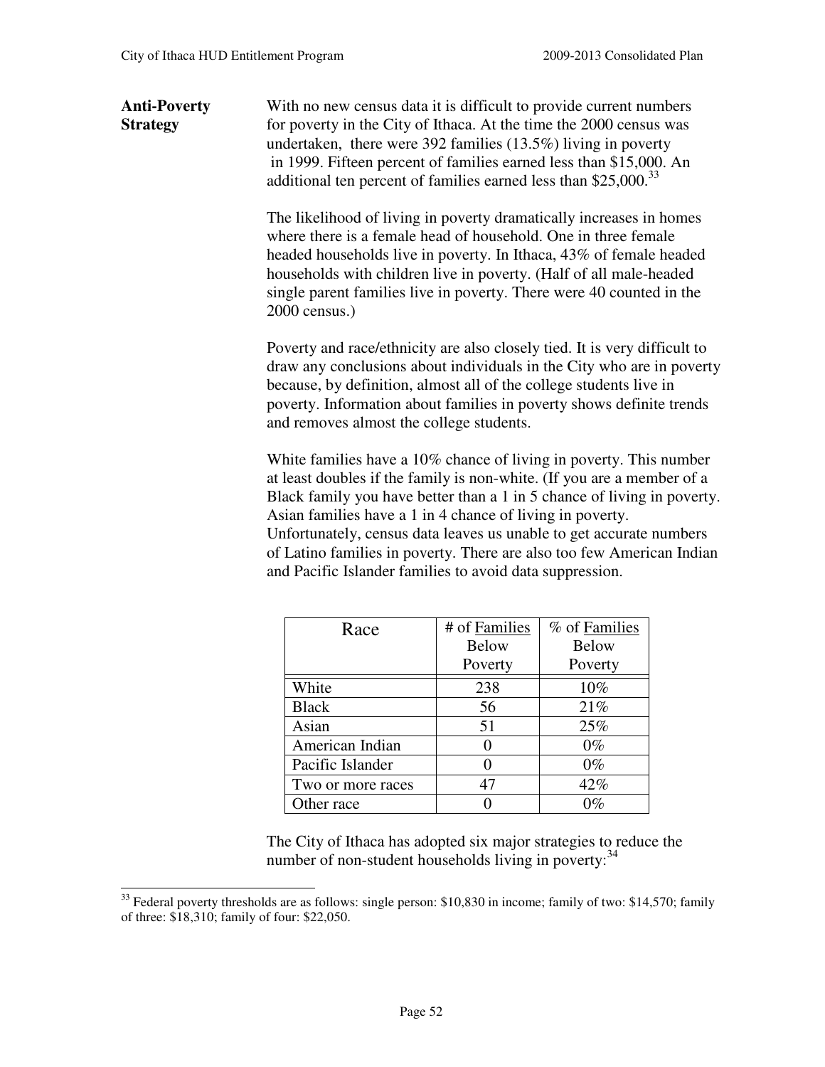**Anti-Poverty Strategy**

With no new census data it is difficult to provide current numbers for poverty in the City of Ithaca. At the time the 2000 census was undertaken, there were 392 families (13.5%) living in poverty in 1999. Fifteen percent of families earned less than $15,000. An additional ten percent of families earned less than $25,000.[33]

The likelihood of living in poverty dramatically increases in homes where there is a female head of household. One in three female headed households live in poverty. In Ithaca, 43% of female headed households with children live in poverty. (Half of all male-headed single parent families live in poverty. There were 40 counted in the 2000 census.)

Poverty and race/ethnicity are also closely tied. It is very difficult to draw any conclusions about individuals in the City who are in poverty because, by definition, almost all of the college students live in poverty. Information about families in poverty shows definite trends and removes almost the college students.

White families have a 10% chance of living in poverty. This number at least doubles if the family is non-white. (If you are a member of a Black family you have better than a 1 in 5 chance of living in poverty. Asian families have a 1 in 4 chance of living in poverty. Unfortunately, census data leaves us unable to get accurate numbers of Latino families in poverty. There are also too few American Indian and Pacific Islander families to avoid data suppression.

| Race | # of Families Below Poverty | % of Families Below Poverty |
|---|---|---|
| White | 238 | 10% |
| Black | 56 | 21% |
| Asian | 51 | 25% |
| American Indian | 0 | 0% |
| Pacific Islander | 0 | 0% |
| Two or more races | 47 | 42% |
| Other race | 0 | 0% |

The City of Ithaca has adopted six major strategies to reduce the number of non-student households living in poverty:[34]

[33] Federal poverty thresholds are as follows: single person: $10,830 in income; family of two: $14,570; family of three: $18,310; family of four: $22,050.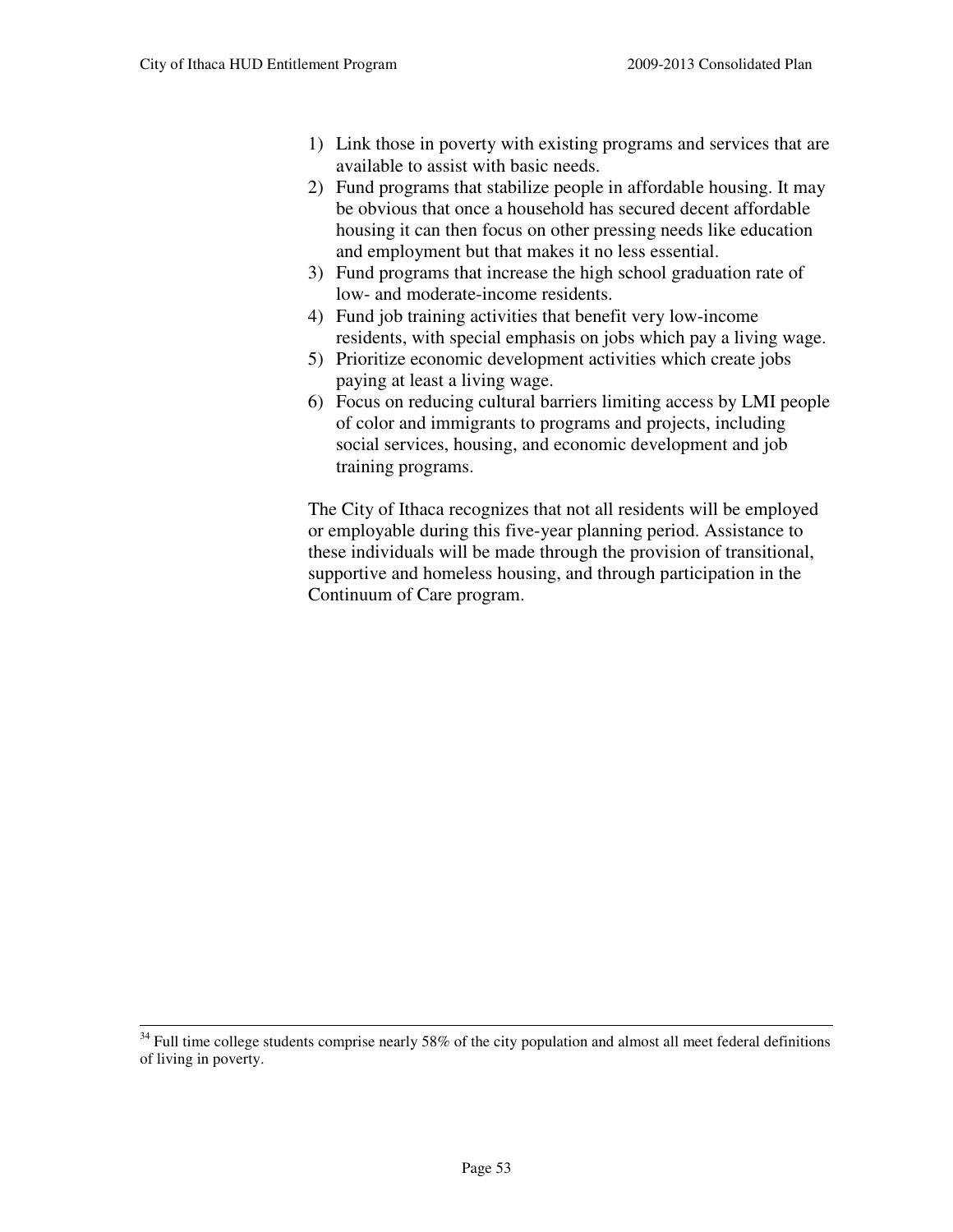1) Link those in poverty with existing programs and services that are available to assist with basic needs.
2) Fund programs that stabilize people in affordable housing. It may be obvious that once a household has secured decent affordable housing it can then focus on other pressing needs like education and employment but that makes it no less essential.
3) Fund programs that increase the high school graduation rate of low- and moderate-income residents.
4) Fund job training activities that benefit very low-income residents, with special emphasis on jobs which pay a living wage.
5) Prioritize economic development activities which create jobs paying at least a living wage.
6) Focus on reducing cultural barriers limiting access by LMI people of color and immigrants to programs and projects, including social services, housing, and economic development and job training programs.

The City of Ithaca recognizes that not all residents will be employed or employable during this five-year planning period. Assistance to these individuals will be made through the provision of transitional, supportive and homeless housing, and through participation in the Continuum of Care program.

---

[34] Full time college students comprise nearly 58% of the city population and almost all meet federal definitions of living in poverty.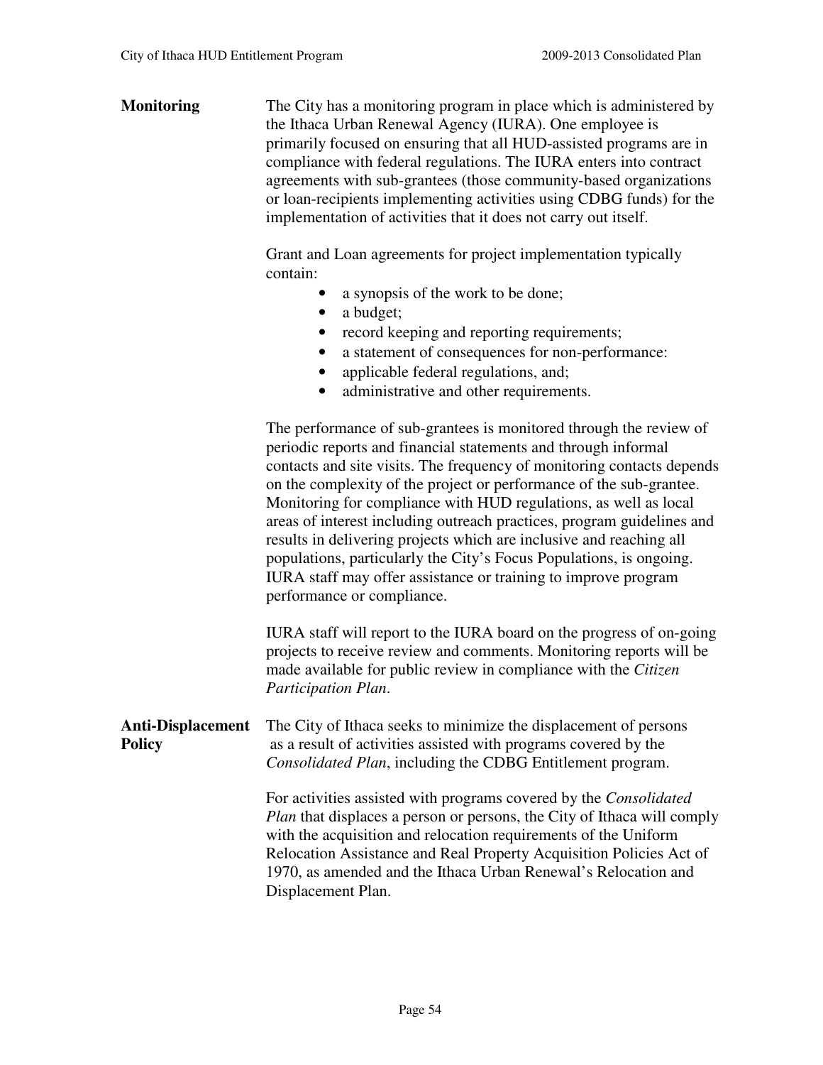**Monitoring**

The City has a monitoring program in place which is administered by the Ithaca Urban Renewal Agency (IURA). One employee is primarily focused on ensuring that all HUD-assisted programs are in compliance with federal regulations. The IURA enters into contract agreements with sub-grantees (those community-based organizations or loan-recipients implementing activities using CDBG funds) for the implementation of activities that it does not carry out itself.

Grant and Loan agreements for project implementation typically contain:

- a synopsis of the work to be done;
- a budget;
- record keeping and reporting requirements;
- a statement of consequences for non-performance:
- applicable federal regulations, and;
- administrative and other requirements.

The performance of sub-grantees is monitored through the review of periodic reports and financial statements and through informal contacts and site visits. The frequency of monitoring contacts depends on the complexity of the project or performance of the sub-grantee. Monitoring for compliance with HUD regulations, as well as local areas of interest including outreach practices, program guidelines and results in delivering projects which are inclusive and reaching all populations, particularly the City's Focus Populations, is ongoing. IURA staff may offer assistance or training to improve program performance or compliance.

IURA staff will report to the IURA board on the progress of on-going projects to receive review and comments. Monitoring reports will be made available for public review in compliance with the *Citizen Participation Plan*.

**Anti-Displacement Policy**

The City of Ithaca seeks to minimize the displacement of persons as a result of activities assisted with programs covered by the *Consolidated Plan*, including the CDBG Entitlement program.

For activities assisted with programs covered by the *Consolidated Plan* that displaces a person or persons, the City of Ithaca will comply with the acquisition and relocation requirements of the Uniform Relocation Assistance and Real Property Acquisition Policies Act of 1970, as amended and the Ithaca Urban Renewal's Relocation and Displacement Plan.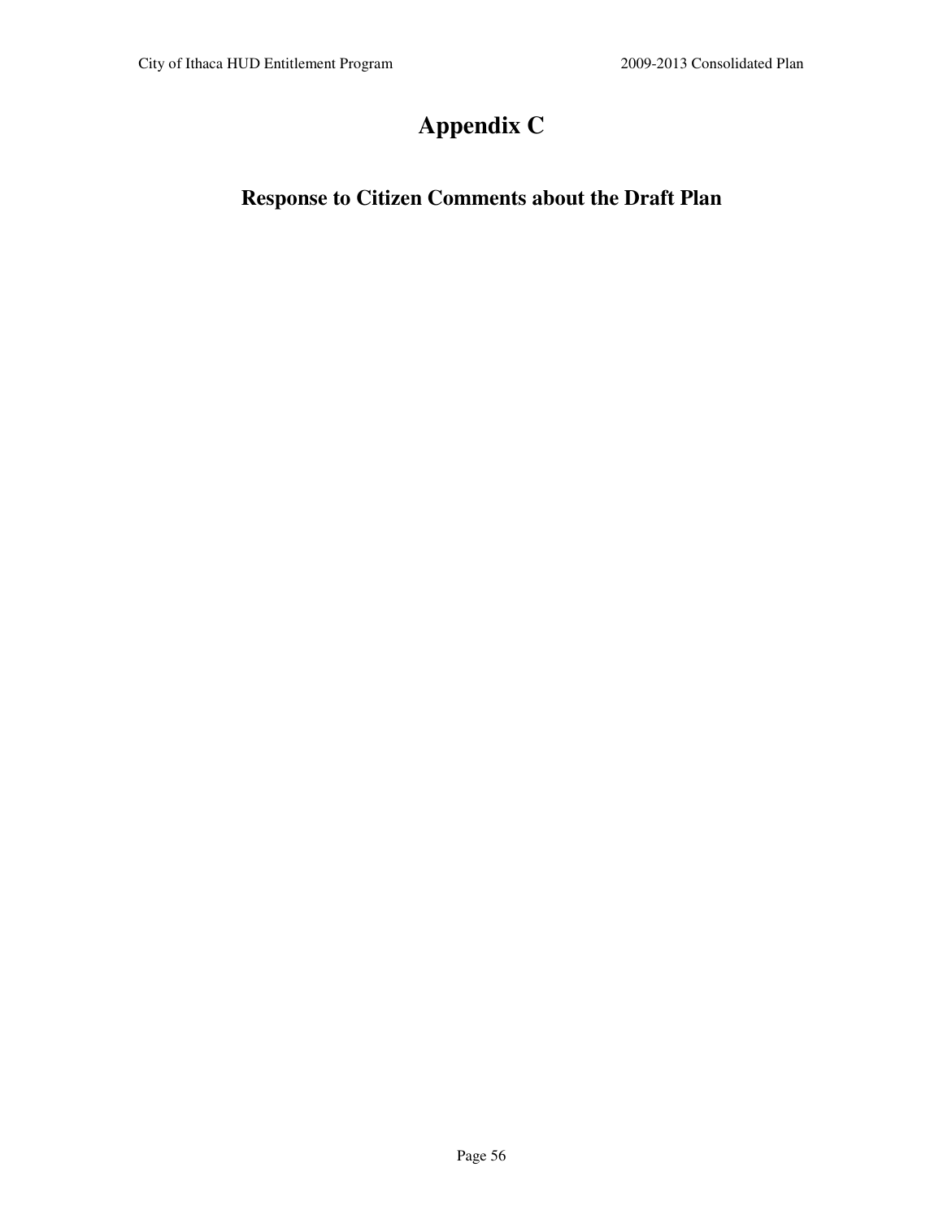# Appendix C

## Response to Citizen Comments about the Draft Plan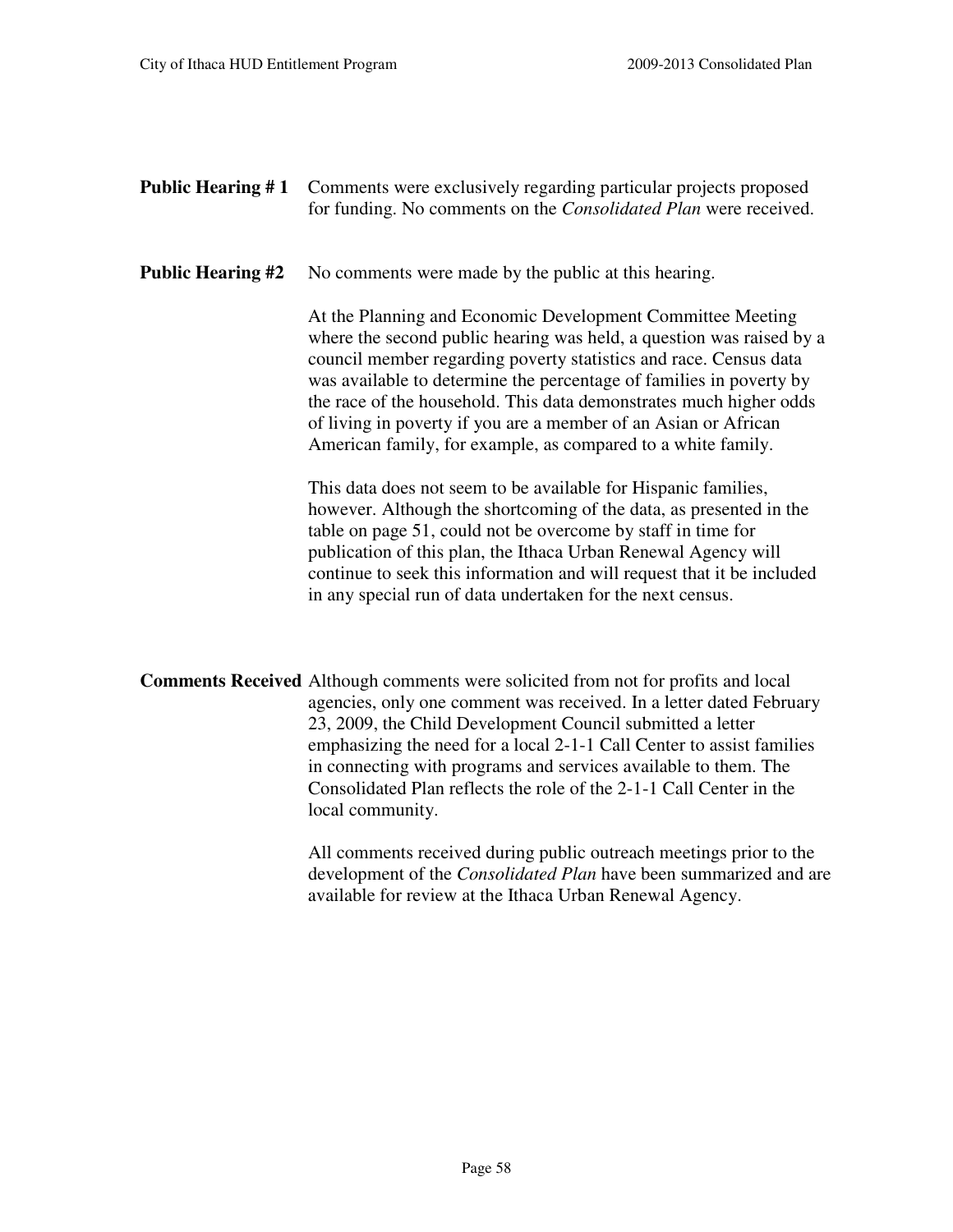**Public Hearing # 1** Comments were exclusively regarding particular projects proposed for funding. No comments on the *Consolidated Plan* were received.

**Public Hearing #2** No comments were made by the public at this hearing.

At the Planning and Economic Development Committee Meeting where the second public hearing was held, a question was raised by a council member regarding poverty statistics and race. Census data was available to determine the percentage of families in poverty by the race of the household. This data demonstrates much higher odds of living in poverty if you are a member of an Asian or African American family, for example, as compared to a white family.

This data does not seem to be available for Hispanic families, however. Although the shortcoming of the data, as presented in the table on page 51, could not be overcome by staff in time for publication of this plan, the Ithaca Urban Renewal Agency will continue to seek this information and will request that it be included in any special run of data undertaken for the next census.

**Comments Received** Although comments were solicited from not for profits and local agencies, only one comment was received. In a letter dated February 23, 2009, the Child Development Council submitted a letter emphasizing the need for a local 2-1-1 Call Center to assist families in connecting with programs and services available to them. The Consolidated Plan reflects the role of the 2-1-1 Call Center in the local community.

All comments received during public outreach meetings prior to the development of the *Consolidated Plan* have been summarized and are available for review at the Ithaca Urban Renewal Agency.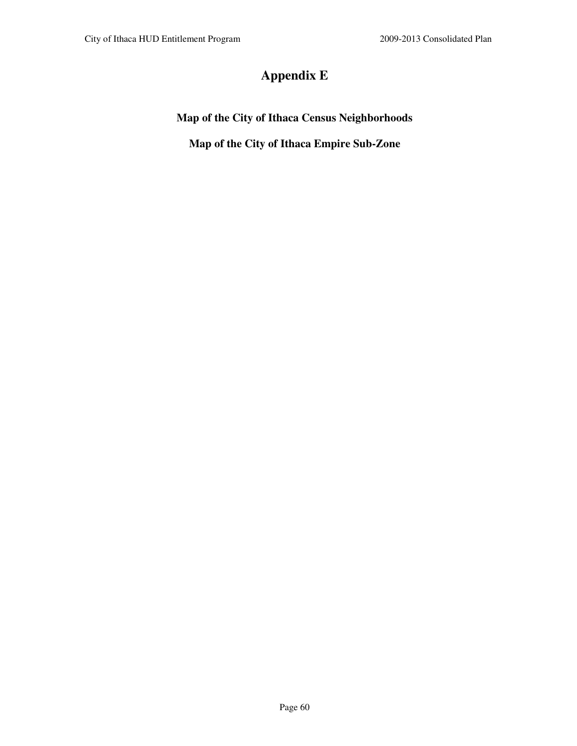# Appendix E

## Map of the City of Ithaca Census Neighborhoods

## Map of the City of Ithaca Empire Sub-Zone